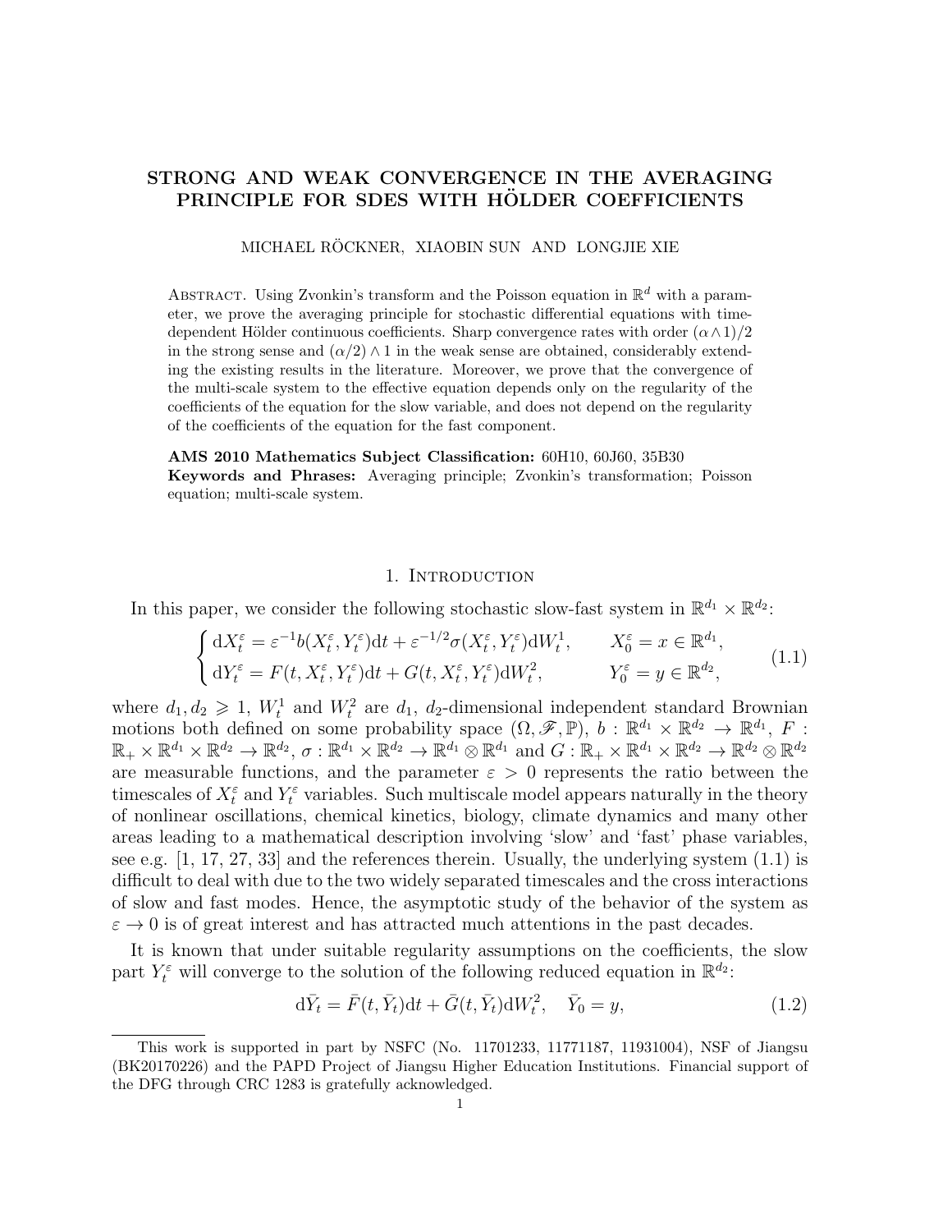# STRONG AND WEAK CONVERGENCE IN THE AVERAGING PRINCIPLE FOR SDES WITH HÖLDER COEFFICIENTS

MICHAEL RÖCKNER, XIAOBIN SUN AND LONGJIE XIE

ABSTRACT. Using Zvonkin's transform and the Poisson equation in $\mathbb{R}^d$ with a parameter, we prove the averaging principle for stochastic differential equations with time-dependent Hölder continuous coefficients. Sharp convergence rates with order $(\alpha \wedge 1)/2$ in the strong sense and $(\alpha/2) \wedge 1$ in the weak sense are obtained, considerably extending the existing results in the literature. Moreover, we prove that the convergence of the multi-scale system to the effective equation depends only on the regularity of the coefficients of the equation for the slow variable, and does not depend on the regularity of the coefficients of the equation for the fast component.

**AMS 2010 Mathematics Subject Classification:** 60H10, 60J60, 35B30
**Keywords and Phrases:** Averaging principle; Zvonkin's transformation; Poisson equation; multi-scale system.

## 1. Introduction

In this paper, we consider the following stochastic slow-fast system in $\mathbb{R}^{d_1} \times \mathbb{R}^{d_2}$:

$$
\begin{cases}
\mathrm{d}X_t^\varepsilon = \varepsilon^{-1} b(X_t^\varepsilon, Y_t^\varepsilon)\mathrm{d}t + \varepsilon^{-1/2}\sigma(X_t^\varepsilon, Y_t^\varepsilon)\mathrm{d}W_t^1, & X_0^\varepsilon = x \in \mathbb{R}^{d_1}, \\
\mathrm{d}Y_t^\varepsilon = F(t, X_t^\varepsilon, Y_t^\varepsilon)\mathrm{d}t + G(t, X_t^\varepsilon, Y_t^\varepsilon)\mathrm{d}W_t^2, & Y_0^\varepsilon = y \in \mathbb{R}^{d_2},
\end{cases}
\tag{1.1}
$$

where $d_1, d_2 \geqslant 1$, $W_t^1$ and $W_t^2$ are $d_1$, $d_2$-dimensional independent standard Brownian motions both defined on some probability space $(\Omega, \mathscr{F}, \mathbb{P})$, $b : \mathbb{R}^{d_1} \times \mathbb{R}^{d_2} \to \mathbb{R}^{d_1}$, $F : \mathbb{R}_+ \times \mathbb{R}^{d_1} \times \mathbb{R}^{d_2} \to \mathbb{R}^{d_2}$, $\sigma : \mathbb{R}^{d_1} \times \mathbb{R}^{d_2} \to \mathbb{R}^{d_1} \otimes \mathbb{R}^{d_1}$ and $G : \mathbb{R}_+ \times \mathbb{R}^{d_1} \times \mathbb{R}^{d_2} \to \mathbb{R}^{d_2} \otimes \mathbb{R}^{d_2}$ are measurable functions, and the parameter $\varepsilon > 0$ represents the ratio between the timescales of $X_t^\varepsilon$ and $Y_t^\varepsilon$ variables. Such multiscale model appears naturally in the theory of nonlinear oscillations, chemical kinetics, biology, climate dynamics and many other areas leading to a mathematical description involving 'slow' and 'fast' phase variables, see e.g. [1, 17, 27, 33] and the references therein. Usually, the underlying system (1.1) is difficult to deal with due to the two widely separated timescales and the cross interactions of slow and fast modes. Hence, the asymptotic study of the behavior of the system as $\varepsilon \to 0$ is of great interest and has attracted much attentions in the past decades.

It is known that under suitable regularity assumptions on the coefficients, the slow part $Y_t^\varepsilon$ will converge to the solution of the following reduced equation in $\mathbb{R}^{d_2}$:

$$
\mathrm{d}\bar{Y}_t = \bar{F}(t, \bar{Y}_t)\mathrm{d}t + \bar{G}(t, \bar{Y}_t)\mathrm{d}W_t^2, \quad \bar{Y}_0 = y,
\tag{1.2}
$$

---

This work is supported in part by NSFC (No. 11701233, 11771187, 11931004), NSF of Jiangsu (BK20170226) and the PAPD Project of Jiangsu Higher Education Institutions. Financial support of the DFG through CRC 1283 is gratefully acknowledged.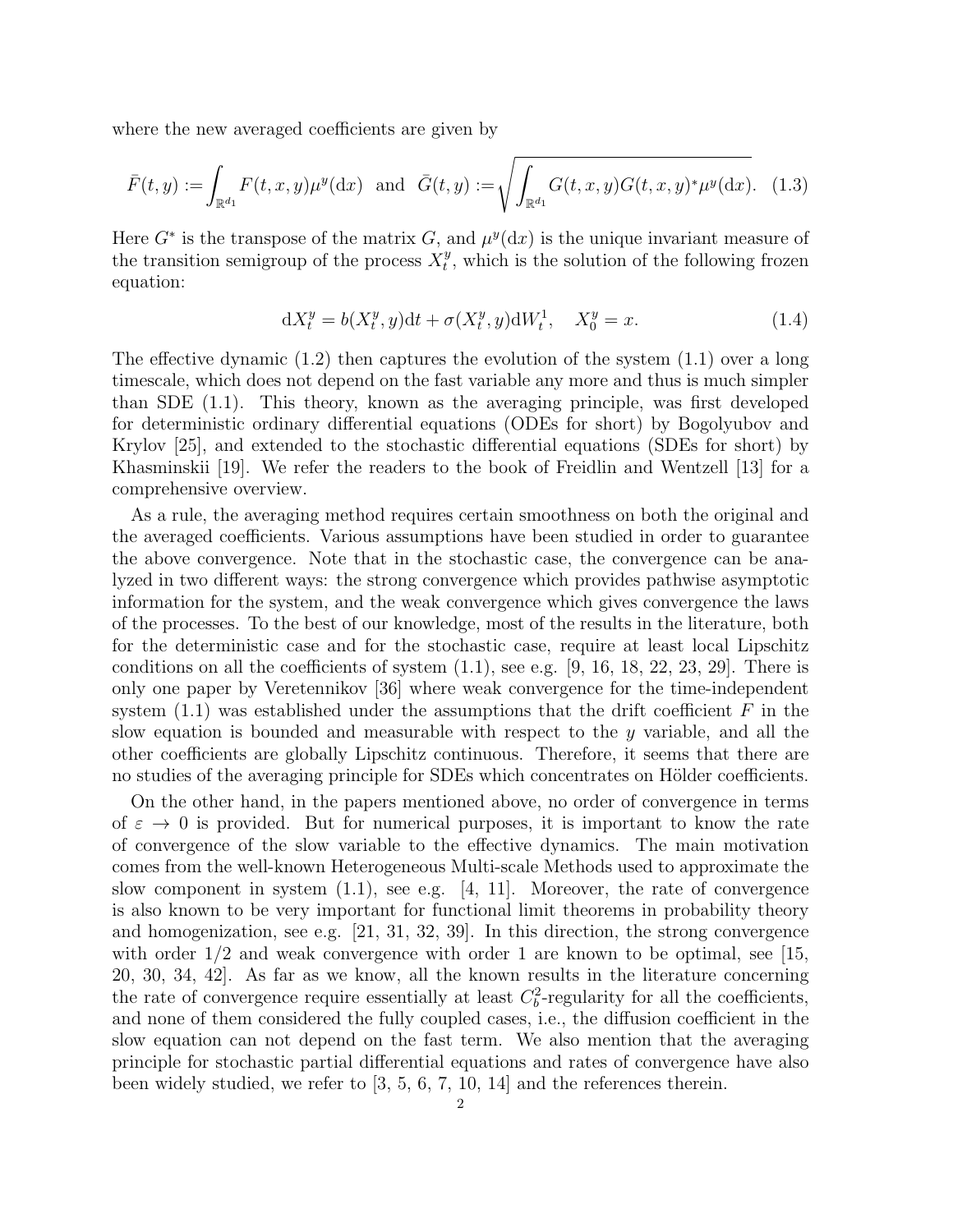where the new averaged coefficients are given by

$$\bar{F}(t,y) := \int_{\mathbb{R}^{d_1}} F(t,x,y)\mu^y(\mathrm{d}x) \quad \text{and} \quad \bar{G}(t,y) := \sqrt{\int_{\mathbb{R}^{d_1}} G(t,x,y)G(t,x,y)^* \mu^y(\mathrm{d}x)}. \quad (1.3)$$

Here $G^*$ is the transpose of the matrix $G$, and $\mu^y(\mathrm{d}x)$ is the unique invariant measure of the transition semigroup of the process $X_t^y$, which is the solution of the following frozen equation:

$$\mathrm{d}X_t^y = b(X_t^y, y)\mathrm{d}t + \sigma(X_t^y, y)\mathrm{d}W_t^1, \quad X_0^y = x. \quad (1.4)$$

The effective dynamic (1.2) then captures the evolution of the system (1.1) over a long timescale, which does not depend on the fast variable any more and thus is much simpler than SDE (1.1). This theory, known as the averaging principle, was first developed for deterministic ordinary differential equations (ODEs for short) by Bogolyubov and Krylov [25], and extended to the stochastic differential equations (SDEs for short) by Khasminskii [19]. We refer the readers to the book of Freidlin and Wentzell [13] for a comprehensive overview.

As a rule, the averaging method requires certain smoothness on both the original and the averaged coefficients. Various assumptions have been studied in order to guarantee the above convergence. Note that in the stochastic case, the convergence can be analyzed in two different ways: the strong convergence which provides pathwise asymptotic information for the system, and the weak convergence which gives convergence the laws of the processes. To the best of our knowledge, most of the results in the literature, both for the deterministic case and for the stochastic case, require at least local Lipschitz conditions on all the coefficients of system (1.1), see e.g. [9, 16, 18, 22, 23, 29]. There is only one paper by Veretennikov [36] where weak convergence for the time-independent system (1.1) was established under the assumptions that the drift coefficient $F$ in the slow equation is bounded and measurable with respect to the $y$ variable, and all the other coefficients are globally Lipschitz continuous. Therefore, it seems that there are no studies of the averaging principle for SDEs which concentrates on Hölder coefficients.

On the other hand, in the papers mentioned above, no order of convergence in terms of $\varepsilon \to 0$ is provided. But for numerical purposes, it is important to know the rate of convergence of the slow variable to the effective dynamics. The main motivation comes from the well-known Heterogeneous Multi-scale Methods used to approximate the slow component in system (1.1), see e.g. [4, 11]. Moreover, the rate of convergence is also known to be very important for functional limit theorems in probability theory and homogenization, see e.g. [21, 31, 32, 39]. In this direction, the strong convergence with order 1/2 and weak convergence with order 1 are known to be optimal, see [15, 20, 30, 34, 42]. As far as we know, all the known results in the literature concerning the rate of convergence require essentially at least $C_b^2$-regularity for all the coefficients, and none of them considered the fully coupled cases, i.e., the diffusion coefficient in the slow equation can not depend on the fast term. We also mention that the averaging principle for stochastic partial differential equations and rates of convergence have also been widely studied, we refer to [3, 5, 6, 7, 10, 14] and the references therein.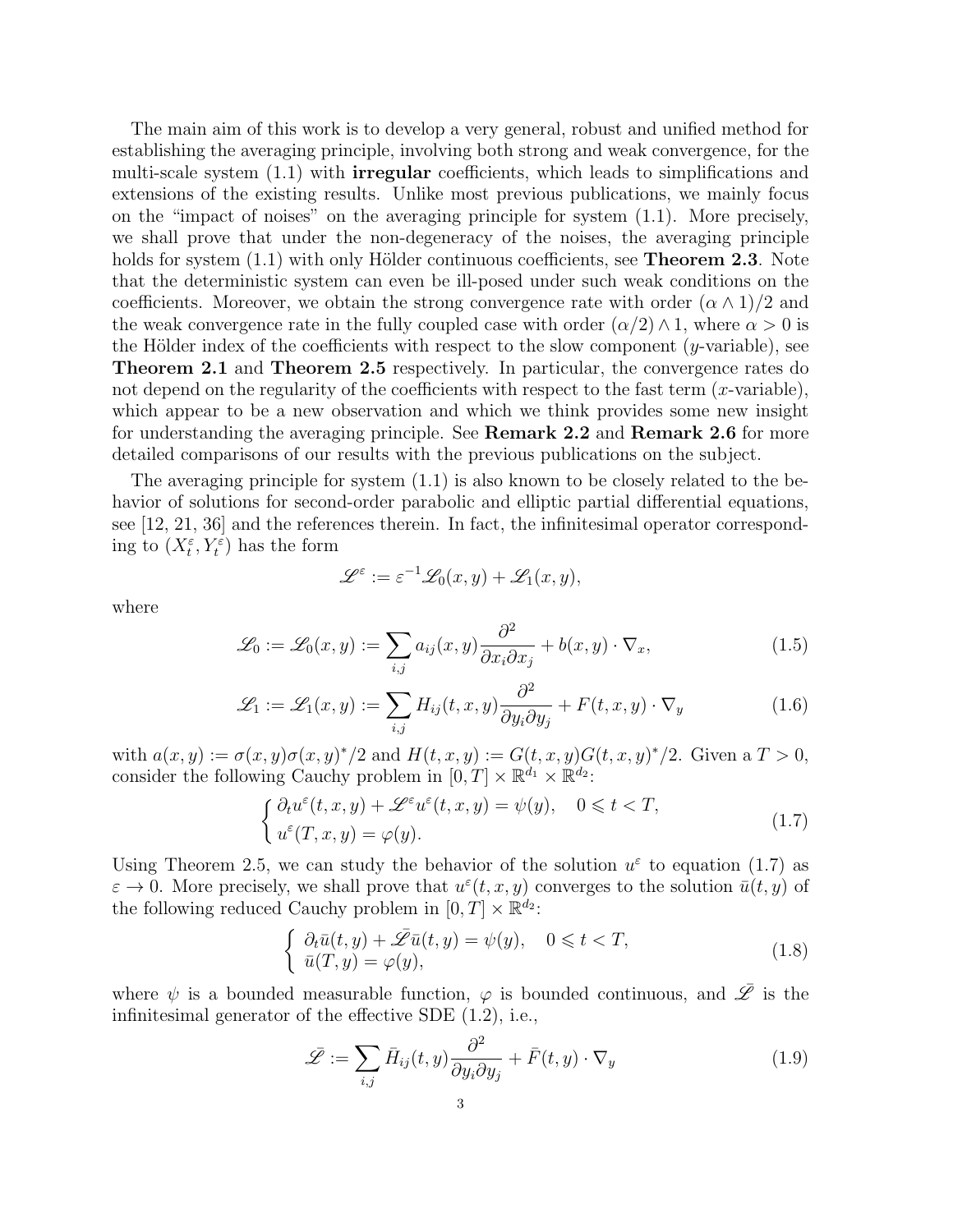The main aim of this work is to develop a very general, robust and unified method for establishing the averaging principle, involving both strong and weak convergence, for the multi-scale system (1.1) with **irregular** coefficients, which leads to simplifications and extensions of the existing results. Unlike most previous publications, we mainly focus on the "impact of noises" on the averaging principle for system (1.1). More precisely, we shall prove that under the non-degeneracy of the noises, the averaging principle holds for system (1.1) with only Hölder continuous coefficients, see **Theorem 2.3**. Note that the deterministic system can even be ill-posed under such weak conditions on the coefficients. Moreover, we obtain the strong convergence rate with order $(\alpha \wedge 1)/2$ and the weak convergence rate in the fully coupled case with order $(\alpha/2) \wedge 1$, where $\alpha > 0$ is the Hölder index of the coefficients with respect to the slow component ($y$-variable), see **Theorem 2.1** and **Theorem 2.5** respectively. In particular, the convergence rates do not depend on the regularity of the coefficients with respect to the fast term ($x$-variable), which appear to be a new observation and which we think provides some new insight for understanding the averaging principle. See **Remark 2.2** and **Remark 2.6** for more detailed comparisons of our results with the previous publications on the subject.

The averaging principle for system (1.1) is also known to be closely related to the behavior of solutions for second-order parabolic and elliptic partial differential equations, see [12, 21, 36] and the references therein. In fact, the infinitesimal operator corresponding to $(X_t^\varepsilon, Y_t^\varepsilon)$ has the form

$$\mathscr{L}^\varepsilon := \varepsilon^{-1}\mathscr{L}_0(x,y) + \mathscr{L}_1(x,y),$$

where

$$\mathscr{L}_0 := \mathscr{L}_0(x,y) := \sum_{i,j} a_{ij}(x,y)\frac{\partial^2}{\partial x_i \partial x_j} + b(x,y)\cdot\nabla_x, \tag{1.5}$$

$$\mathscr{L}_1 := \mathscr{L}_1(x,y) := \sum_{i,j} H_{ij}(t,x,y)\frac{\partial^2}{\partial y_i \partial y_j} + F(t,x,y)\cdot\nabla_y \tag{1.6}$$

with $a(x,y) := \sigma(x,y)\sigma(x,y)^*/2$ and $H(t,x,y) := G(t,x,y)G(t,x,y)^*/2$. Given a $T > 0$, consider the following Cauchy problem in $[0,T]\times\mathbb{R}^{d_1}\times\mathbb{R}^{d_2}$:

$$\begin{cases} \partial_t u^\varepsilon(t,x,y) + \mathscr{L}^\varepsilon u^\varepsilon(t,x,y) = \psi(y), \quad 0 \leqslant t < T, \\ u^\varepsilon(T,x,y) = \varphi(y). \end{cases} \tag{1.7}$$

Using Theorem 2.5, we can study the behavior of the solution $u^\varepsilon$ to equation (1.7) as $\varepsilon \to 0$. More precisely, we shall prove that $u^\varepsilon(t,x,y)$ converges to the solution $\bar{u}(t,y)$ of the following reduced Cauchy problem in $[0,T]\times\mathbb{R}^{d_2}$:

$$\begin{cases} \partial_t \bar{u}(t,y) + \bar{\mathscr{L}}\bar{u}(t,y) = \psi(y), \quad 0 \leqslant t < T, \\ \bar{u}(T,y) = \varphi(y), \end{cases} \tag{1.8}$$

where $\psi$ is a bounded measurable function, $\varphi$ is bounded continuous, and $\bar{\mathscr{L}}$ is the infinitesimal generator of the effective SDE (1.2), i.e.,

$$\bar{\mathscr{L}} := \sum_{i,j} \bar{H}_{ij}(t,y)\frac{\partial^2}{\partial y_i \partial y_j} + \bar{F}(t,y)\cdot\nabla_y \tag{1.9}$$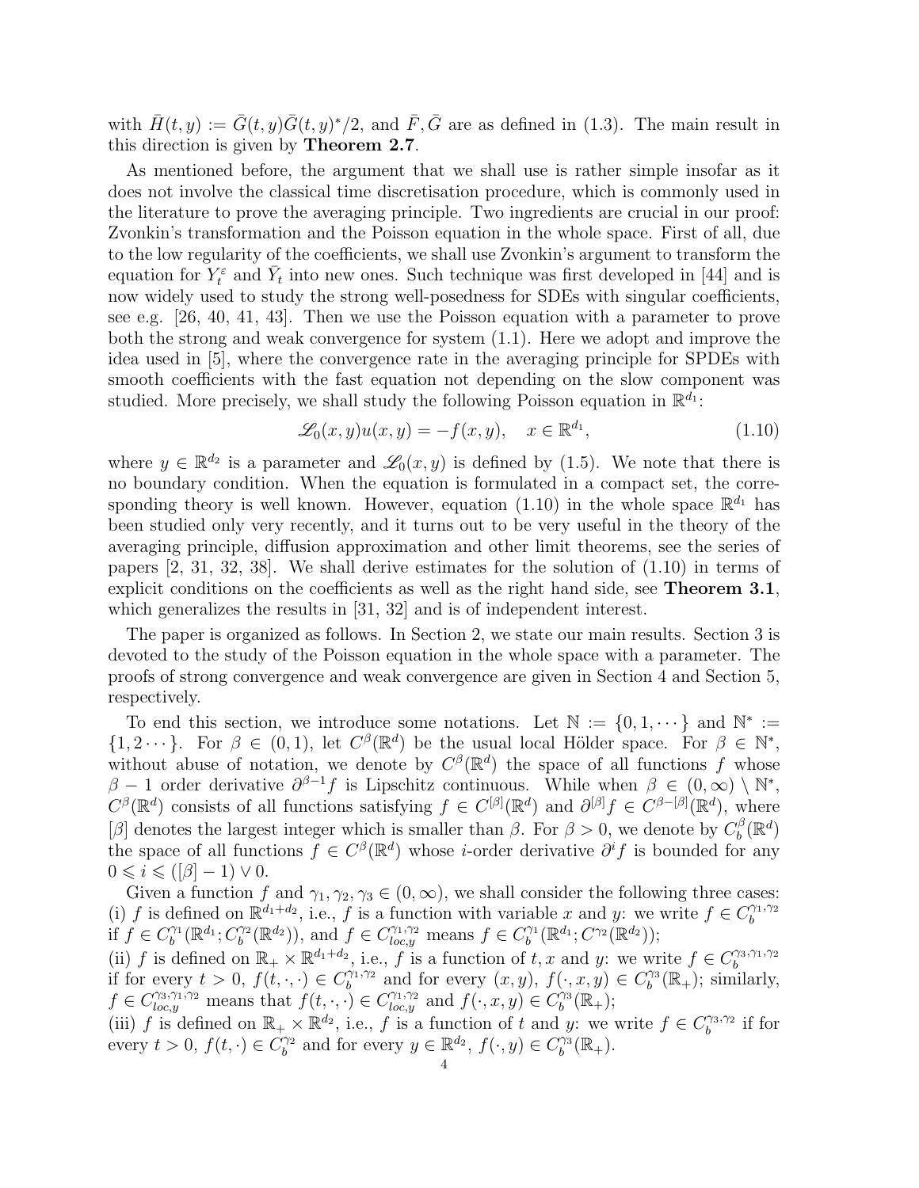with $\bar{H}(t,y) := \bar{G}(t,y)\bar{G}(t,y)^*/2$, and $\bar{F}, \bar{G}$ are as defined in (1.3). The main result in this direction is given by **Theorem 2.7**.

As mentioned before, the argument that we shall use is rather simple insofar as it does not involve the classical time discretisation procedure, which is commonly used in the literature to prove the averaging principle. Two ingredients are crucial in our proof: Zvonkin's transformation and the Poisson equation in the whole space. First of all, due to the low regularity of the coefficients, we shall use Zvonkin's argument to transform the equation for $Y_t^\varepsilon$ and $\bar{Y}_t$ into new ones. Such technique was first developed in [44] and is now widely used to study the strong well-posedness for SDEs with singular coefficients, see e.g. [26, 40, 41, 43]. Then we use the Poisson equation with a parameter to prove both the strong and weak convergence for system (1.1). Here we adopt and improve the idea used in [5], where the convergence rate in the averaging principle for SPDEs with smooth coefficients with the fast equation not depending on the slow component was studied. More precisely, we shall study the following Poisson equation in $\mathbb{R}^{d_1}$:

$$\mathscr{L}_0(x,y)u(x,y) = -f(x,y), \quad x \in \mathbb{R}^{d_1}, \tag{1.10}$$

where $y \in \mathbb{R}^{d_2}$ is a parameter and $\mathscr{L}_0(x,y)$ is defined by (1.5). We note that there is no boundary condition. When the equation is formulated in a compact set, the corresponding theory is well known. However, equation (1.10) in the whole space $\mathbb{R}^{d_1}$ has been studied only very recently, and it turns out to be very useful in the theory of the averaging principle, diffusion approximation and other limit theorems, see the series of papers [2, 31, 32, 38]. We shall derive estimates for the solution of (1.10) in terms of explicit conditions on the coefficients as well as the right hand side, see **Theorem 3.1**, which generalizes the results in [31, 32] and is of independent interest.

The paper is organized as follows. In Section 2, we state our main results. Section 3 is devoted to the study of the Poisson equation in the whole space with a parameter. The proofs of strong convergence and weak convergence are given in Section 4 and Section 5, respectively.

To end this section, we introduce some notations. Let $\mathbb{N} := \{0, 1, \cdots\}$ and $\mathbb{N}^* := \{1, 2\cdots\}$. For $\beta \in (0,1)$, let $C^\beta(\mathbb{R}^d)$ be the usual local Hölder space. For $\beta \in \mathbb{N}^*$, without abuse of notation, we denote by $C^\beta(\mathbb{R}^d)$ the space of all functions $f$ whose $\beta - 1$ order derivative $\partial^{\beta-1} f$ is Lipschitz continuous. While when $\beta \in (0,\infty) \setminus \mathbb{N}^*$, $C^\beta(\mathbb{R}^d)$ consists of all functions satisfying $f \in C^{[\beta]}(\mathbb{R}^d)$ and $\partial^{[\beta]} f \in C^{\beta-[\beta]}(\mathbb{R}^d)$, where $[\beta]$ denotes the largest integer which is smaller than $\beta$. For $\beta > 0$, we denote by $C_b^\beta(\mathbb{R}^d)$ the space of all functions $f \in C^\beta(\mathbb{R}^d)$ whose $i$-order derivative $\partial^i f$ is bounded for any $0 \leqslant i \leqslant ([\beta] - 1) \vee 0$.

Given a function $f$ and $\gamma_1, \gamma_2, \gamma_3 \in (0,\infty)$, we shall consider the following three cases:
(i) $f$ is defined on $\mathbb{R}^{d_1+d_2}$, i.e., $f$ is a function with variable $x$ and $y$: we write $f \in C_b^{\gamma_1,\gamma_2}$ if $f \in C_b^{\gamma_1}(\mathbb{R}^{d_1}; C_b^{\gamma_2}(\mathbb{R}^{d_2}))$, and $f \in C_{loc,y}^{\gamma_1,\gamma_2}$ means $f \in C_b^{\gamma_1}(\mathbb{R}^{d_1}; C^{\gamma_2}(\mathbb{R}^{d_2}))$;
(ii) $f$ is defined on $\mathbb{R}_+ \times \mathbb{R}^{d_1+d_2}$, i.e., $f$ is a function of $t, x$ and $y$: we write $f \in C_b^{\gamma_3,\gamma_1,\gamma_2}$ if for every $t > 0$, $f(t,\cdot,\cdot) \in C_b^{\gamma_1,\gamma_2}$ and for every $(x,y)$, $f(\cdot,x,y) \in C_b^{\gamma_3}(\mathbb{R}_+)$; similarly, $f \in C_{loc,y}^{\gamma_3,\gamma_1,\gamma_2}$ means that $f(t,\cdot,\cdot) \in C_{loc,y}^{\gamma_1,\gamma_2}$ and $f(\cdot,x,y) \in C_b^{\gamma_3}(\mathbb{R}_+)$;
(iii) $f$ is defined on $\mathbb{R}_+ \times \mathbb{R}^{d_2}$, i.e., $f$ is a function of $t$ and $y$: we write $f \in C_b^{\gamma_3,\gamma_2}$ if for every $t > 0$, $f(t,\cdot) \in C_b^{\gamma_2}$ and for every $y \in \mathbb{R}^{d_2}$, $f(\cdot,y) \in C_b^{\gamma_3}(\mathbb{R}_+)$.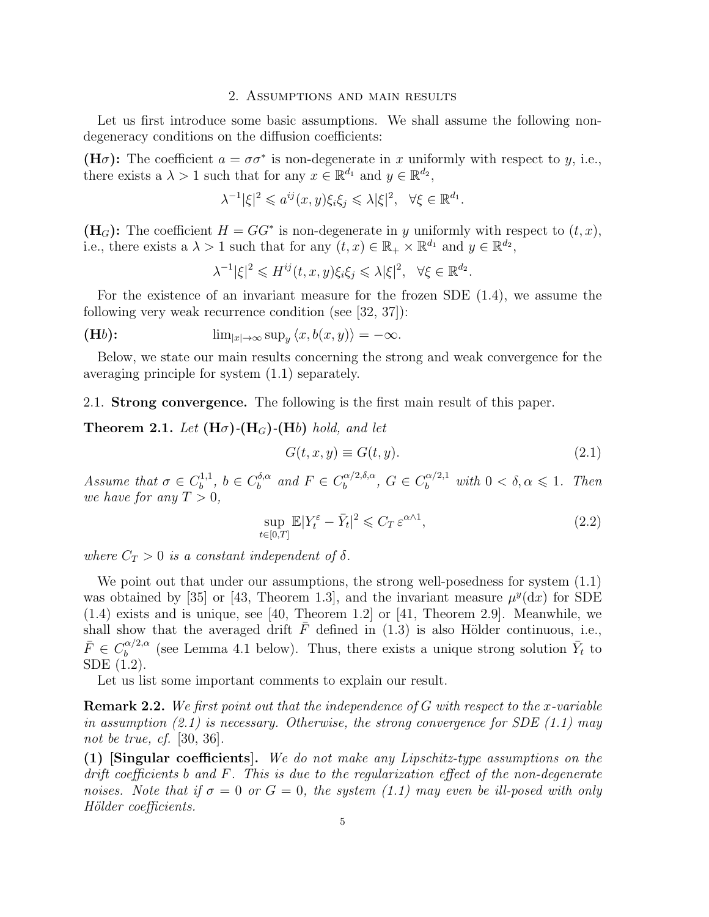## 2. Assumptions and main results

Let us first introduce some basic assumptions. We shall assume the following non-degeneracy conditions on the diffusion coefficients:

**(H$\sigma$):** The coefficient $a = \sigma\sigma^*$ is non-degenerate in $x$ uniformly with respect to $y$, i.e., there exists a $\lambda > 1$ such that for any $x \in \mathbb{R}^{d_1}$ and $y \in \mathbb{R}^{d_2}$,

$$\lambda^{-1}|\xi|^2 \leqslant a^{ij}(x,y)\xi_i\xi_j \leqslant \lambda|\xi|^2, \quad \forall \xi \in \mathbb{R}^{d_1}.$$

**(H$_G$):** The coefficient $H = GG^*$ is non-degenerate in $y$ uniformly with respect to $(t,x)$, i.e., there exists a $\lambda > 1$ such that for any $(t,x) \in \mathbb{R}_+ \times \mathbb{R}^{d_1}$ and $y \in \mathbb{R}^{d_2}$,

$$\lambda^{-1}|\xi|^2 \leqslant H^{ij}(t,x,y)\xi_i\xi_j \leqslant \lambda|\xi|^2, \quad \forall \xi \in \mathbb{R}^{d_2}.$$

For the existence of an invariant measure for the frozen SDE (1.4), we assume the following very weak recurrence condition (see [32, 37]):

**(H$b$):** $\qquad \lim_{|x|\to\infty} \sup_y \langle x, b(x,y)\rangle = -\infty.$

Below, we state our main results concerning the strong and weak convergence for the averaging principle for system (1.1) separately.

### 2.1. Strong convergence.

The following is the first main result of this paper.

**Theorem 2.1.** *Let* **(H$\sigma$)**-**(H$_G$)**-**(H$b$)** *hold, and let*

$$G(t,x,y) \equiv G(t,y). \tag{2.1}$$

*Assume that $\sigma \in C_b^{1,1}$, $b \in C_b^{\delta,\alpha}$ and $F \in C_b^{\alpha/2,\delta,\alpha}$, $G \in C_b^{\alpha/2,1}$ with $0 < \delta, \alpha \leqslant 1$. Then we have for any $T > 0$,*

$$\sup_{t\in[0,T]} \mathbb{E}|Y_t^\varepsilon - \bar{Y}_t|^2 \leqslant C_T\, \varepsilon^{\alpha\wedge 1}, \tag{2.2}$$

*where $C_T > 0$ is a constant independent of $\delta$.*

We point out that under our assumptions, the strong well-posedness for system (1.1) was obtained by [35] or [43, Theorem 1.3], and the invariant measure $\mu^y(\mathrm{d}x)$ for SDE (1.4) exists and is unique, see [40, Theorem 1.2] or [41, Theorem 2.9]. Meanwhile, we shall show that the averaged drift $\bar{F}$ defined in (1.3) is also Hölder continuous, i.e., $\bar{F} \in C_b^{\alpha/2,\alpha}$ (see Lemma 4.1 below). Thus, there exists a unique strong solution $\bar{Y}_t$ to SDE (1.2).

Let us list some important comments to explain our result.

**Remark 2.2.** *We first point out that the independence of $G$ with respect to the $x$-variable in assumption (2.1) is necessary. Otherwise, the strong convergence for SDE (1.1) may not be true, cf.* [30, 36].

**(1) [Singular coefficients].** *We do not make any Lipschitz-type assumptions on the drift coefficients $b$ and $F$. This is due to the regularization effect of the non-degenerate noises. Note that if $\sigma = 0$ or $G = 0$, the system (1.1) may even be ill-posed with only Hölder coefficients.*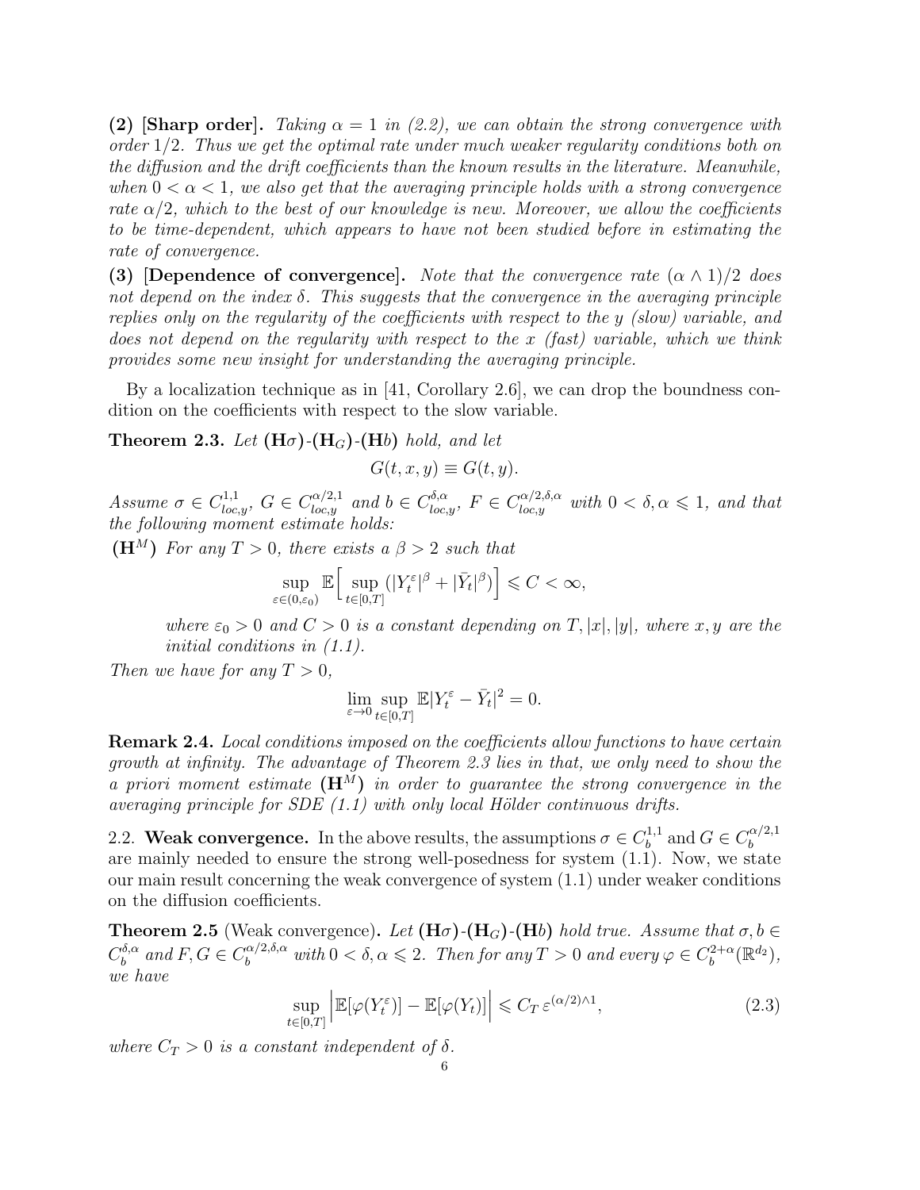**(2) [Sharp order].** *Taking $\alpha = 1$ in (2.2), we can obtain the strong convergence with order $1/2$. Thus we get the optimal rate under much weaker regularity conditions both on the diffusion and the drift coefficients than the known results in the literature. Meanwhile, when $0 < \alpha < 1$, we also get that the averaging principle holds with a strong convergence rate $\alpha/2$, which to the best of our knowledge is new. Moreover, we allow the coefficients to be time-dependent, which appears to have not been studied before in estimating the rate of convergence.*

**(3) [Dependence of convergence].** *Note that the convergence rate $(\alpha \wedge 1)/2$ does not depend on the index $\delta$. This suggests that the convergence in the averaging principle replies only on the regularity of the coefficients with respect to the $y$ (slow) variable, and does not depend on the regularity with respect to the $x$ (fast) variable, which we think provides some new insight for understanding the averaging principle.*

By a localization technique as in [41, Corollary 2.6], we can drop the boundness condition on the coefficients with respect to the slow variable.

**Theorem 2.3.** *Let* **(H$\sigma$)**-**(H$_G$)**-**(H$b$)** *hold, and let*

$$G(t, x, y) \equiv G(t, y).$$

*Assume $\sigma \in C^{1,1}_{loc,y}$, $G \in C^{\alpha/2,1}_{loc,y}$ and $b \in C^{\delta,\alpha}_{loc,y}$, $F \in C^{\alpha/2,\delta,\alpha}_{loc,y}$ with $0 < \delta, \alpha \leqslant 1$, and that the following moment estimate holds:*

**(H$^M$)** *For any $T > 0$, there exists a $\beta > 2$ such that*

$$\sup_{\varepsilon \in (0,\varepsilon_0)} \mathbb{E}\Big[\sup_{t\in[0,T]} (|Y^\varepsilon_t|^\beta + |\bar{Y}_t|^\beta)\Big] \leqslant C < \infty,$$

*where $\varepsilon_0 > 0$ and $C > 0$ is a constant depending on $T, |x|, |y|$, where $x, y$ are the initial conditions in (1.1).*

*Then we have for any $T > 0$,*

$$\lim_{\varepsilon\to 0} \sup_{t\in[0,T]} \mathbb{E}|Y^\varepsilon_t - \bar{Y}_t|^2 = 0.$$

**Remark 2.4.** *Local conditions imposed on the coefficients allow functions to have certain growth at infinity. The advantage of Theorem 2.3 lies in that, we only need to show the a priori moment estimate* **(H$^M$)** *in order to guarantee the strong convergence in the averaging principle for SDE (1.1) with only local Hölder continuous drifts.*

2.2. **Weak convergence.** In the above results, the assumptions $\sigma \in C^{1,1}_b$ and $G \in C^{\alpha/2,1}_b$ are mainly needed to ensure the strong well-posedness for system (1.1). Now, we state our main result concerning the weak convergence of system (1.1) under weaker conditions on the diffusion coefficients.

**Theorem 2.5** (Weak convergence)**.** *Let* **(H$\sigma$)**-**(H$_G$)**-**(H$b$)** *hold true. Assume that $\sigma, b \in C^{\delta,\alpha}_b$ and $F, G \in C^{\alpha/2,\delta,\alpha}_b$ with $0 < \delta, \alpha \leqslant 2$. Then for any $T > 0$ and every $\varphi \in C^{2+\alpha}_b(\mathbb{R}^{d_2})$, we have*

$$\sup_{t\in[0,T]} \Big|\mathbb{E}[\varphi(Y^\varepsilon_t)] - \mathbb{E}[\varphi(Y_t)]\Big| \leqslant C_T\, \varepsilon^{(\alpha/2)\wedge 1}, \tag{2.3}$$

*where $C_T > 0$ is a constant independent of $\delta$.*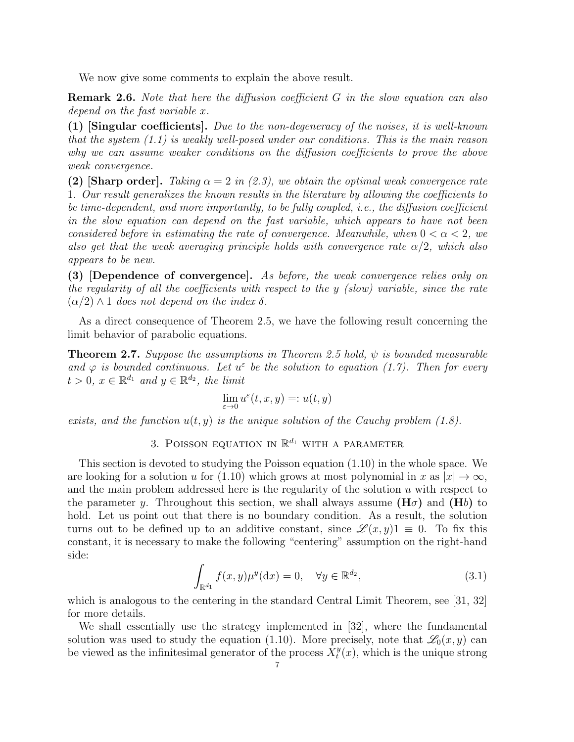We now give some comments to explain the above result.

**Remark 2.6.** *Note that here the diffusion coefficient $G$ in the slow equation can also depend on the fast variable $x$.*

**(1) [Singular coefficients].** *Due to the non-degeneracy of the noises, it is well-known that the system (1.1) is weakly well-posed under our conditions. This is the main reason why we can assume weaker conditions on the diffusion coefficients to prove the above weak convergence.*

**(2) [Sharp order].** *Taking $\alpha = 2$ in (2.3), we obtain the optimal weak convergence rate 1. Our result generalizes the known results in the literature by allowing the coefficients to be time-dependent, and more importantly, to be fully coupled, i.e., the diffusion coefficient in the slow equation can depend on the fast variable, which appears to have not been considered before in estimating the rate of convergence. Meanwhile, when $0 < \alpha < 2$, we also get that the weak averaging principle holds with convergence rate $\alpha/2$, which also appears to be new.*

**(3) [Dependence of convergence].** *As before, the weak convergence relies only on the regularity of all the coefficients with respect to the $y$ (slow) variable, since the rate $(\alpha/2) \wedge 1$ does not depend on the index $\delta$.*

As a direct consequence of Theorem 2.5, we have the following result concerning the limit behavior of parabolic equations.

**Theorem 2.7.** *Suppose the assumptions in Theorem 2.5 hold, $\psi$ is bounded measurable and $\varphi$ is bounded continuous. Let $u^\varepsilon$ be the solution to equation (1.7). Then for every $t > 0$, $x \in \mathbb{R}^{d_1}$ and $y \in \mathbb{R}^{d_2}$, the limit*

$$\lim_{\varepsilon \to 0} u^\varepsilon(t, x, y) =: u(t, y)$$

*exists, and the function $u(t, y)$ is the unique solution of the Cauchy problem (1.8).*

## 3. Poisson equation in $\mathbb{R}^{d_1}$ with a parameter

This section is devoted to studying the Poisson equation (1.10) in the whole space. We are looking for a solution $u$ for (1.10) which grows at most polynomial in $x$ as $|x| \to \infty$, and the main problem addressed here is the regularity of the solution $u$ with respect to the parameter $y$. Throughout this section, we shall always assume **(H$\sigma$)** and **(H$b$)** to hold. Let us point out that there is no boundary condition. As a result, the solution turns out to be defined up to an additive constant, since $\mathscr{L}(x, y)1 \equiv 0$. To fix this constant, it is necessary to make the following "centering" assumption on the right-hand side:

$$\int_{\mathbb{R}^{d_1}} f(x, y)\mu^y(\mathrm{d}x) = 0, \quad \forall y \in \mathbb{R}^{d_2}, \tag{3.1}$$

which is analogous to the centering in the standard Central Limit Theorem, see [31, 32] for more details.

We shall essentially use the strategy implemented in [32], where the fundamental solution was used to study the equation (1.10). More precisely, note that $\mathscr{L}_0(x, y)$ can be viewed as the infinitesimal generator of the process $X_t^y(x)$, which is the unique strong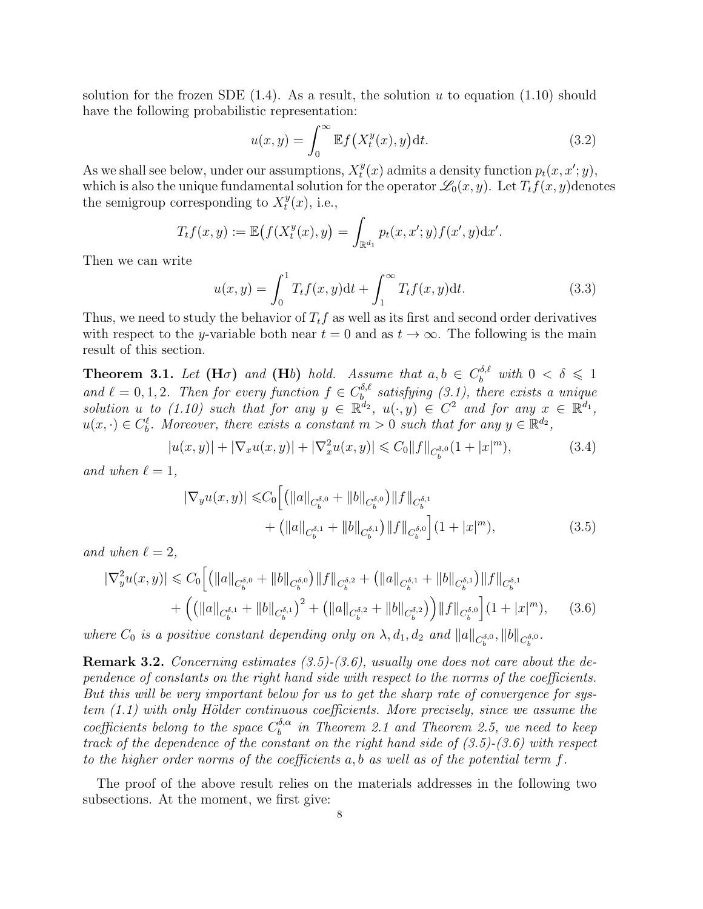solution for the frozen SDE (1.4). As a result, the solution $u$ to equation (1.10) should have the following probabilistic representation:

$$
u(x,y) = \int_0^\infty \mathbb{E} f\big(X_t^y(x), y\big)\mathrm{d}t. \tag{3.2}
$$

As we shall see below, under our assumptions, $X_t^y(x)$ admits a density function $p_t(x,x';y)$, which is also the unique fundamental solution for the operator $\mathscr{L}_0(x,y)$. Let $T_t f(x,y)$denotes the semigroup corresponding to $X_t^y(x)$, i.e.,

$$
T_t f(x,y) := \mathbb{E}\big(f(X_t^y(x), y\big) = \int_{\mathbb{R}^{d_1}} p_t(x,x';y) f(x',y)\mathrm{d}x'.
$$

Then we can write

$$
u(x,y) = \int_0^1 T_t f(x,y)\mathrm{d}t + \int_1^\infty T_t f(x,y)\mathrm{d}t. \tag{3.3}
$$

Thus, we need to study the behavior of $T_t f$ as well as its first and second order derivatives with respect to the $y$-variable both near $t=0$ and as $t\to\infty$. The following is the main result of this section.

**Theorem 3.1.** *Let* **(H$\sigma$)** *and* **(H$b$)** *hold. Assume that $a, b \in C_b^{\delta,\ell}$ with $0 < \delta \leqslant 1$ and $\ell = 0, 1, 2$. Then for every function $f \in C_b^{\delta,\ell}$ satisfying (3.1), there exists a unique solution $u$ to (1.10) such that for any $y \in \mathbb{R}^{d_2}$, $u(\cdot, y) \in C^2$ and for any $x \in \mathbb{R}^{d_1}$, $u(x,\cdot) \in C_b^\ell$. Moreover, there exists a constant $m > 0$ such that for any $y \in \mathbb{R}^{d_2}$,*

$$
|u(x,y)| + |\nabla_x u(x,y)| + |\nabla_x^2 u(x,y)| \leqslant C_0 \|f\|_{C_b^{\delta,0}}(1+|x|^m), \tag{3.4}
$$

*and when $\ell = 1$,*

$$
\begin{aligned}
|\nabla_y u(x,y)| \leqslant & C_0\Big[\big(\|a\|_{C_b^{\delta,0}} + \|b\|_{C_b^{\delta,0}}\big)\|f\|_{C_b^{\delta,1}} \\
&+ \big(\|a\|_{C_b^{\delta,1}} + \|b\|_{C_b^{\delta,1}}\big)\|f\|_{C_b^{\delta,0}}\Big](1+|x|^m),
\end{aligned} \tag{3.5}
$$

*and when $\ell = 2$,*

$$
\begin{aligned}
|\nabla_y^2 u(x,y)| \leqslant C_0\Big[&\big(\|a\|_{C_b^{\delta,0}} + \|b\|_{C_b^{\delta,0}}\big)\|f\|_{C_b^{\delta,2}} + \big(\|a\|_{C_b^{\delta,1}} + \|b\|_{C_b^{\delta,1}}\big)\|f\|_{C_b^{\delta,1}} \\
&+ \Big(\big(\|a\|_{C_b^{\delta,1}} + \|b\|_{C_b^{\delta,1}}\big)^2 + \big(\|a\|_{C_b^{\delta,2}} + \|b\|_{C_b^{\delta,2}}\big)\Big)\|f\|_{C_b^{\delta,0}}\Big](1+|x|^m),
\end{aligned} \tag{3.6}
$$

*where $C_0$ is a positive constant depending only on $\lambda, d_1, d_2$ and $\|a\|_{C_b^{\delta,0}}, \|b\|_{C_b^{\delta,0}}$.*

**Remark 3.2.** *Concerning estimates (3.5)-(3.6), usually one does not care about the dependence of constants on the right hand side with respect to the norms of the coefficients. But this will be very important below for us to get the sharp rate of convergence for system (1.1) with only Hölder continuous coefficients. More precisely, since we assume the coefficients belong to the space $C_b^{\delta,\alpha}$ in Theorem 2.1 and Theorem 2.5, we need to keep track of the dependence of the constant on the right hand side of (3.5)-(3.6) with respect to the higher order norms of the coefficients $a, b$ as well as of the potential term $f$.*

The proof of the above result relies on the materials addresses in the following two subsections. At the moment, we first give: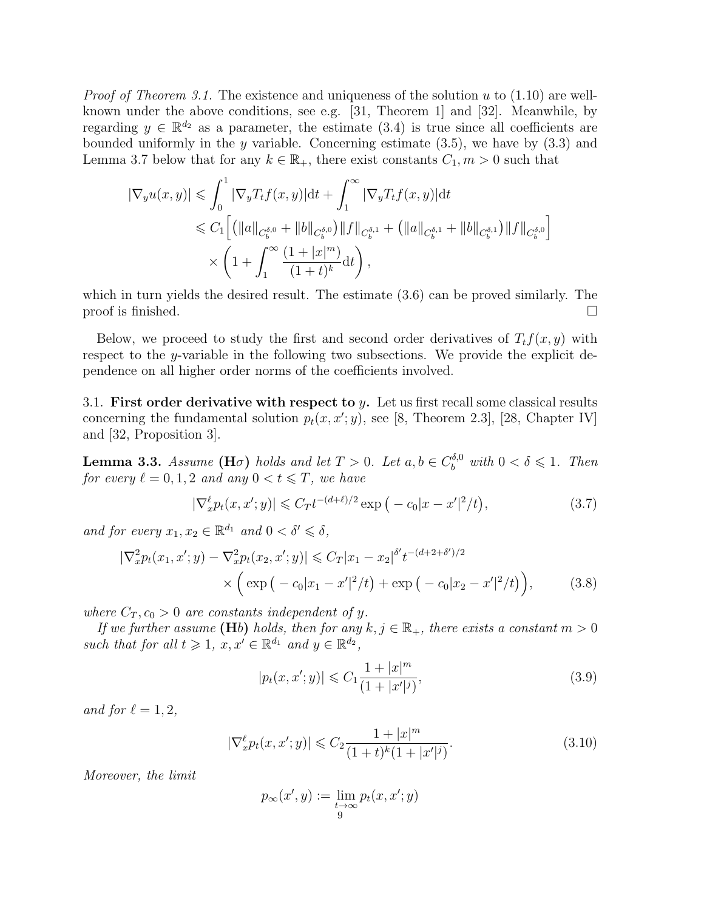*Proof of Theorem 3.1.* The existence and uniqueness of the solution $u$ to (1.10) are well-known under the above conditions, see e.g. [31, Theorem 1] and [32]. Meanwhile, by regarding $y \in \mathbb{R}^{d_2}$ as a parameter, the estimate (3.4) is true since all coefficients are bounded uniformly in the $y$ variable. Concerning estimate (3.5), we have by (3.3) and Lemma 3.7 below that for any $k \in \mathbb{R}_+$, there exist constants $C_1, m > 0$ such that

$$
\begin{aligned}
|\nabla_y u(x,y)| &\leqslant \int_0^1 |\nabla_y T_t f(x,y)|\mathrm{d}t + \int_1^\infty |\nabla_y T_t f(x,y)|\mathrm{d}t \\
&\leqslant C_1 \Big[ \big( \|a\|_{C_b^{\delta,0}} + \|b\|_{C_b^{\delta,0}} \big) \|f\|_{C_b^{\delta,1}} + \big( \|a\|_{C_b^{\delta,1}} + \|b\|_{C_b^{\delta,1}} \big) \|f\|_{C_b^{\delta,0}} \Big] \\
&\quad \times \left( 1 + \int_1^\infty \frac{(1+|x|^m)}{(1+t)^k} \mathrm{d}t \right),
\end{aligned}
$$

which in turn yields the desired result. The estimate (3.6) can be proved similarly. The proof is finished. $\square$

Below, we proceed to study the first and second order derivatives of $T_t f(x,y)$ with respect to the $y$-variable in the following two subsections. We provide the explicit dependence on all higher order norms of the coefficients involved.

3.1. **First order derivative with respect to $y$.** Let us first recall some classical results concerning the fundamental solution $p_t(x,x';y)$, see [8, Theorem 2.3], [28, Chapter IV] and [32, Proposition 3].

**Lemma 3.3.** *Assume* **(H**$\sigma$**)** *holds and let $T > 0$. Let $a, b \in C_b^{\delta,0}$ with $0 < \delta \leqslant 1$. Then for every $\ell = 0, 1, 2$ and any $0 < t \leqslant T$, we have*

$$
|\nabla_x^\ell p_t(x,x';y)| \leqslant C_T t^{-(d+\ell)/2} \exp\big( -c_0|x-x'|^2/t \big), \tag{3.7}
$$

*and for every $x_1, x_2 \in \mathbb{R}^{d_1}$ and $0 < \delta' \leqslant \delta$,*

$$
\begin{aligned}
|\nabla_x^2 p_t(x_1,x';y) - \nabla_x^2 p_t(x_2,x';y)| &\leqslant C_T |x_1 - x_2|^{\delta'} t^{-(d+2+\delta')/2} \\
&\quad \times \Big( \exp\big( -c_0|x_1-x'|^2/t \big) + \exp\big( -c_0|x_2-x'|^2/t \big) \Big),
\end{aligned} \tag{3.8}
$$

*where $C_T, c_0 > 0$ are constants independent of $y$.*

*If we further assume* **(H**$b$**)** *holds, then for any $k, j \in \mathbb{R}_+$, there exists a constant $m > 0$ such that for all $t \geqslant 1$, $x, x' \in \mathbb{R}^{d_1}$ and $y \in \mathbb{R}^{d_2}$,*

$$
|p_t(x,x';y)| \leqslant C_1 \frac{1+|x|^m}{(1+|x'|^j)}, \tag{3.9}
$$

*and for $\ell = 1, 2$,*

$$
|\nabla_x^\ell p_t(x,x';y)| \leqslant C_2 \frac{1+|x|^m}{(1+t)^k(1+|x'|^j)}. \tag{3.10}
$$

*Moreover, the limit*

$$
p_\infty(x',y) := \lim_{t\to\infty} p_t(x,x';y)
$$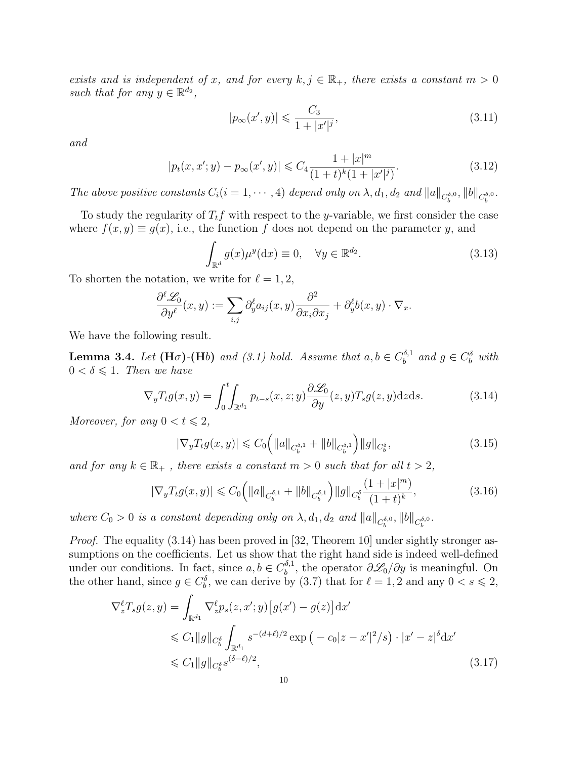*exists and is independent of $x$, and for every $k, j \in \mathbb{R}_+$, there exists a constant $m > 0$ such that for any $y \in \mathbb{R}^{d_2}$,*

$$
|p_\infty(x', y)| \leqslant \frac{C_3}{1 + |x'|^j}, \tag{3.11}
$$

*and*

$$
|p_t(x, x'; y) - p_\infty(x', y)| \leqslant C_4 \frac{1 + |x|^m}{(1+t)^k (1 + |x'|^j)}. \tag{3.12}
$$

*The above positive constants $C_i (i = 1, \cdots, 4)$ depend only on $\lambda, d_1, d_2$ and $\|a\|_{C_b^{\delta,0}}, \|b\|_{C_b^{\delta,0}}$.*

To study the regularity of $T_t f$ with respect to the $y$-variable, we first consider the case where $f(x, y) \equiv g(x)$, i.e., the function $f$ does not depend on the parameter $y$, and

$$
\int_{\mathbb{R}^d} g(x) \mu^y(\mathrm{d}x) \equiv 0, \quad \forall y \in \mathbb{R}^{d_2}. \tag{3.13}
$$

To shorten the notation, we write for $\ell = 1, 2$,

$$
\frac{\partial^\ell \mathscr{L}_0}{\partial y^\ell}(x, y) := \sum_{i,j} \partial_y^\ell a_{ij}(x, y) \frac{\partial^2}{\partial x_i \partial x_j} + \partial_y^\ell b(x, y) \cdot \nabla_x.
$$

We have the following result.

**Lemma 3.4.** *Let* **(H$\sigma$)-(H$b$)** *and (3.1) hold. Assume that $a, b \in C_b^{\delta,1}$ and $g \in C_b^\delta$ with $0 < \delta \leqslant 1$. Then we have*

$$
\nabla_y T_t g(x, y) = \int_0^t \int_{\mathbb{R}^{d_1}} p_{t-s}(x, z; y) \frac{\partial \mathscr{L}_0}{\partial y}(z, y) T_s g(z, y) \mathrm{d}z \mathrm{d}s. \tag{3.14}
$$

*Moreover, for any $0 < t \leqslant 2$,*

$$
|\nabla_y T_t g(x, y)| \leqslant C_0 \Big( \|a\|_{C_b^{\delta,1}} + \|b\|_{C_b^{\delta,1}} \Big) \|g\|_{C_b^\delta}, \tag{3.15}
$$

*and for any $k \in \mathbb{R}_+$ , there exists a constant $m > 0$ such that for all $t > 2$,*

$$
|\nabla_y T_t g(x, y)| \leqslant C_0 \Big( \|a\|_{C_b^{\delta,1}} + \|b\|_{C_b^{\delta,1}} \Big) \|g\|_{C_b^\delta} \frac{(1 + |x|^m)}{(1+t)^k}, \tag{3.16}
$$

*where $C_0 > 0$ is a constant depending only on $\lambda, d_1, d_2$ and $\|a\|_{C_b^{\delta,0}}, \|b\|_{C_b^{\delta,0}}$.*

*Proof.* The equality (3.14) has been proved in [32, Theorem 10] under sightly stronger assumptions on the coefficients. Let us show that the right hand side is indeed well-defined under our conditions. In fact, since $a, b \in C_b^{\delta,1}$, the operator $\partial \mathscr{L}_0 / \partial y$ is meaningful. On the other hand, since $g \in C_b^\delta$, we can derive by (3.7) that for $\ell = 1, 2$ and any $0 < s \leqslant 2$,

$$
\begin{aligned}
\nabla_z^\ell T_s g(z, y) &= \int_{\mathbb{R}^{d_1}} \nabla_z^\ell p_s(z, x'; y) \big[ g(x') - g(z) \big] \mathrm{d}x' \\
&\leqslant C_1 \|g\|_{C_b^\delta} \int_{\mathbb{R}^{d_1}} s^{-(d+\ell)/2} \exp\big( -c_0 |z - x'|^2 / s \big) \cdot |x' - z|^\delta \mathrm{d}x' \\
&\leqslant C_1 \|g\|_{C_b^\delta} s^{(\delta - \ell)/2},
\end{aligned} \tag{3.17}
$$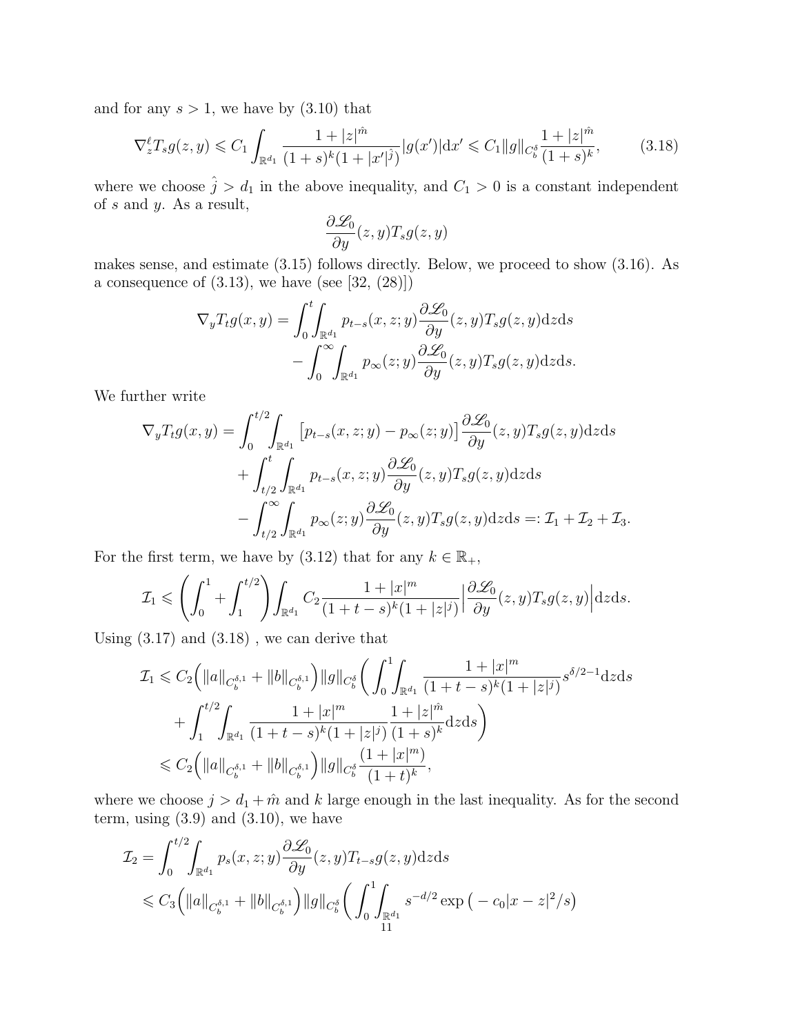and for any $s > 1$, we have by (3.10) that

$$\nabla_z^\ell T_s g(z,y) \leqslant C_1 \int_{\mathbb{R}^{d_1}} \frac{1+|z|^{\hat{m}}}{(1+s)^k(1+|x'|^{\hat{j}})}|g(x')|\mathrm{d}x' \leqslant C_1 \|g\|_{C_b^\delta} \frac{1+|z|^{\hat{m}}}{(1+s)^k}, \tag{3.18}$$

where we choose $\hat{j} > d_1$ in the above inequality, and $C_1 > 0$ is a constant independent of $s$ and $y$. As a result,

$$\frac{\partial \mathscr{L}_0}{\partial y}(z,y) T_s g(z,y)$$

makes sense, and estimate (3.15) follows directly. Below, we proceed to show (3.16). As a consequence of (3.13), we have (see [32, (28)])

$$\begin{aligned}
\nabla_y T_t g(x,y) = &\int_0^t \int_{\mathbb{R}^{d_1}} p_{t-s}(x,z;y) \frac{\partial \mathscr{L}_0}{\partial y}(z,y) T_s g(z,y) \mathrm{d}z\mathrm{d}s \\
&- \int_0^\infty \int_{\mathbb{R}^{d_1}} p_\infty(z;y) \frac{\partial \mathscr{L}_0}{\partial y}(z,y) T_s g(z,y) \mathrm{d}z\mathrm{d}s.
\end{aligned}$$

We further write

$$\begin{aligned}
\nabla_y T_t g(x,y) = &\int_0^{t/2} \int_{\mathbb{R}^{d_1}} \big[p_{t-s}(x,z;y) - p_\infty(z;y)\big] \frac{\partial \mathscr{L}_0}{\partial y}(z,y) T_s g(z,y) \mathrm{d}z\mathrm{d}s \\
&+ \int_{t/2}^t \int_{\mathbb{R}^{d_1}} p_{t-s}(x,z;y) \frac{\partial \mathscr{L}_0}{\partial y}(z,y) T_s g(z,y) \mathrm{d}z\mathrm{d}s \\
&- \int_{t/2}^\infty \int_{\mathbb{R}^{d_1}} p_\infty(z;y) \frac{\partial \mathscr{L}_0}{\partial y}(z,y) T_s g(z,y) \mathrm{d}z\mathrm{d}s =: \mathcal{I}_1 + \mathcal{I}_2 + \mathcal{I}_3.
\end{aligned}$$

For the first term, we have by (3.12) that for any $k \in \mathbb{R}_+$,

$$\mathcal{I}_1 \leqslant \left(\int_0^1 + \int_1^{t/2}\right) \int_{\mathbb{R}^{d_1}} C_2 \frac{1+|x|^m}{(1+t-s)^k(1+|z|^j)} \Big| \frac{\partial \mathscr{L}_0}{\partial y}(z,y) T_s g(z,y) \Big| \mathrm{d}z\mathrm{d}s.$$

Using (3.17) and (3.18) , we can derive that

$$\begin{aligned}
\mathcal{I}_1 \leqslant\ & C_2\Big(\|a\|_{C_b^{\delta,1}} + \|b\|_{C_b^{\delta,1}}\Big)\|g\|_{C_b^\delta} \bigg( \int_0^1 \int_{\mathbb{R}^{d_1}} \frac{1+|x|^m}{(1+t-s)^k(1+|z|^j)} s^{\delta/2-1} \mathrm{d}z\mathrm{d}s \\
&+ \int_1^{t/2} \int_{\mathbb{R}^{d_1}} \frac{1+|x|^m}{(1+t-s)^k(1+|z|^j)} \frac{1+|z|^{\hat{m}}}{(1+s)^k} \mathrm{d}z\mathrm{d}s \bigg) \\
\leqslant\ & C_2\Big(\|a\|_{C_b^{\delta,1}} + \|b\|_{C_b^{\delta,1}}\Big)\|g\|_{C_b^\delta} \frac{(1+|x|^m)}{(1+t)^k},
\end{aligned}$$

where we choose $j > d_1 + \hat{m}$ and $k$ large enough in the last inequality. As for the second term, using (3.9) and (3.10), we have

$$\begin{aligned}
\mathcal{I}_2 =\ & \int_0^{t/2} \int_{\mathbb{R}^{d_1}} p_s(x,z;y) \frac{\partial \mathscr{L}_0}{\partial y}(z,y) T_{t-s} g(z,y) \mathrm{d}z\mathrm{d}s \\
\leqslant\ & C_3\Big(\|a\|_{C_b^{\delta,1}} + \|b\|_{C_b^{\delta,1}}\Big)\|g\|_{C_b^\delta} \bigg( \int_0^1 \int_{\mathbb{R}^{d_1}} s^{-d/2} \exp\big(-c_0|x-z|^2/s\big)
\end{aligned}$$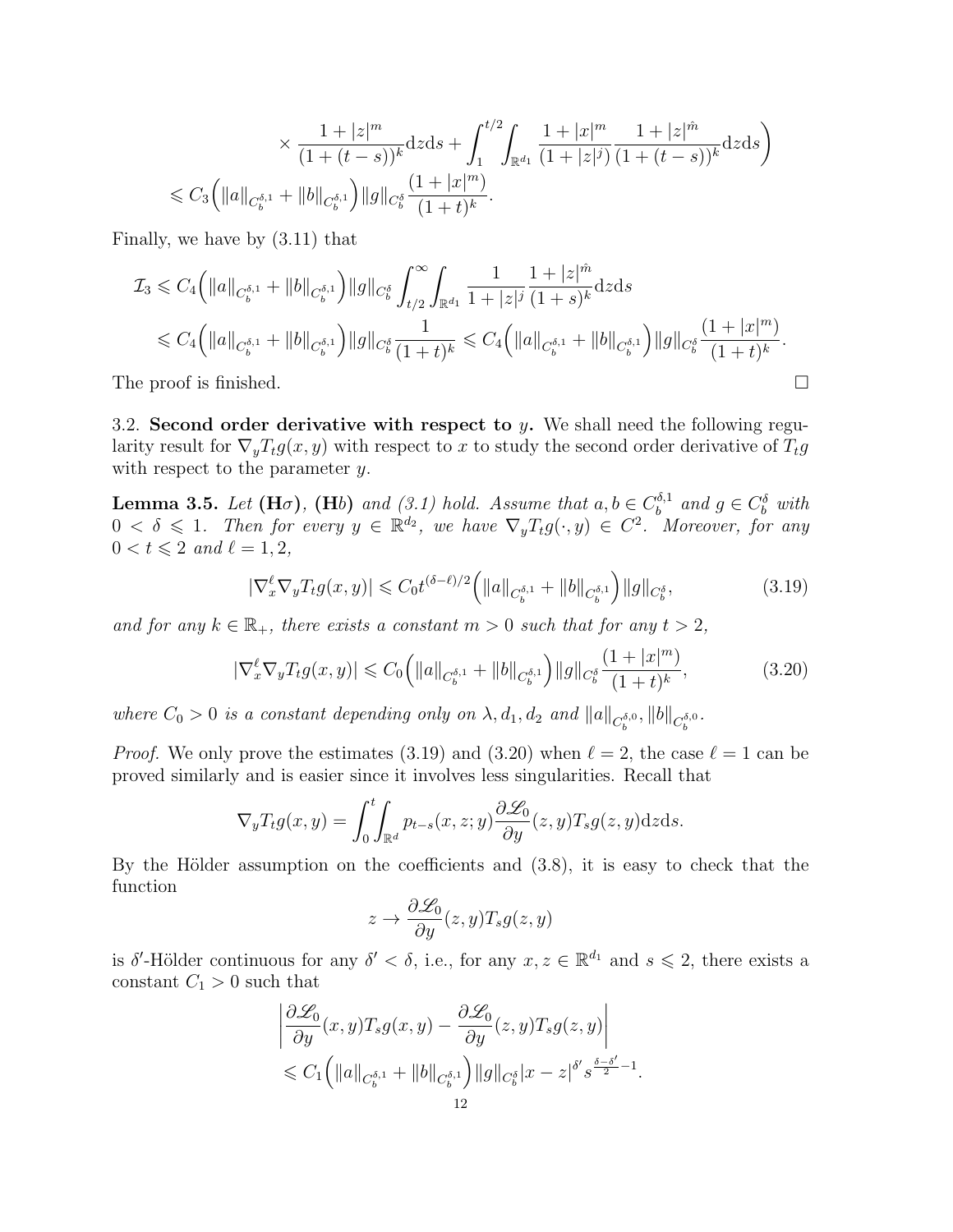$$
\times \frac{1+|z|^m}{(1+(t-s))^k}\mathrm{d}z\mathrm{d}s + \int_1^{t/2}\int_{\mathbb{R}^{d_1}} \frac{1+|x|^m}{(1+|z|^j)} \frac{1+|z|^{\hat{m}}}{(1+(t-s))^k}\mathrm{d}z\mathrm{d}s\Big)
$$

$$
\leqslant C_3\Big(\|a\|_{C_b^{\delta,1}} + \|b\|_{C_b^{\delta,1}}\Big)\|g\|_{C_b^\delta}\frac{(1+|x|^m)}{(1+t)^k}.
$$

Finally, we have by (3.11) that

$$
\begin{aligned}
\mathcal{I}_3 &\leqslant C_4\Big(\|a\|_{C_b^{\delta,1}} + \|b\|_{C_b^{\delta,1}}\Big)\|g\|_{C_b^\delta}\int_{t/2}^\infty\int_{\mathbb{R}^{d_1}} \frac{1}{1+|z|^j}\frac{1+|z|^{\hat{m}}}{(1+s)^k}\mathrm{d}z\mathrm{d}s \\
&\leqslant C_4\Big(\|a\|_{C_b^{\delta,1}} + \|b\|_{C_b^{\delta,1}}\Big)\|g\|_{C_b^\delta}\frac{1}{(1+t)^k} \leqslant C_4\Big(\|a\|_{C_b^{\delta,1}} + \|b\|_{C_b^{\delta,1}}\Big)\|g\|_{C_b^\delta}\frac{(1+|x|^m)}{(1+t)^k}.
\end{aligned}
$$

The proof is finished. □

3.2. **Second order derivative with respect to $y$.** We shall need the following regularity result for $\nabla_y T_t g(x,y)$ with respect to $x$ to study the second order derivative of $T_t g$ with respect to the parameter $y$.

**Lemma 3.5.** *Let* **(H$\sigma$)**, **(H$b$)** *and (3.1) hold. Assume that $a, b \in C_b^{\delta,1}$ and $g \in C_b^\delta$ with $0 < \delta \leqslant 1$. Then for every $y \in \mathbb{R}^{d_2}$, we have $\nabla_y T_t g(\cdot, y) \in C^2$. Moreover, for any $0 < t \leqslant 2$ and $\ell = 1, 2$,*

$$
|\nabla_x^\ell \nabla_y T_t g(x,y)| \leqslant C_0 t^{(\delta-\ell)/2}\Big(\|a\|_{C_b^{\delta,1}} + \|b\|_{C_b^{\delta,1}}\Big)\|g\|_{C_b^\delta}, \tag{3.19}
$$

*and for any $k \in \mathbb{R}_+$, there exists a constant $m > 0$ such that for any $t > 2$,*

$$
|\nabla_x^\ell \nabla_y T_t g(x,y)| \leqslant C_0\Big(\|a\|_{C_b^{\delta,1}} + \|b\|_{C_b^{\delta,1}}\Big)\|g\|_{C_b^\delta}\frac{(1+|x|^m)}{(1+t)^k}, \tag{3.20}
$$

*where $C_0 > 0$ is a constant depending only on $\lambda, d_1, d_2$ and $\|a\|_{C_b^{\delta,0}}, \|b\|_{C_b^{\delta,0}}$.*

*Proof.* We only prove the estimates (3.19) and (3.20) when $\ell = 2$, the case $\ell = 1$ can be proved similarly and is easier since it involves less singularities. Recall that

$$
\nabla_y T_t g(x,y) = \int_0^t\int_{\mathbb{R}^d} p_{t-s}(x,z;y)\frac{\partial \mathscr{L}_0}{\partial y}(z,y)T_s g(z,y)\mathrm{d}z\mathrm{d}s.
$$

By the Hölder assumption on the coefficients and (3.8), it is easy to check that the function

$$
z \to \frac{\partial \mathscr{L}_0}{\partial y}(z,y)T_s g(z,y)
$$

is $\delta'$-Hölder continuous for any $\delta' < \delta$, i.e., for any $x, z \in \mathbb{R}^{d_1}$ and $s \leqslant 2$, there exists a constant $C_1 > 0$ such that

$$
\begin{aligned}
&\left|\frac{\partial \mathscr{L}_0}{\partial y}(x,y)T_s g(x,y) - \frac{\partial \mathscr{L}_0}{\partial y}(z,y)T_s g(z,y)\right| \\
&\leqslant C_1\Big(\|a\|_{C_b^{\delta,1}} + \|b\|_{C_b^{\delta,1}}\Big)\|g\|_{C_b^\delta}|x-z|^{\delta'}s^{\frac{\delta-\delta'}{2}-1}.
\end{aligned}
$$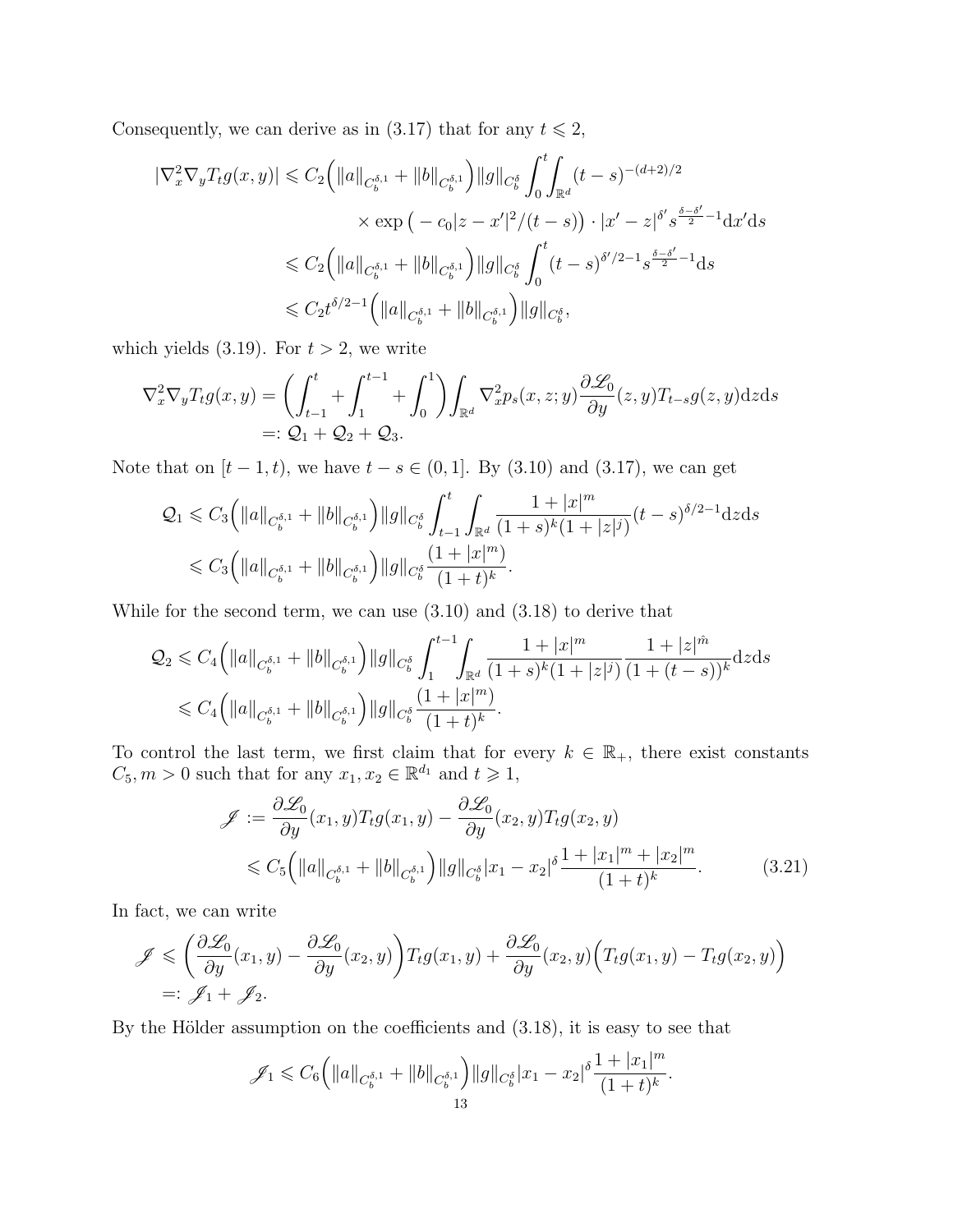Consequently, we can derive as in (3.17) that for any $t \leqslant 2$,

$$
\begin{aligned}
|\nabla_x^2 \nabla_y T_t g(x,y)| &\leqslant C_2\Big(\|a\|_{C_b^{\delta,1}} + \|b\|_{C_b^{\delta,1}}\Big)\|g\|_{C_b^\delta} \int_0^t\!\!\int_{\mathbb{R}^d} (t-s)^{-(d+2)/2} \\
&\qquad\qquad \times \exp\big(-c_0|z-x'|^2/(t-s)\big)\cdot |x'-z|^{\delta'} s^{\frac{\delta-\delta'}{2}-1}\mathrm{d}x'\mathrm{d}s \\
&\leqslant C_2\Big(\|a\|_{C_b^{\delta,1}} + \|b\|_{C_b^{\delta,1}}\Big)\|g\|_{C_b^\delta} \int_0^t (t-s)^{\delta'/2-1} s^{\frac{\delta-\delta'}{2}-1}\mathrm{d}s \\
&\leqslant C_2 t^{\delta/2-1}\Big(\|a\|_{C_b^{\delta,1}} + \|b\|_{C_b^{\delta,1}}\Big)\|g\|_{C_b^\delta},
\end{aligned}
$$

which yields (3.19). For $t > 2$, we write

$$
\begin{aligned}
\nabla_x^2 \nabla_y T_t g(x,y) &= \left(\int_{t-1}^t + \int_1^{t-1} + \int_0^1\right)\int_{\mathbb{R}^d} \nabla_x^2 p_s(x,z;y)\frac{\partial \mathscr{L}_0}{\partial y}(z,y) T_{t-s}g(z,y)\mathrm{d}z\mathrm{d}s \\
&=: \mathcal{Q}_1 + \mathcal{Q}_2 + \mathcal{Q}_3.
\end{aligned}
$$

Note that on $[t-1,t)$, we have $t-s \in (0,1]$. By (3.10) and (3.17), we can get

$$
\begin{aligned}
\mathcal{Q}_1 &\leqslant C_3\Big(\|a\|_{C_b^{\delta,1}} + \|b\|_{C_b^{\delta,1}}\Big)\|g\|_{C_b^\delta} \int_{t-1}^t \int_{\mathbb{R}^d} \frac{1+|x|^m}{(1+s)^k(1+|z|^j)}(t-s)^{\delta/2-1}\mathrm{d}z\mathrm{d}s \\
&\leqslant C_3\Big(\|a\|_{C_b^{\delta,1}} + \|b\|_{C_b^{\delta,1}}\Big)\|g\|_{C_b^\delta} \frac{(1+|x|^m)}{(1+t)^k}.
\end{aligned}
$$

While for the second term, we can use (3.10) and (3.18) to derive that

$$
\begin{aligned}
\mathcal{Q}_2 &\leqslant C_4\Big(\|a\|_{C_b^{\delta,1}} + \|b\|_{C_b^{\delta,1}}\Big)\|g\|_{C_b^\delta} \int_1^{t-1}\!\!\int_{\mathbb{R}^d} \frac{1+|x|^m}{(1+s)^k(1+|z|^j)}\frac{1+|z|^{\hat{m}}}{(1+(t-s))^k}\mathrm{d}z\mathrm{d}s \\
&\leqslant C_4\Big(\|a\|_{C_b^{\delta,1}} + \|b\|_{C_b^{\delta,1}}\Big)\|g\|_{C_b^\delta} \frac{(1+|x|^m)}{(1+t)^k}.
\end{aligned}
$$

To control the last term, we first claim that for every $k \in \mathbb{R}_+$, there exist constants $C_5, m > 0$ such that for any $x_1, x_2 \in \mathbb{R}^{d_1}$ and $t \geqslant 1$,

$$
\begin{aligned}
\mathscr{J} &:= \frac{\partial \mathscr{L}_0}{\partial y}(x_1,y)T_t g(x_1,y) - \frac{\partial \mathscr{L}_0}{\partial y}(x_2,y)T_t g(x_2,y) \\
&\leqslant C_5\Big(\|a\|_{C_b^{\delta,1}} + \|b\|_{C_b^{\delta,1}}\Big)\|g\|_{C_b^\delta} |x_1-x_2|^\delta \frac{1+|x_1|^m+|x_2|^m}{(1+t)^k}.
\end{aligned} \tag{3.21}
$$

In fact, we can write

$$
\begin{aligned}
\mathscr{J} &\leqslant \left(\frac{\partial \mathscr{L}_0}{\partial y}(x_1,y) - \frac{\partial \mathscr{L}_0}{\partial y}(x_2,y)\right)T_t g(x_1,y) + \frac{\partial \mathscr{L}_0}{\partial y}(x_2,y)\Big(T_t g(x_1,y) - T_t g(x_2,y)\Big) \\
&=: \mathscr{J}_1 + \mathscr{J}_2.
\end{aligned}
$$

By the Hölder assumption on the coefficients and (3.18), it is easy to see that

$$
\mathscr{J}_1 \leqslant C_6\Big(\|a\|_{C_b^{\delta,1}} + \|b\|_{C_b^{\delta,1}}\Big)\|g\|_{C_b^\delta} |x_1-x_2|^\delta \frac{1+|x_1|^m}{(1+t)^k}.
$$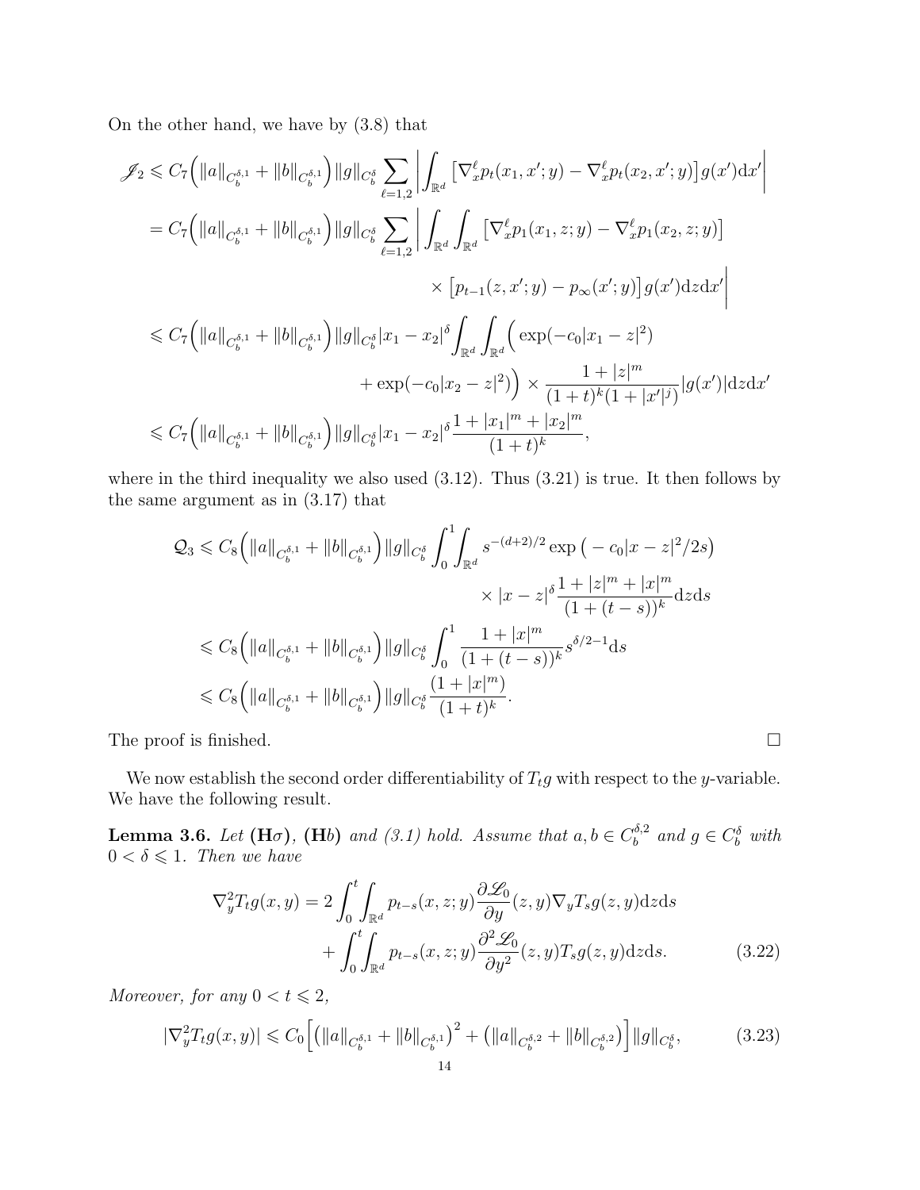On the other hand, we have by (3.8) that

$$
\begin{aligned}
\mathscr{J}_2 &\leqslant C_7\Big(\|a\|_{C_b^{\delta,1}}+\|b\|_{C_b^{\delta,1}}\Big)\|g\|_{C_b^\delta}\sum_{\ell=1,2}\left|\int_{\mathbb{R}^d}\big[\nabla_x^\ell p_t(x_1,x';y)-\nabla_x^\ell p_t(x_2,x';y)\big]g(x')\mathrm{d}x'\right|\\
&= C_7\Big(\|a\|_{C_b^{\delta,1}}+\|b\|_{C_b^{\delta,1}}\Big)\|g\|_{C_b^\delta}\sum_{\ell=1,2}\bigg|\int_{\mathbb{R}^d}\int_{\mathbb{R}^d}\big[\nabla_x^\ell p_1(x_1,z;y)-\nabla_x^\ell p_1(x_2,z;y)\big]\\
&\qquad\qquad\qquad\qquad\times\big[p_{t-1}(z,x';y)-p_\infty(x';y)\big]g(x')\mathrm{d}z\mathrm{d}x'\bigg|\\
&\leqslant C_7\Big(\|a\|_{C_b^{\delta,1}}+\|b\|_{C_b^{\delta,1}}\Big)\|g\|_{C_b^\delta}|x_1-x_2|^\delta\int_{\mathbb{R}^d}\int_{\mathbb{R}^d}\Big(\exp(-c_0|x_1-z|^2)\\
&\qquad\qquad+\exp(-c_0|x_2-z|^2)\Big)\times\frac{1+|z|^m}{(1+t)^k(1+|x'|^j)}|g(x')|\mathrm{d}z\mathrm{d}x'\\
&\leqslant C_7\Big(\|a\|_{C_b^{\delta,1}}+\|b\|_{C_b^{\delta,1}}\Big)\|g\|_{C_b^\delta}|x_1-x_2|^\delta\frac{1+|x_1|^m+|x_2|^m}{(1+t)^k},
\end{aligned}
$$

where in the third inequality we also used (3.12). Thus (3.21) is true. It then follows by the same argument as in (3.17) that

$$
\begin{aligned}
\mathcal{Q}_3 &\leqslant C_8\Big(\|a\|_{C_b^{\delta,1}}+\|b\|_{C_b^{\delta,1}}\Big)\|g\|_{C_b^\delta}\int_0^1\int_{\mathbb{R}^d}s^{-(d+2)/2}\exp\big(-c_0|x-z|^2/2s\big)\\
&\qquad\qquad\qquad\times|x-z|^\delta\frac{1+|z|^m+|x|^m}{(1+(t-s))^k}\mathrm{d}z\mathrm{d}s\\
&\leqslant C_8\Big(\|a\|_{C_b^{\delta,1}}+\|b\|_{C_b^{\delta,1}}\Big)\|g\|_{C_b^\delta}\int_0^1\frac{1+|x|^m}{(1+(t-s))^k}s^{\delta/2-1}\mathrm{d}s\\
&\leqslant C_8\Big(\|a\|_{C_b^{\delta,1}}+\|b\|_{C_b^{\delta,1}}\Big)\|g\|_{C_b^\delta}\frac{(1+|x|^m)}{(1+t)^k}.
\end{aligned}
$$

The proof is finished. □

We now establish the second order differentiability of $T_tg$ with respect to the $y$-variable. We have the following result.

**Lemma 3.6.** *Let* **(H**$\sigma$**)**, **(H**$b$**)** *and (3.1) hold. Assume that $a,b\in C_b^{\delta,2}$ and $g\in C_b^\delta$ with $0<\delta\leqslant 1$. Then we have*

$$
\begin{aligned}
\nabla_y^2T_tg(x,y) &= 2\int_0^t\int_{\mathbb{R}^d}p_{t-s}(x,z;y)\frac{\partial\mathscr{L}_0}{\partial y}(z,y)\nabla_yT_sg(z,y)\mathrm{d}z\mathrm{d}s\\
&\quad+\int_0^t\int_{\mathbb{R}^d}p_{t-s}(x,z;y)\frac{\partial^2\mathscr{L}_0}{\partial y^2}(z,y)T_sg(z,y)\mathrm{d}z\mathrm{d}s. \qquad (3.22)
\end{aligned}
$$

*Moreover, for any $0<t\leqslant 2$,*

$$
|\nabla_y^2T_tg(x,y)|\leqslant C_0\Big[\big(\|a\|_{C_b^{\delta,1}}+\|b\|_{C_b^{\delta,1}}\big)^2+\big(\|a\|_{C_b^{\delta,2}}+\|b\|_{C_b^{\delta,2}}\big)\Big]\|g\|_{C_b^\delta}, \qquad (3.23)
$$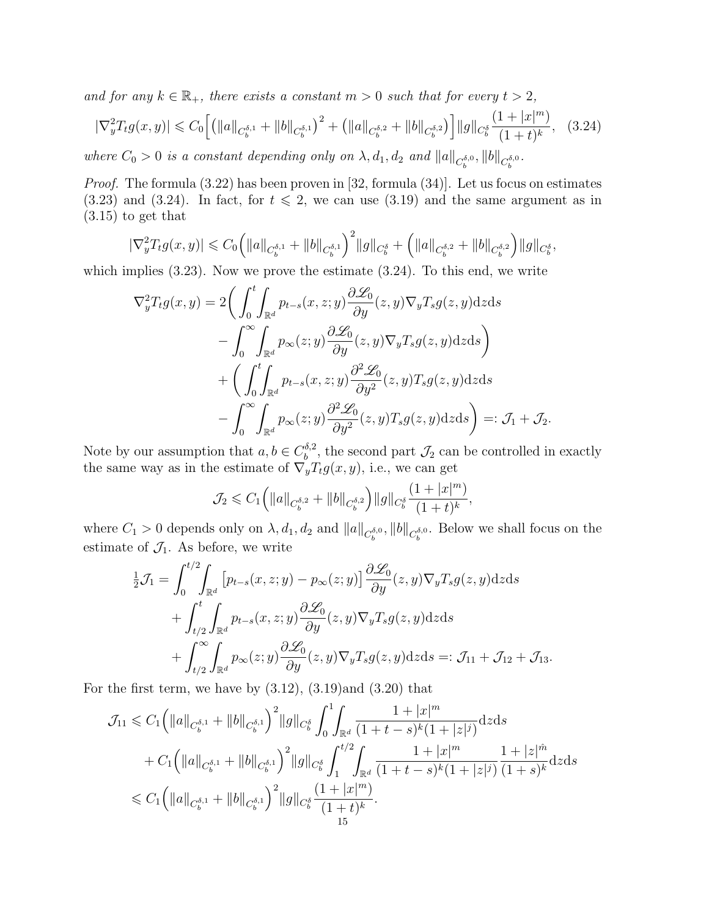*and for any $k \in \mathbb{R}_+$, there exists a constant $m > 0$ such that for every $t > 2$,*

$$|\nabla_y^2 T_t g(x,y)| \leqslant C_0\Big[\big(\|a\|_{C_b^{\delta,1}} + \|b\|_{C_b^{\delta,1}}\big)^2 + \big(\|a\|_{C_b^{\delta,2}} + \|b\|_{C_b^{\delta,2}}\big)\Big]\|g\|_{C_b^\delta}\frac{(1+|x|^m)}{(1+t)^k}, \quad (3.24)$$

*where $C_0 > 0$ is a constant depending only on $\lambda, d_1, d_2$ and $\|a\|_{C_b^{\delta,0}}, \|b\|_{C_b^{\delta,0}}$.*

*Proof.* The formula (3.22) has been proven in [32, formula (34)]. Let us focus on estimates (3.23) and (3.24). In fact, for $t \leqslant 2$, we can use (3.19) and the same argument as in (3.15) to get that

$$|\nabla_y^2 T_t g(x,y)| \leqslant C_0\Big(\|a\|_{C_b^{\delta,1}} + \|b\|_{C_b^{\delta,1}}\Big)^2\|g\|_{C_b^\delta} + \Big(\|a\|_{C_b^{\delta,2}} + \|b\|_{C_b^{\delta,2}}\Big)\|g\|_{C_b^\delta},$$

which implies (3.23). Now we prove the estimate (3.24). To this end, we write

$$\begin{aligned}
\nabla_y^2 T_t g(x,y) = 2\bigg(&\int_0^t\int_{\mathbb{R}^d} p_{t-s}(x,z;y)\frac{\partial \mathscr{L}_0}{\partial y}(z,y)\nabla_y T_s g(z,y)\mathrm{d}z\mathrm{d}s\\
&-\int_0^\infty\int_{\mathbb{R}^d} p_\infty(z;y)\frac{\partial \mathscr{L}_0}{\partial y}(z,y)\nabla_y T_s g(z,y)\mathrm{d}z\mathrm{d}s\bigg)\\
&+\bigg(\int_0^t\int_{\mathbb{R}^d} p_{t-s}(x,z;y)\frac{\partial^2 \mathscr{L}_0}{\partial y^2}(z,y)T_s g(z,y)\mathrm{d}z\mathrm{d}s\\
&-\int_0^\infty\int_{\mathbb{R}^d} p_\infty(z;y)\frac{\partial^2 \mathscr{L}_0}{\partial y^2}(z,y)T_s g(z,y)\mathrm{d}z\mathrm{d}s\bigg) =: \mathcal{J}_1 + \mathcal{J}_2.
\end{aligned}$$

Note by our assumption that $a, b \in C_b^{\delta,2}$, the second part $\mathcal{J}_2$ can be controlled in exactly the same way as in the estimate of $\nabla_y T_t g(x,y)$, i.e., we can get

$$\mathcal{J}_2 \leqslant C_1\Big(\|a\|_{C_b^{\delta,2}} + \|b\|_{C_b^{\delta,2}}\Big)\|g\|_{C_b^\delta}\frac{(1+|x|^m)}{(1+t)^k},$$

where $C_1 > 0$ depends only on $\lambda, d_1, d_2$ and $\|a\|_{C_b^{\delta,0}}, \|b\|_{C_b^{\delta,0}}$. Below we shall focus on the estimate of $\mathcal{J}_1$. As before, we write

$$\begin{aligned}
\tfrac{1}{2}\mathcal{J}_1 &= \int_0^{t/2}\int_{\mathbb{R}^d}\big[p_{t-s}(x,z;y) - p_\infty(z;y)\big]\frac{\partial \mathscr{L}_0}{\partial y}(z,y)\nabla_y T_s g(z,y)\mathrm{d}z\mathrm{d}s\\
&\quad+\int_{t/2}^t\int_{\mathbb{R}^d} p_{t-s}(x,z;y)\frac{\partial \mathscr{L}_0}{\partial y}(z,y)\nabla_y T_s g(z,y)\mathrm{d}z\mathrm{d}s\\
&\quad+\int_{t/2}^\infty\int_{\mathbb{R}^d} p_\infty(z;y)\frac{\partial \mathscr{L}_0}{\partial y}(z,y)\nabla_y T_s g(z,y)\mathrm{d}z\mathrm{d}s =: \mathcal{J}_{11} + \mathcal{J}_{12} + \mathcal{J}_{13}.
\end{aligned}$$

For the first term, we have by (3.12), (3.19)and (3.20) that

$$\begin{aligned}
\mathcal{J}_{11} &\leqslant C_1\Big(\|a\|_{C_b^{\delta,1}} + \|b\|_{C_b^{\delta,1}}\Big)^2\|g\|_{C_b^\delta}\int_0^1\int_{\mathbb{R}^d}\frac{1+|x|^m}{(1+t-s)^k(1+|z|^j)}\mathrm{d}z\mathrm{d}s\\
&\quad+C_1\Big(\|a\|_{C_b^{\delta,1}} + \|b\|_{C_b^{\delta,1}}\Big)^2\|g\|_{C_b^\delta}\int_1^{t/2}\int_{\mathbb{R}^d}\frac{1+|x|^m}{(1+t-s)^k(1+|z|^j)}\frac{1+|z|^{\hat{m}}}{(1+s)^k}\mathrm{d}z\mathrm{d}s\\
&\leqslant C_1\Big(\|a\|_{C_b^{\delta,1}} + \|b\|_{C_b^{\delta,1}}\Big)^2\|g\|_{C_b^\delta}\frac{(1+|x|^m)}{(1+t)^k}.
\end{aligned}$$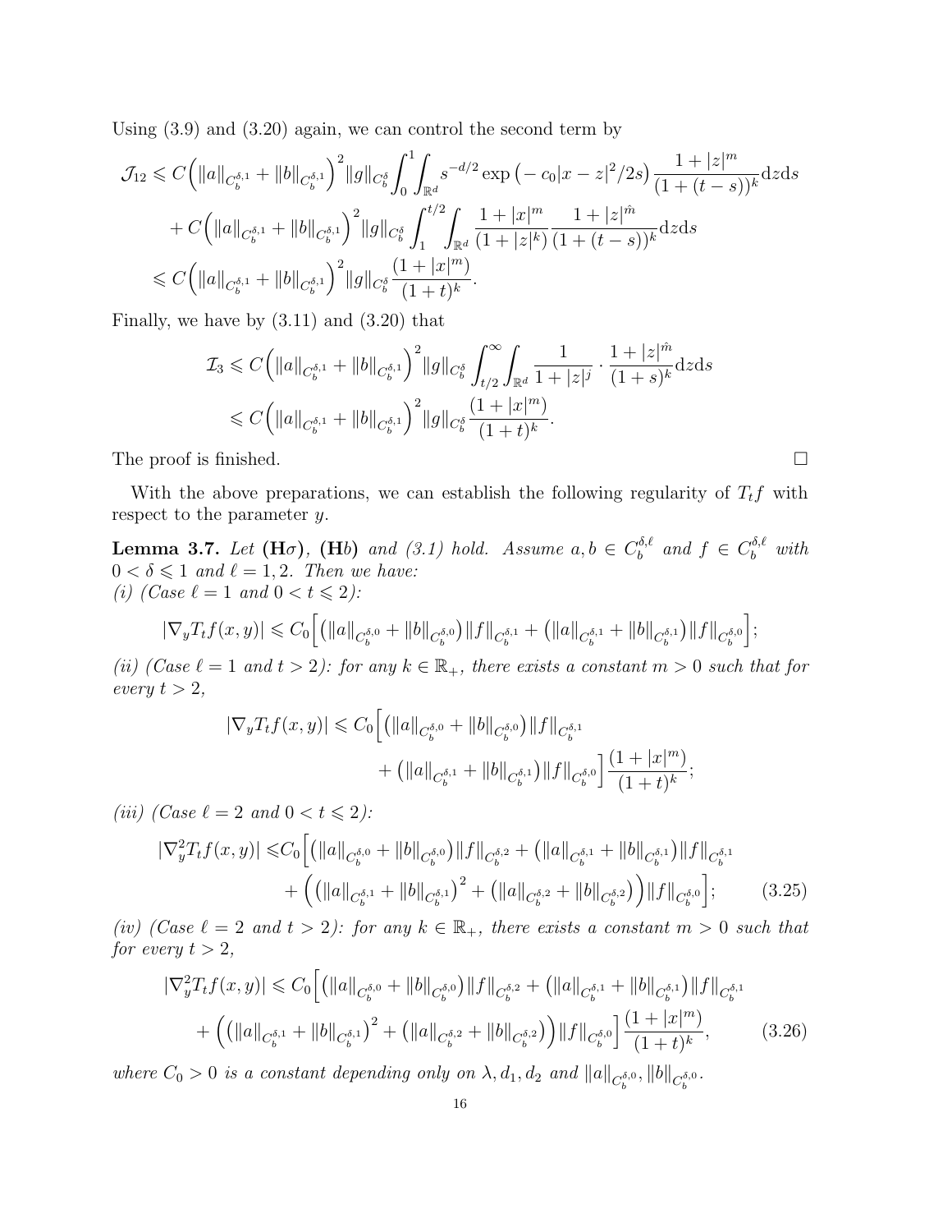Using (3.9) and (3.20) again, we can control the second term by

$$
\begin{aligned}
\mathcal{J}_{12} &\leqslant C\Big(\|a\|_{C_b^{\delta,1}}+\|b\|_{C_b^{\delta,1}}\Big)^2\|g\|_{C_b^\delta}\int_0^1\!\!\int_{\mathbb{R}^d} s^{-d/2}\exp\big(-c_0|x-z|^2/2s\big)\frac{1+|z|^m}{(1+(t-s))^k}\mathrm{d}z\mathrm{d}s\\
&\quad + C\Big(\|a\|_{C_b^{\delta,1}}+\|b\|_{C_b^{\delta,1}}\Big)^2\|g\|_{C_b^\delta}\int_1^{t/2}\!\!\int_{\mathbb{R}^d}\frac{1+|x|^m}{(1+|z|^k)}\frac{1+|z|^{\hat{m}}}{(1+(t-s))^k}\mathrm{d}z\mathrm{d}s\\
&\leqslant C\Big(\|a\|_{C_b^{\delta,1}}+\|b\|_{C_b^{\delta,1}}\Big)^2\|g\|_{C_b^\delta}\frac{(1+|x|^m)}{(1+t)^k}.
\end{aligned}
$$

Finally, we have by (3.11) and (3.20) that

$$
\begin{aligned}
\mathcal{I}_3 &\leqslant C\Big(\|a\|_{C_b^{\delta,1}}+\|b\|_{C_b^{\delta,1}}\Big)^2\|g\|_{C_b^\delta}\int_{t/2}^\infty\!\!\int_{\mathbb{R}^d}\frac{1}{1+|z|^j}\cdot\frac{1+|z|^{\hat{m}}}{(1+s)^k}\mathrm{d}z\mathrm{d}s\\
&\leqslant C\Big(\|a\|_{C_b^{\delta,1}}+\|b\|_{C_b^{\delta,1}}\Big)^2\|g\|_{C_b^\delta}\frac{(1+|x|^m)}{(1+t)^k}.
\end{aligned}
$$

The proof is finished. □

With the above preparations, we can establish the following regularity of $T_tf$ with respect to the parameter $y$.

**Lemma 3.7.** *Let* **(H**$\sigma$**)**, **(H**$b$**)** *and (3.1) hold. Assume $a,b\in C_b^{\delta,\ell}$ and $f\in C_b^{\delta,\ell}$ with $0<\delta\leqslant 1$ and $\ell=1,2$. Then we have:*
*(i) (Case $\ell=1$ and $0<t\leqslant 2$):*

$$
|\nabla_y T_tf(x,y)|\leqslant C_0\Big[\big(\|a\|_{C_b^{\delta,0}}+\|b\|_{C_b^{\delta,0}}\big)\|f\|_{C_b^{\delta,1}}+\big(\|a\|_{C_b^{\delta,1}}+\|b\|_{C_b^{\delta,1}}\big)\|f\|_{C_b^{\delta,0}}\Big];
$$

*(ii) (Case $\ell=1$ and $t>2$): for any $k\in\mathbb{R}_+$, there exists a constant $m>0$ such that for every $t>2$,*

$$
\begin{aligned}
|\nabla_y T_tf(x,y)|\leqslant C_0\Big[&\big(\|a\|_{C_b^{\delta,0}}+\|b\|_{C_b^{\delta,0}}\big)\|f\|_{C_b^{\delta,1}}\\
&+\big(\|a\|_{C_b^{\delta,1}}+\|b\|_{C_b^{\delta,1}}\big)\|f\|_{C_b^{\delta,0}}\Big]\frac{(1+|x|^m)}{(1+t)^k};
\end{aligned}
$$

*(iii) (Case $\ell=2$ and $0<t\leqslant 2$):*

$$
\begin{aligned}
|\nabla_y^2 T_tf(x,y)|\leqslant C_0\Big[&\big(\|a\|_{C_b^{\delta,0}}+\|b\|_{C_b^{\delta,0}}\big)\|f\|_{C_b^{\delta,2}}+\big(\|a\|_{C_b^{\delta,1}}+\|b\|_{C_b^{\delta,1}}\big)\|f\|_{C_b^{\delta,1}}\\
&+\Big(\big(\|a\|_{C_b^{\delta,1}}+\|b\|_{C_b^{\delta,1}}\big)^2+\big(\|a\|_{C_b^{\delta,2}}+\|b\|_{C_b^{\delta,2}}\big)\Big)\|f\|_{C_b^{\delta,0}}\Big];
\end{aligned}\tag{3.25}
$$

*(iv) (Case $\ell=2$ and $t>2$): for any $k\in\mathbb{R}_+$, there exists a constant $m>0$ such that for every $t>2$,*

$$
\begin{aligned}
|\nabla_y^2 T_tf(x,y)|\leqslant C_0\Big[&\big(\|a\|_{C_b^{\delta,0}}+\|b\|_{C_b^{\delta,0}}\big)\|f\|_{C_b^{\delta,2}}+\big(\|a\|_{C_b^{\delta,1}}+\|b\|_{C_b^{\delta,1}}\big)\|f\|_{C_b^{\delta,1}}\\
&+\Big(\big(\|a\|_{C_b^{\delta,1}}+\|b\|_{C_b^{\delta,1}}\big)^2+\big(\|a\|_{C_b^{\delta,2}}+\|b\|_{C_b^{\delta,2}}\big)\Big)\|f\|_{C_b^{\delta,0}}\Big]\frac{(1+|x|^m)}{(1+t)^k},
\end{aligned}\tag{3.26}
$$

*where $C_0>0$ is a constant depending only on $\lambda,d_1,d_2$ and $\|a\|_{C_b^{\delta,0}},\|b\|_{C_b^{\delta,0}}$.*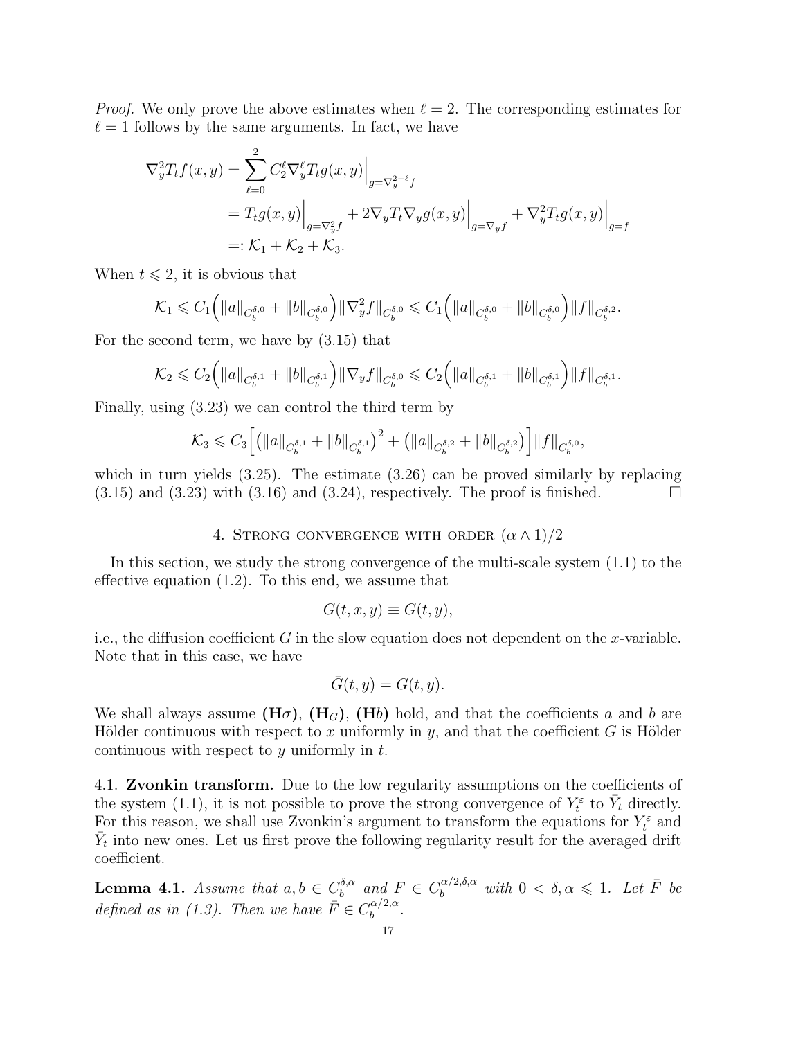*Proof.* We only prove the above estimates when $\ell = 2$. The corresponding estimates for $\ell = 1$ follows by the same arguments. In fact, we have

$$
\begin{aligned}
\nabla_y^2 T_t f(x,y) &= \sum_{\ell=0}^{2} C_2^\ell \nabla_y^\ell T_t g(x,y)\Big|_{g=\nabla_y^{2-\ell} f} \\
&= T_t g(x,y)\Big|_{g=\nabla_y^2 f} + 2\nabla_y T_t \nabla_y g(x,y)\Big|_{g=\nabla_y f} + \nabla_y^2 T_t g(x,y)\Big|_{g=f} \\
&=: \mathcal{K}_1 + \mathcal{K}_2 + \mathcal{K}_3.
\end{aligned}
$$

When $t \leqslant 2$, it is obvious that

$$
\mathcal{K}_1 \leqslant C_1\Big(\|a\|_{C_b^{\delta,0}} + \|b\|_{C_b^{\delta,0}}\Big)\|\nabla_y^2 f\|_{C_b^{\delta,0}} \leqslant C_1\Big(\|a\|_{C_b^{\delta,0}} + \|b\|_{C_b^{\delta,0}}\Big)\|f\|_{C_b^{\delta,2}}.
$$

For the second term, we have by (3.15) that

$$
\mathcal{K}_2 \leqslant C_2\Big(\|a\|_{C_b^{\delta,1}} + \|b\|_{C_b^{\delta,1}}\Big)\|\nabla_y f\|_{C_b^{\delta,0}} \leqslant C_2\Big(\|a\|_{C_b^{\delta,1}} + \|b\|_{C_b^{\delta,1}}\Big)\|f\|_{C_b^{\delta,1}}.
$$

Finally, using (3.23) we can control the third term by

$$
\mathcal{K}_3 \leqslant C_3\Big[\big(\|a\|_{C_b^{\delta,1}} + \|b\|_{C_b^{\delta,1}}\big)^2 + \big(\|a\|_{C_b^{\delta,2}} + \|b\|_{C_b^{\delta,2}}\big)\Big]\|f\|_{C_b^{\delta,0}},
$$

which in turn yields (3.25). The estimate (3.26) can be proved similarly by replacing (3.15) and (3.23) with (3.16) and (3.24), respectively. The proof is finished. □

## 4. Strong convergence with order $(\alpha \wedge 1)/2$

In this section, we study the strong convergence of the multi-scale system (1.1) to the effective equation (1.2). To this end, we assume that

$$
G(t,x,y) \equiv G(t,y),
$$

i.e., the diffusion coefficient $G$ in the slow equation does not dependent on the $x$-variable. Note that in this case, we have

$$
\bar{G}(t,y) = G(t,y).
$$

We shall always assume **(H$\sigma$)**, **(H$_G$)**, **(H$b$)** hold, and that the coefficients $a$ and $b$ are Hölder continuous with respect to $x$ uniformly in $y$, and that the coefficient $G$ is Hölder continuous with respect to $y$ uniformly in $t$.

4.1. **Zvonkin transform.** Due to the low regularity assumptions on the coefficients of the system (1.1), it is not possible to prove the strong convergence of $Y_t^\varepsilon$ to $\bar{Y}_t$ directly. For this reason, we shall use Zvonkin's argument to transform the equations for $Y_t^\varepsilon$ and $\bar{Y}_t$ into new ones. Let us first prove the following regularity result for the averaged drift coefficient.

**Lemma 4.1.** *Assume that $a, b \in C_b^{\delta,\alpha}$ and $F \in C_b^{\alpha/2,\delta,\alpha}$ with $0 < \delta, \alpha \leqslant 1$. Let $\bar{F}$ be defined as in (1.3). Then we have $\bar{F} \in C_b^{\alpha/2,\alpha}$.*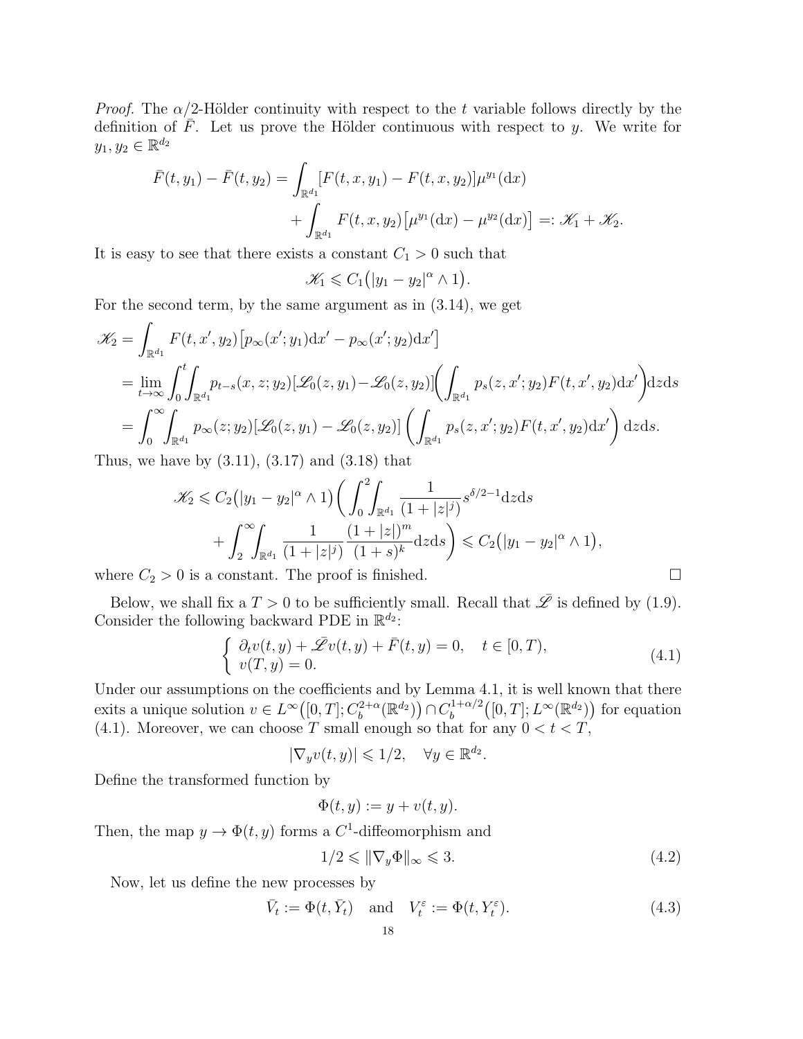*Proof.* The $\alpha/2$-Hölder continuity with respect to the $t$ variable follows directly by the definition of $\bar{F}$. Let us prove the Hölder continuous with respect to $y$. We write for $y_1, y_2 \in \mathbb{R}^{d_2}$

$$
\begin{aligned}
\bar{F}(t,y_1) - \bar{F}(t,y_2) = &\int_{\mathbb{R}^{d_1}} [F(t,x,y_1) - F(t,x,y_2)]\mu^{y_1}(\mathrm{d}x) \\
&+ \int_{\mathbb{R}^{d_1}} F(t,x,y_2)\big[\mu^{y_1}(\mathrm{d}x) - \mu^{y_2}(\mathrm{d}x)\big] =: \mathscr{K}_1 + \mathscr{K}_2.
\end{aligned}
$$

It is easy to see that there exists a constant $C_1 > 0$ such that

$$
\mathscr{K}_1 \leqslant C_1\big(|y_1 - y_2|^\alpha \wedge 1\big).
$$

For the second term, by the same argument as in (3.14), we get

$$
\begin{aligned}
\mathscr{K}_2 &= \int_{\mathbb{R}^{d_1}} F(t,x',y_2)\big[p_\infty(x';y_1)\mathrm{d}x' - p_\infty(x';y_2)\mathrm{d}x'\big] \\
&= \lim_{t\to\infty}\int_0^t\!\!\int_{\mathbb{R}^{d_1}} p_{t-s}(x,z;y_2)[\mathscr{L}_0(z,y_1) - \mathscr{L}_0(z,y_2)]\bigg(\int_{\mathbb{R}^{d_1}} p_s(z,x';y_2)F(t,x',y_2)\mathrm{d}x'\bigg)\mathrm{d}z\mathrm{d}s \\
&= \int_0^\infty\!\!\int_{\mathbb{R}^{d_1}} p_\infty(z;y_2)[\mathscr{L}_0(z,y_1) - \mathscr{L}_0(z,y_2)]\left(\int_{\mathbb{R}^{d_1}} p_s(z,x';y_2)F(t,x',y_2)\mathrm{d}x'\right)\mathrm{d}z\mathrm{d}s.
\end{aligned}
$$

Thus, we have by (3.11), (3.17) and (3.18) that

$$
\begin{aligned}
\mathscr{K}_2 \leqslant C_2\big(|y_1 - y_2|^\alpha \wedge 1\big)\bigg(&\int_0^2\!\!\int_{\mathbb{R}^{d_1}} \frac{1}{(1+|z|^j)} s^{\delta/2-1}\mathrm{d}z\mathrm{d}s \\
&+ \int_2^\infty\!\!\int_{\mathbb{R}^{d_1}} \frac{1}{(1+|z|^j)}\frac{(1+|z|)^m}{(1+s)^k}\mathrm{d}z\mathrm{d}s\bigg) \leqslant C_2\big(|y_1 - y_2|^\alpha \wedge 1\big),
\end{aligned}
$$

where $C_2 > 0$ is a constant. The proof is finished. □

Below, we shall fix a $T > 0$ to be sufficiently small. Recall that $\bar{\mathscr{L}}$ is defined by (1.9). Consider the following backward PDE in $\mathbb{R}^{d_2}$:

$$
\begin{cases}
\partial_t v(t,y) + \bar{\mathscr{L}} v(t,y) + \bar{F}(t,y) = 0, \quad t \in [0,T), \\
v(T,y) = 0.
\end{cases}
\tag{4.1}
$$

Under our assumptions on the coefficients and by Lemma 4.1, it is well known that there exits a unique solution $v \in L^\infty\big([0,T]; C_b^{2+\alpha}(\mathbb{R}^{d_2})\big) \cap C_b^{1+\alpha/2}\big([0,T]; L^\infty(\mathbb{R}^{d_2})\big)$ for equation (4.1). Moreover, we can choose $T$ small enough so that for any $0 < t < T$,

$$
|\nabla_y v(t,y)| \leqslant 1/2, \quad \forall y \in \mathbb{R}^{d_2}.
$$

Define the transformed function by

$$
\Phi(t,y) := y + v(t,y).
$$

Then, the map $y \to \Phi(t,y)$ forms a $C^1$-diffeomorphism and

$$
1/2 \leqslant \|\nabla_y \Phi\|_\infty \leqslant 3. \tag{4.2}
$$

Now, let us define the new processes by

$$
\bar{V}_t := \Phi(t,\bar{Y}_t) \quad \text{and} \quad V_t^\varepsilon := \Phi(t,Y_t^\varepsilon). \tag{4.3}
$$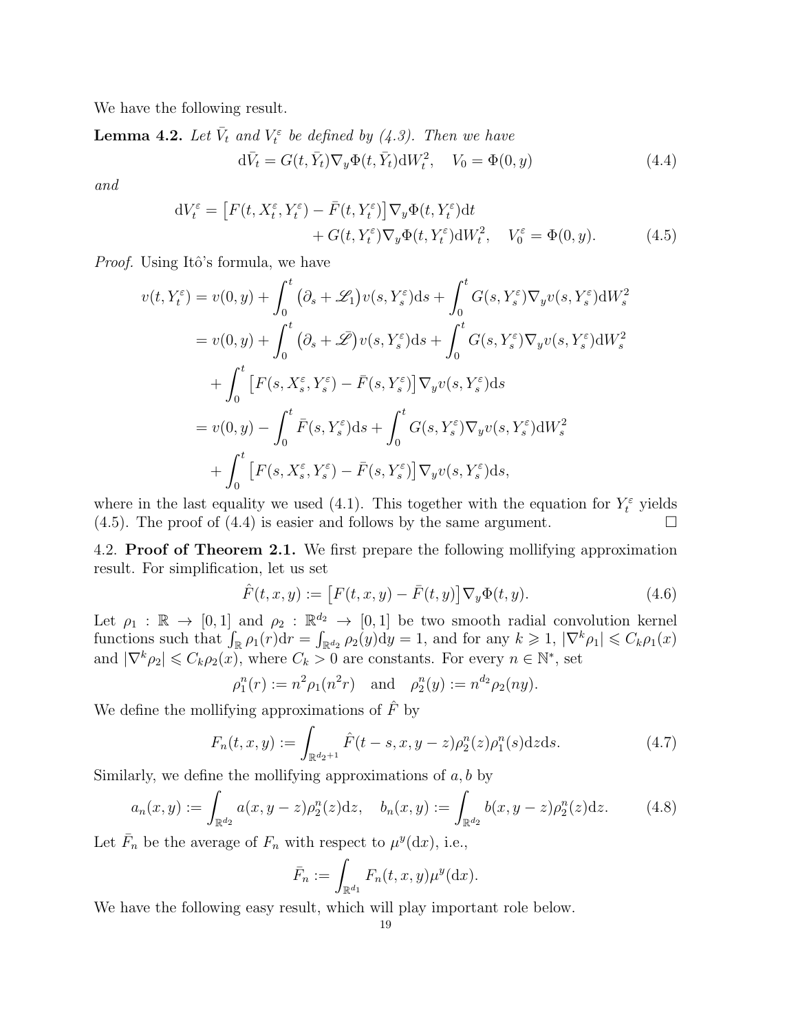We have the following result.

**Lemma 4.2.** *Let $\bar{V}_t$ and $V_t^\varepsilon$ be defined by (4.3). Then we have*

$$\mathrm{d}\bar{V}_t = G(t, \bar{Y}_t)\nabla_y \Phi(t, \bar{Y}_t)\mathrm{d}W_t^2, \quad V_0 = \Phi(0, y) \tag{4.4}$$

*and*

$$\begin{aligned}\mathrm{d}V_t^\varepsilon = \big[F(t, X_t^\varepsilon, Y_t^\varepsilon) - \bar{F}(t, Y_t^\varepsilon)\big]\nabla_y \Phi(t, Y_t^\varepsilon)\mathrm{d}t \\ + G(t, Y_t^\varepsilon)\nabla_y \Phi(t, Y_t^\varepsilon)\mathrm{d}W_t^2, \quad V_0^\varepsilon = \Phi(0, y).\end{aligned} \tag{4.5}$$

*Proof.* Using Itô's formula, we have

$$\begin{aligned}v(t, Y_t^\varepsilon) &= v(0, y) + \int_0^t \big(\partial_s + \mathscr{L}_1\big)v(s, Y_s^\varepsilon)\mathrm{d}s + \int_0^t G(s, Y_s^\varepsilon)\nabla_y v(s, Y_s^\varepsilon)\mathrm{d}W_s^2 \\ &= v(0, y) + \int_0^t \big(\partial_s + \bar{\mathscr{L}}\big)v(s, Y_s^\varepsilon)\mathrm{d}s + \int_0^t G(s, Y_s^\varepsilon)\nabla_y v(s, Y_s^\varepsilon)\mathrm{d}W_s^2 \\ &\quad + \int_0^t \big[F(s, X_s^\varepsilon, Y_s^\varepsilon) - \bar{F}(s, Y_s^\varepsilon)\big]\nabla_y v(s, Y_s^\varepsilon)\mathrm{d}s \\ &= v(0, y) - \int_0^t \bar{F}(s, Y_s^\varepsilon)\mathrm{d}s + \int_0^t G(s, Y_s^\varepsilon)\nabla_y v(s, Y_s^\varepsilon)\mathrm{d}W_s^2 \\ &\quad + \int_0^t \big[F(s, X_s^\varepsilon, Y_s^\varepsilon) - \bar{F}(s, Y_s^\varepsilon)\big]\nabla_y v(s, Y_s^\varepsilon)\mathrm{d}s,\end{aligned}$$

where in the last equality we used (4.1). This together with the equation for $Y_t^\varepsilon$ yields (4.5). The proof of (4.4) is easier and follows by the same argument. $\square$

4.2. **Proof of Theorem 2.1.** We first prepare the following mollifying approximation result. For simplification, let us set

$$\hat{F}(t, x, y) := \big[F(t, x, y) - \bar{F}(t, y)\big]\nabla_y \Phi(t, y). \tag{4.6}$$

Let $\rho_1 : \mathbb{R} \to [0, 1]$ and $\rho_2 : \mathbb{R}^{d_2} \to [0, 1]$ be two smooth radial convolution kernel functions such that $\int_{\mathbb{R}} \rho_1(r)\mathrm{d}r = \int_{\mathbb{R}^{d_2}} \rho_2(y)\mathrm{d}y = 1$, and for any $k \geqslant 1$, $|\nabla^k \rho_1| \leqslant C_k \rho_1(x)$ and $|\nabla^k \rho_2| \leqslant C_k \rho_2(x)$, where $C_k > 0$ are constants. For every $n \in \mathbb{N}^*$, set

$$\rho_1^n(r) := n^2 \rho_1(n^2 r) \quad \text{and} \quad \rho_2^n(y) := n^{d_2}\rho_2(ny).$$

We define the mollifying approximations of $\hat{F}$ by

$$F_n(t, x, y) := \int_{\mathbb{R}^{d_2+1}} \hat{F}(t-s, x, y-z)\rho_2^n(z)\rho_1^n(s)\mathrm{d}z\mathrm{d}s. \tag{4.7}$$

Similarly, we define the mollifying approximations of $a, b$ by

$$a_n(x, y) := \int_{\mathbb{R}^{d_2}} a(x, y-z)\rho_2^n(z)\mathrm{d}z, \quad b_n(x, y) := \int_{\mathbb{R}^{d_2}} b(x, y-z)\rho_2^n(z)\mathrm{d}z. \tag{4.8}$$

Let $\bar{F}_n$ be the average of $F_n$ with respect to $\mu^y(\mathrm{d}x)$, i.e.,

$$\bar{F}_n := \int_{\mathbb{R}^{d_1}} F_n(t, x, y)\mu^y(\mathrm{d}x).$$

We have the following easy result, which will play important role below.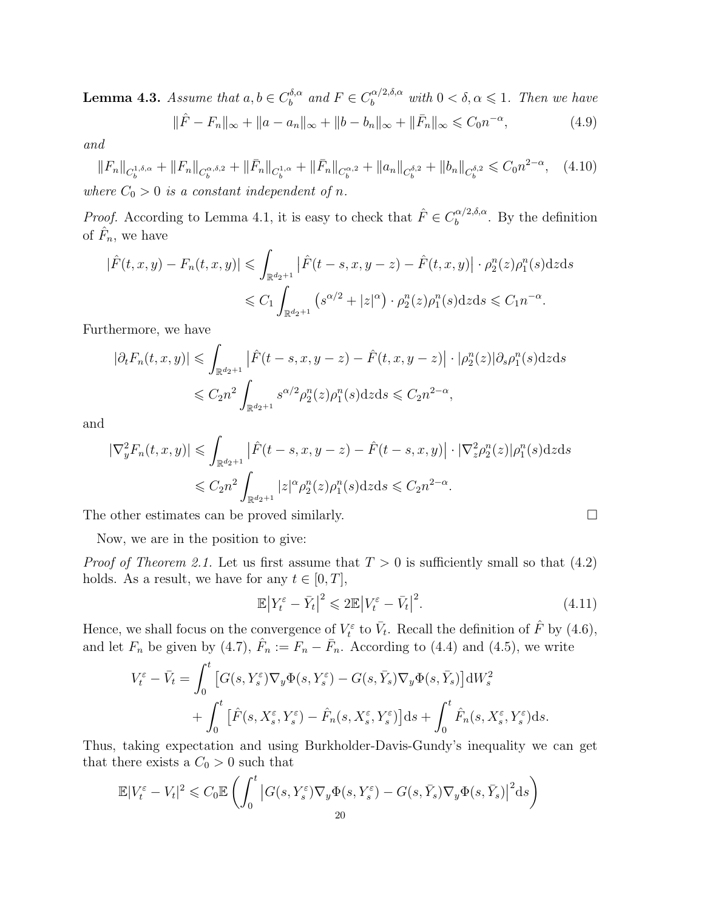**Lemma 4.3.** *Assume that $a, b \in C_b^{\delta,\alpha}$ and $F \in C_b^{\alpha/2,\delta,\alpha}$ with $0 < \delta, \alpha \leqslant 1$. Then we have*

$$\|\hat{F} - F_n\|_\infty + \|a - a_n\|_\infty + \|b - b_n\|_\infty + \|\bar{F}_n\|_\infty \leqslant C_0 n^{-\alpha}, \tag{4.9}$$

*and*

$$\|F_n\|_{C_b^{1,\delta,\alpha}} + \|F_n\|_{C_b^{\alpha,\delta,2}} + \|\bar{F}_n\|_{C_b^{1,\alpha}} + \|\bar{F}_n\|_{C_b^{\alpha,2}} + \|a_n\|_{C_b^{\delta,2}} + \|b_n\|_{C_b^{\delta,2}} \leqslant C_0 n^{2-\alpha}, \tag{4.10}$$

*where $C_0 > 0$ is a constant independent of $n$.*

*Proof.* According to Lemma 4.1, it is easy to check that $\hat{F} \in C_b^{\alpha/2,\delta,\alpha}$. By the definition of $\hat{F}_n$, we have

$$\begin{aligned}
|\hat{F}(t,x,y) - F_n(t,x,y)| &\leqslant \int_{\mathbb{R}^{d_2+1}} \big|\hat{F}(t-s,x,y-z) - \hat{F}(t,x,y)\big| \cdot \rho_2^n(z)\rho_1^n(s)\mathrm{d}z\mathrm{d}s \\
&\leqslant C_1 \int_{\mathbb{R}^{d_2+1}} \left(s^{\alpha/2} + |z|^\alpha\right) \cdot \rho_2^n(z)\rho_1^n(s)\mathrm{d}z\mathrm{d}s \leqslant C_1 n^{-\alpha}.
\end{aligned}$$

Furthermore, we have

$$\begin{aligned}
|\partial_t F_n(t,x,y)| &\leqslant \int_{\mathbb{R}^{d_2+1}} \big|\hat{F}(t-s,x,y-z) - \hat{F}(t,x,y-z)\big| \cdot |\rho_2^n(z)|\partial_s\rho_1^n(s)\mathrm{d}z\mathrm{d}s \\
&\leqslant C_2 n^2 \int_{\mathbb{R}^{d_2+1}} s^{\alpha/2}\rho_2^n(z)\rho_1^n(s)\mathrm{d}z\mathrm{d}s \leqslant C_2 n^{2-\alpha},
\end{aligned}$$

and

$$\begin{aligned}
|\nabla_y^2 F_n(t,x,y)| &\leqslant \int_{\mathbb{R}^{d_2+1}} \big|\hat{F}(t-s,x,y-z) - \hat{F}(t-s,x,y)\big| \cdot |\nabla_z^2\rho_2^n(z)|\rho_1^n(s)\mathrm{d}z\mathrm{d}s \\
&\leqslant C_2 n^2 \int_{\mathbb{R}^{d_2+1}} |z|^\alpha \rho_2^n(z)\rho_1^n(s)\mathrm{d}z\mathrm{d}s \leqslant C_2 n^{2-\alpha}.
\end{aligned}$$

The other estimates can be proved similarly. $\square$

Now, we are in the position to give:

*Proof of Theorem 2.1.* Let us first assume that $T > 0$ is sufficiently small so that (4.2) holds. As a result, we have for any $t \in [0,T]$,

$$\mathbb{E}\big|Y_t^\varepsilon - \bar{Y}_t\big|^2 \leqslant 2\mathbb{E}\big|V_t^\varepsilon - \bar{V}_t\big|^2. \tag{4.11}$$

Hence, we shall focus on the convergence of $V_t^\varepsilon$ to $\bar{V}_t$. Recall the definition of $\hat{F}$ by (4.6), and let $F_n$ be given by (4.7), $\hat{F}_n := F_n - \bar{F}_n$. According to (4.4) and (4.5), we write

$$\begin{aligned}
V_t^\varepsilon - \bar{V}_t &= \int_0^t \big[G(s,Y_s^\varepsilon)\nabla_y\Phi(s,Y_s^\varepsilon) - G(s,\bar{Y}_s)\nabla_y\Phi(s,\bar{Y}_s)\big]\mathrm{d}W_s^2 \\
&\quad + \int_0^t \big[\hat{F}(s,X_s^\varepsilon,Y_s^\varepsilon) - \hat{F}_n(s,X_s^\varepsilon,Y_s^\varepsilon)\big]\mathrm{d}s + \int_0^t \hat{F}_n(s,X_s^\varepsilon,Y_s^\varepsilon)\mathrm{d}s.
\end{aligned}$$

Thus, taking expectation and using Burkholder-Davis-Gundy's inequality we can get that there exists a $C_0 > 0$ such that

$$\mathbb{E}|V_t^\varepsilon - V_t|^2 \leqslant C_0\mathbb{E}\left(\int_0^t \big|G(s,Y_s^\varepsilon)\nabla_y\Phi(s,Y_s^\varepsilon) - G(s,\bar{Y}_s)\nabla_y\Phi(s,\bar{Y}_s)\big|^2\mathrm{d}s\right)$$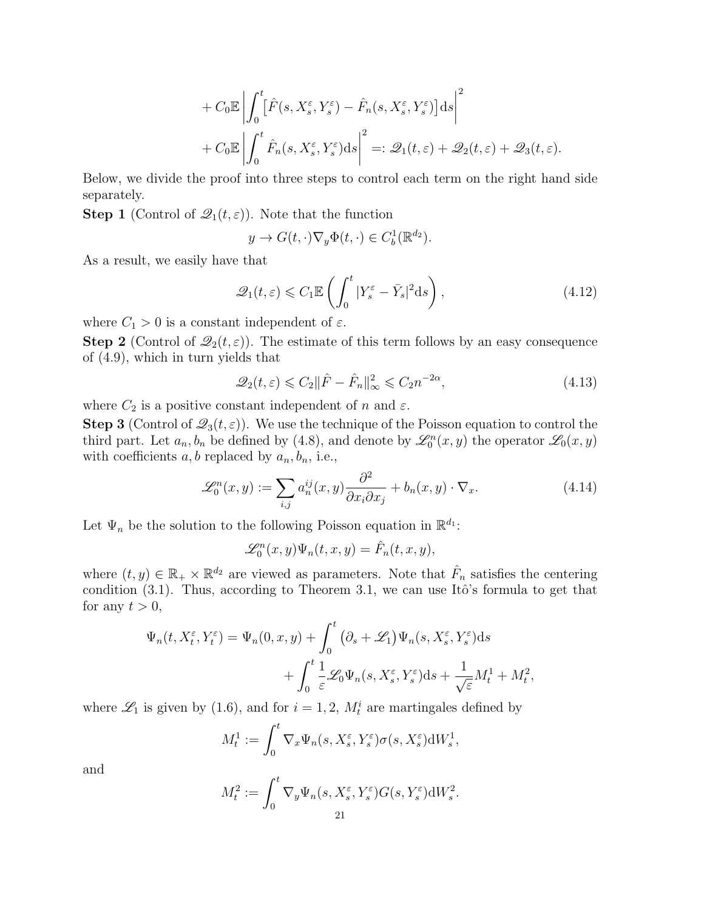$$
\begin{aligned}
&+ C_0\mathbb{E}\left|\int_0^t \big[\hat{F}(s,X_s^\varepsilon,Y_s^\varepsilon) - \hat{F}_n(s,X_s^\varepsilon,Y_s^\varepsilon)\big]\mathrm{d}s\right|^2 \\
&+ C_0\mathbb{E}\left|\int_0^t \hat{F}_n(s,X_s^\varepsilon,Y_s^\varepsilon)\mathrm{d}s\right|^2 =: \mathscr{Q}_1(t,\varepsilon) + \mathscr{Q}_2(t,\varepsilon) + \mathscr{Q}_3(t,\varepsilon).
\end{aligned}
$$

Below, we divide the proof into three steps to control each term on the right hand side separately.

**Step 1** (Control of $\mathscr{Q}_1(t,\varepsilon)$). Note that the function

$$
y \to G(t,\cdot)\nabla_y \Phi(t,\cdot) \in C_b^1(\mathbb{R}^{d_2}).
$$

As a result, we easily have that

$$
\mathscr{Q}_1(t,\varepsilon) \leqslant C_1 \mathbb{E}\left(\int_0^t |Y_s^\varepsilon - \bar{Y}_s|^2 \mathrm{d}s\right), \tag{4.12}
$$

where $C_1 > 0$ is a constant independent of $\varepsilon$.

**Step 2** (Control of $\mathscr{Q}_2(t,\varepsilon)$). The estimate of this term follows by an easy consequence of (4.9), which in turn yields that

$$
\mathscr{Q}_2(t,\varepsilon) \leqslant C_2 \|\hat{F} - \hat{F}_n\|_\infty^2 \leqslant C_2 n^{-2\alpha}, \tag{4.13}
$$

where $C_2$ is a positive constant independent of $n$ and $\varepsilon$.

**Step 3** (Control of $\mathscr{Q}_3(t,\varepsilon)$). We use the technique of the Poisson equation to control the third part. Let $a_n, b_n$ be defined by (4.8), and denote by $\mathscr{L}_0^n(x,y)$ the operator $\mathscr{L}_0(x,y)$ with coefficients $a, b$ replaced by $a_n, b_n$, i.e.,

$$
\mathscr{L}_0^n(x,y) := \sum_{i,j} a_n^{ij}(x,y)\frac{\partial^2}{\partial x_i \partial x_j} + b_n(x,y)\cdot \nabla_x. \tag{4.14}
$$

Let $\Psi_n$ be the solution to the following Poisson equation in $\mathbb{R}^{d_1}$:

$$
\mathscr{L}_0^n(x,y)\Psi_n(t,x,y) = \hat{F}_n(t,x,y),
$$

where $(t,y) \in \mathbb{R}_+ \times \mathbb{R}^{d_2}$ are viewed as parameters. Note that $\hat{F}_n$ satisfies the centering condition (3.1). Thus, according to Theorem 3.1, we can use Itô's formula to get that for any $t > 0$,

$$
\begin{aligned}
\Psi_n(t,X_t^\varepsilon,Y_t^\varepsilon) = \Psi_n(0,x,y) &+ \int_0^t \big(\partial_s + \mathscr{L}_1\big)\Psi_n(s,X_s^\varepsilon,Y_s^\varepsilon)\mathrm{d}s \\
&+ \int_0^t \frac{1}{\varepsilon}\mathscr{L}_0\Psi_n(s,X_s^\varepsilon,Y_s^\varepsilon)\mathrm{d}s + \frac{1}{\sqrt{\varepsilon}}M_t^1 + M_t^2,
\end{aligned}
$$

where $\mathscr{L}_1$ is given by (1.6), and for $i = 1, 2$, $M_t^i$ are martingales defined by

$$
M_t^1 := \int_0^t \nabla_x \Psi_n(s,X_s^\varepsilon,Y_s^\varepsilon)\sigma(s,X_s^\varepsilon)\mathrm{d}W_s^1,
$$

and

$$
M_t^2 := \int_0^t \nabla_y \Psi_n(s,X_s^\varepsilon,Y_s^\varepsilon)G(s,Y_s^\varepsilon)\mathrm{d}W_s^2.
$$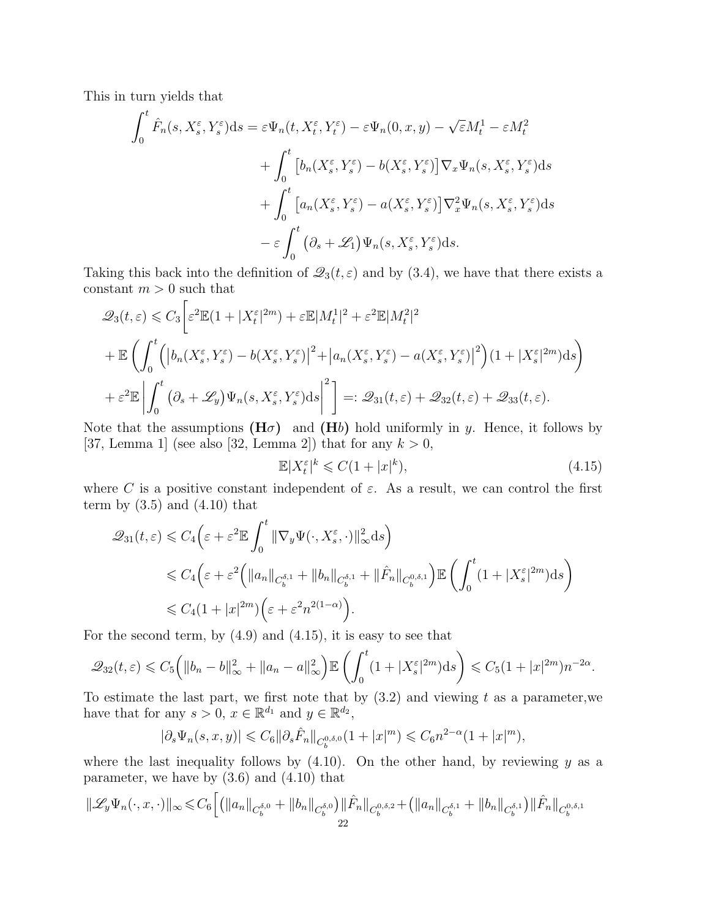This in turn yields that

$$
\begin{aligned}
\int_0^t \hat{F}_n(s, X_s^\varepsilon, Y_s^\varepsilon)\mathrm{d}s = {} & \varepsilon\Psi_n(t, X_t^\varepsilon, Y_t^\varepsilon) - \varepsilon\Psi_n(0,x,y) - \sqrt{\varepsilon}M_t^1 - \varepsilon M_t^2 \\
& + \int_0^t \big[b_n(X_s^\varepsilon, Y_s^\varepsilon) - b(X_s^\varepsilon, Y_s^\varepsilon)\big]\nabla_x\Psi_n(s, X_s^\varepsilon, Y_s^\varepsilon)\mathrm{d}s \\
& + \int_0^t \big[a_n(X_s^\varepsilon, Y_s^\varepsilon) - a(X_s^\varepsilon, Y_s^\varepsilon)\big]\nabla_x^2\Psi_n(s, X_s^\varepsilon, Y_s^\varepsilon)\mathrm{d}s \\
& - \varepsilon\int_0^t \big(\partial_s + \mathscr{L}_1\big)\Psi_n(s, X_s^\varepsilon, Y_s^\varepsilon)\mathrm{d}s.
\end{aligned}
$$

Taking this back into the definition of $\mathscr{Q}_3(t,\varepsilon)$ and by (3.4), we have that there exists a constant $m>0$ such that

$$
\begin{aligned}
\mathscr{Q}_3(t,\varepsilon) \leqslant {} & C_3\bigg[\varepsilon^2\mathbb{E}(1+|X_t^\varepsilon|^{2m}) + \varepsilon\mathbb{E}|M_t^1|^2 + \varepsilon^2\mathbb{E}|M_t^2|^2 \\
& + \mathbb{E}\left(\int_0^t \Big(\big|b_n(X_s^\varepsilon, Y_s^\varepsilon) - b(X_s^\varepsilon, Y_s^\varepsilon)\big|^2 + \big|a_n(X_s^\varepsilon, Y_s^\varepsilon) - a(X_s^\varepsilon, Y_s^\varepsilon)\big|^2\Big)(1+|X_s^\varepsilon|^{2m})\mathrm{d}s\right) \\
& + \varepsilon^2\mathbb{E}\left|\int_0^t \big(\partial_s + \mathscr{L}_y\big)\Psi_n(s, X_s^\varepsilon, Y_s^\varepsilon)\mathrm{d}s\right|^2\bigg] =: \mathscr{Q}_{31}(t,\varepsilon) + \mathscr{Q}_{32}(t,\varepsilon) + \mathscr{Q}_{33}(t,\varepsilon).
\end{aligned}
$$

Note that the assumptions **(H$\sigma$)** and **(H$b$)** hold uniformly in $y$. Hence, it follows by [37, Lemma 1] (see also [32, Lemma 2]) that for any $k>0$,

$$
\mathbb{E}|X_t^\varepsilon|^k \leqslant C(1+|x|^k), \tag{4.15}
$$

where $C$ is a positive constant independent of $\varepsilon$. As a result, we can control the first term by (3.5) and (4.10) that

$$
\begin{aligned}
\mathscr{Q}_{31}(t,\varepsilon) & \leqslant C_4\Big(\varepsilon + \varepsilon^2\mathbb{E}\int_0^t \|\nabla_y\Psi(\cdot, X_s^\varepsilon, \cdot)\|_\infty^2\mathrm{d}s\Big) \\
& \leqslant C_4\Big(\varepsilon + \varepsilon^2\Big(\|a_n\|_{C_b^{\delta,1}} + \|b_n\|_{C_b^{\delta,1}} + \|\hat{F}_n\|_{C_b^{0,\delta,1}}\Big)\mathbb{E}\left(\int_0^t (1+|X_s^\varepsilon|^{2m})\mathrm{d}s\right) \\
& \leqslant C_4(1+|x|^{2m})\Big(\varepsilon + \varepsilon^2 n^{2(1-\alpha)}\Big).
\end{aligned}
$$

For the second term, by (4.9) and (4.15), it is easy to see that

$$
\mathscr{Q}_{32}(t,\varepsilon) \leqslant C_5\Big(\|b_n - b\|_\infty^2 + \|a_n - a\|_\infty^2\Big)\mathbb{E}\left(\int_0^t (1+|X_s^\varepsilon|^{2m})\mathrm{d}s\right) \leqslant C_5(1+|x|^{2m})n^{-2\alpha}.
$$

To estimate the last part, we first note that by (3.2) and viewing $t$ as a parameter,we have that for any $s>0$, $x\in\mathbb{R}^{d_1}$ and $y\in\mathbb{R}^{d_2}$,

$$
|\partial_s\Psi_n(s,x,y)| \leqslant C_6\|\partial_s\hat{F}_n\|_{C_b^{0,\delta,0}}(1+|x|^m) \leqslant C_6 n^{2-\alpha}(1+|x|^m),
$$

where the last inequality follows by (4.10). On the other hand, by reviewing $y$ as a parameter, we have by (3.6) and (4.10) that

$$
\|\mathscr{L}_y\Psi_n(\cdot,x,\cdot)\|_\infty \leqslant C_6\Big[\big(\|a_n\|_{C_b^{\delta,0}} + \|b_n\|_{C_b^{\delta,0}}\big)\|\hat{F}_n\|_{C_b^{0,\delta,2}} + \big(\|a_n\|_{C_b^{\delta,1}} + \|b_n\|_{C_b^{\delta,1}}\big)\|\hat{F}_n\|_{C_b^{0,\delta,1}}
$$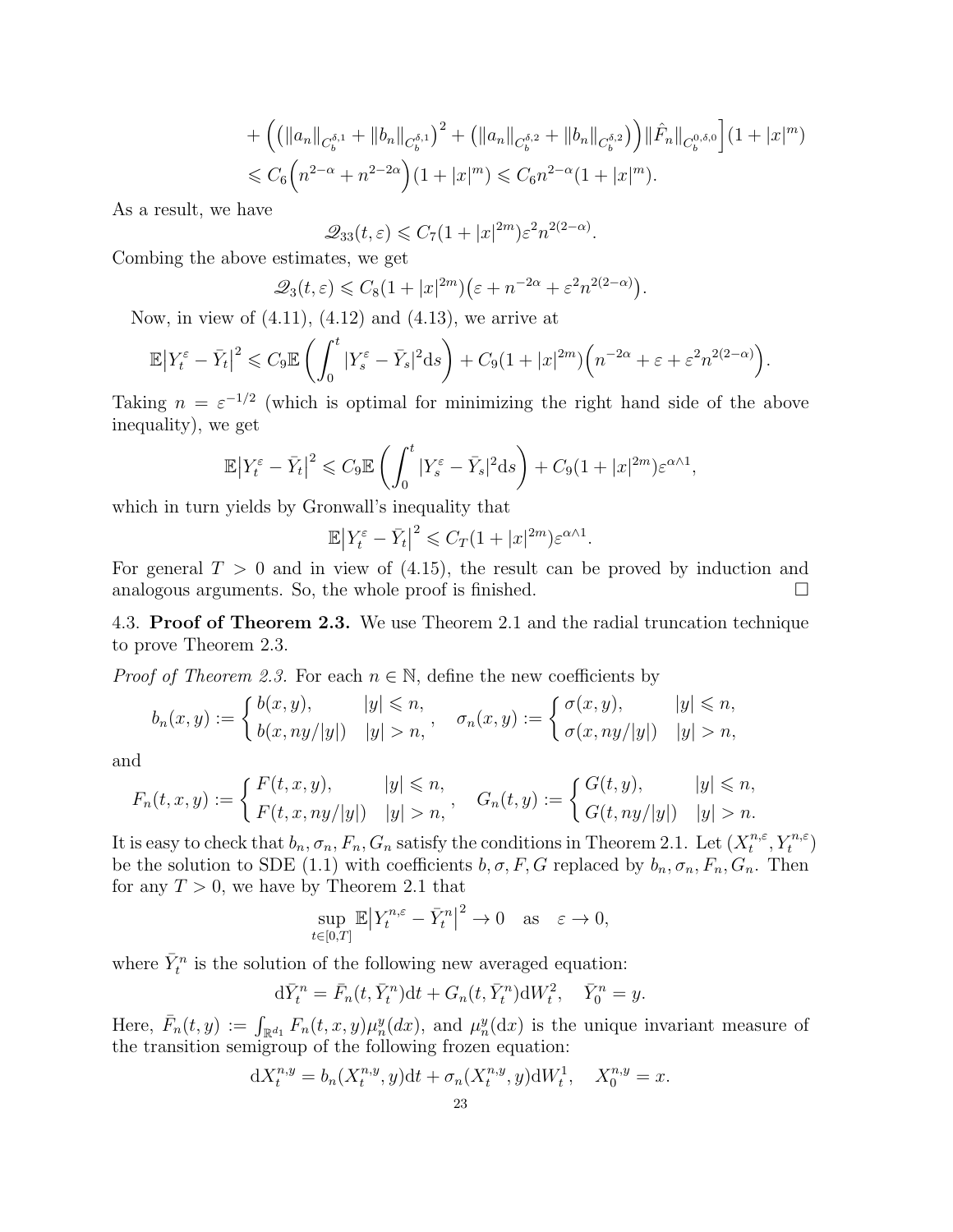$$
+ \Big( \big(\|a_n\|_{C_b^{\delta,1}} + \|b_n\|_{C_b^{\delta,1}}\big)^2 + \big(\|a_n\|_{C_b^{\delta,2}} + \|b_n\|_{C_b^{\delta,2}}\big) \Big) \|\hat{F}_n\|_{C_b^{0,\delta,0}} \Big] (1+|x|^m)
$$
$$
\leqslant C_6 \Big( n^{2-\alpha} + n^{2-2\alpha} \Big)(1+|x|^m) \leqslant C_6 n^{2-\alpha}(1+|x|^m).
$$

As a result, we have

$$
\mathscr{Q}_{33}(t,\varepsilon) \leqslant C_7(1+|x|^{2m})\varepsilon^2 n^{2(2-\alpha)}.
$$

Combing the above estimates, we get

$$
\mathscr{Q}_3(t,\varepsilon) \leqslant C_8(1+|x|^{2m})\big(\varepsilon + n^{-2\alpha} + \varepsilon^2 n^{2(2-\alpha)}\big).
$$

Now, in view of (4.11), (4.12) and (4.13), we arrive at

$$
\mathbb{E}\big|Y_t^\varepsilon - \bar{Y}_t\big|^2 \leqslant C_9 \mathbb{E}\left( \int_0^t |Y_s^\varepsilon - \bar{Y}_s|^2 \mathrm{d}s \right) + C_9(1+|x|^{2m})\Big( n^{-2\alpha} + \varepsilon + \varepsilon^2 n^{2(2-\alpha)} \Big).
$$

Taking $n = \varepsilon^{-1/2}$ (which is optimal for minimizing the right hand side of the above inequality), we get

$$
\mathbb{E}\big|Y_t^\varepsilon - \bar{Y}_t\big|^2 \leqslant C_9 \mathbb{E}\left( \int_0^t |Y_s^\varepsilon - \bar{Y}_s|^2 \mathrm{d}s \right) + C_9(1+|x|^{2m})\varepsilon^{\alpha\wedge 1},
$$

which in turn yields by Gronwall's inequality that

$$
\mathbb{E}\big|Y_t^\varepsilon - \bar{Y}_t\big|^2 \leqslant C_T(1+|x|^{2m})\varepsilon^{\alpha\wedge 1}.
$$

For general $T > 0$ and in view of (4.15), the result can be proved by induction and analogous arguments. So, the whole proof is finished. $\square$

4.3. **Proof of Theorem 2.3.** We use Theorem 2.1 and the radial truncation technique to prove Theorem 2.3.

*Proof of Theorem 2.3.* For each $n \in \mathbb{N}$, define the new coefficients by

$$
b_n(x,y) := \begin{cases} b(x,y), & |y| \leqslant n, \\ b(x, ny/|y|) & |y| > n, \end{cases}, \quad \sigma_n(x,y) := \begin{cases} \sigma(x,y), & |y| \leqslant n, \\ \sigma(x, ny/|y|) & |y| > n, \end{cases}
$$

and

$$
F_n(t,x,y) := \begin{cases} F(t,x,y), & |y| \leqslant n, \\ F(t,x, ny/|y|) & |y| > n, \end{cases}, \quad G_n(t,y) := \begin{cases} G(t,y), & |y| \leqslant n, \\ G(t, ny/|y|) & |y| > n. \end{cases}
$$

It is easy to check that $b_n, \sigma_n, F_n, G_n$ satisfy the conditions in Theorem 2.1. Let $(X_t^{n,\varepsilon}, Y_t^{n,\varepsilon})$ be the solution to SDE (1.1) with coefficients $b, \sigma, F, G$ replaced by $b_n, \sigma_n, F_n, G_n$. Then for any $T > 0$, we have by Theorem 2.1 that

$$
\sup_{t\in[0,T]} \mathbb{E}\big|Y_t^{n,\varepsilon} - \bar{Y}_t^n\big|^2 \to 0 \quad \text{as} \quad \varepsilon \to 0,
$$

where $\bar{Y}_t^n$ is the solution of the following new averaged equation:

$$
\mathrm{d}\bar{Y}_t^n = \bar{F}_n(t, \bar{Y}_t^n)\mathrm{d}t + G_n(t, \bar{Y}_t^n)\mathrm{d}W_t^2, \quad \bar{Y}_0^n = y.
$$

Here, $\bar{F}_n(t,y) := \int_{\mathbb{R}^{d_1}} F_n(t,x,y)\mu_n^y(dx)$, and $\mu_n^y(\mathrm{d}x)$ is the unique invariant measure of the transition semigroup of the following frozen equation:

$$
\mathrm{d}X_t^{n,y} = b_n(X_t^{n,y}, y)\mathrm{d}t + \sigma_n(X_t^{n,y}, y)\mathrm{d}W_t^1, \quad X_0^{n,y} = x.
$$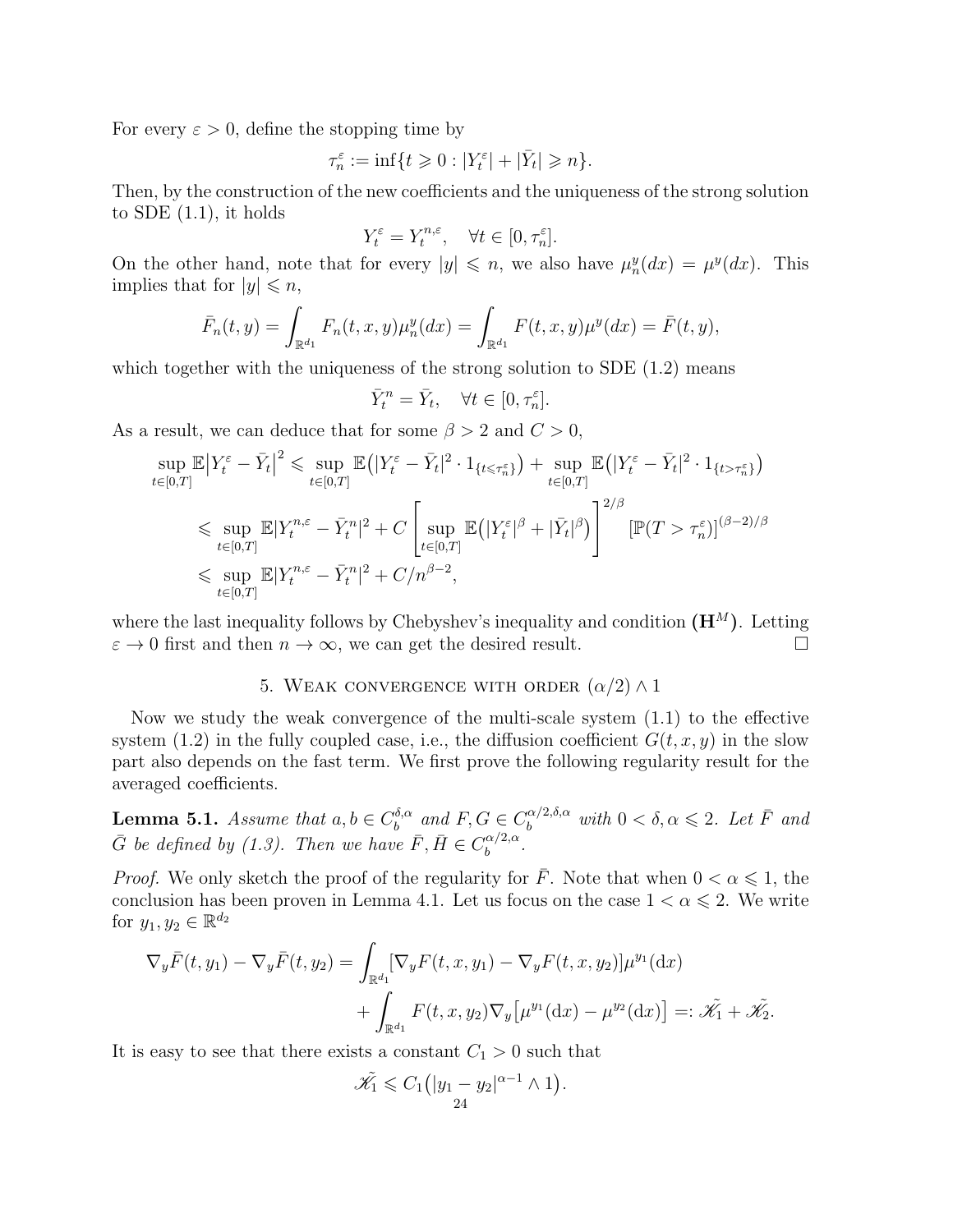For every $\varepsilon > 0$, define the stopping time by

$$\tau_n^\varepsilon := \inf\{t \geqslant 0 : |Y_t^\varepsilon| + |\bar{Y}_t| \geqslant n\}.$$

Then, by the construction of the new coefficients and the uniqueness of the strong solution to SDE (1.1), it holds

$$Y_t^\varepsilon = Y_t^{n,\varepsilon}, \quad \forall t \in [0, \tau_n^\varepsilon].$$

On the other hand, note that for every $|y| \leqslant n$, we also have $\mu_n^y(dx) = \mu^y(dx)$. This implies that for $|y| \leqslant n$,

$$\bar{F}_n(t,y) = \int_{\mathbb{R}^{d_1}} F_n(t,x,y)\mu_n^y(dx) = \int_{\mathbb{R}^{d_1}} F(t,x,y)\mu^y(dx) = \bar{F}(t,y),$$

which together with the uniqueness of the strong solution to SDE (1.2) means

$$\bar{Y}_t^n = \bar{Y}_t, \quad \forall t \in [0, \tau_n^\varepsilon].$$

As a result, we can deduce that for some $\beta > 2$ and $C > 0$,

$$\begin{aligned}
\sup_{t\in[0,T]} \mathbb{E}\big|Y_t^\varepsilon - \bar{Y}_t\big|^2 &\leqslant \sup_{t\in[0,T]} \mathbb{E}\big(|Y_t^\varepsilon - \bar{Y}_t|^2 \cdot 1_{\{t \leqslant \tau_n^\varepsilon\}}\big) + \sup_{t\in[0,T]} \mathbb{E}\big(|Y_t^\varepsilon - \bar{Y}_t|^2 \cdot 1_{\{t > \tau_n^\varepsilon\}}\big) \\
&\leqslant \sup_{t\in[0,T]} \mathbb{E}|Y_t^{n,\varepsilon} - \bar{Y}_t^n|^2 + C\left[\sup_{t\in[0,T]} \mathbb{E}\big(|Y_t^\varepsilon|^\beta + |\bar{Y}_t|^\beta\big)\right]^{2/\beta} [\mathbb{P}(T > \tau_n^\varepsilon)]^{(\beta-2)/\beta} \\
&\leqslant \sup_{t\in[0,T]} \mathbb{E}|Y_t^{n,\varepsilon} - \bar{Y}_t^n|^2 + C/n^{\beta-2},
\end{aligned}$$

where the last inequality follows by Chebyshev's inequality and condition $(\mathbf{H}^M)$. Letting $\varepsilon \to 0$ first and then $n \to \infty$, we can get the desired result. $\square$

## 5. Weak convergence with order $(\alpha/2) \wedge 1$

Now we study the weak convergence of the multi-scale system (1.1) to the effective system (1.2) in the fully coupled case, i.e., the diffusion coefficient $G(t,x,y)$ in the slow part also depends on the fast term. We first prove the following regularity result for the averaged coefficients.

**Lemma 5.1.** *Assume that $a, b \in C_b^{\delta,\alpha}$ and $F, G \in C_b^{\alpha/2,\delta,\alpha}$ with $0 < \delta, \alpha \leqslant 2$. Let $\bar{F}$ and $\bar{G}$ be defined by (1.3). Then we have $\bar{F}, \bar{H} \in C_b^{\alpha/2,\alpha}$.*

*Proof.* We only sketch the proof of the regularity for $\bar{F}$. Note that when $0 < \alpha \leqslant 1$, the conclusion has been proven in Lemma 4.1. Let us focus on the case $1 < \alpha \leqslant 2$. We write for $y_1, y_2 \in \mathbb{R}^{d_2}$

$$\begin{aligned}
\nabla_y \bar{F}(t,y_1) - \nabla_y \bar{F}(t,y_2) &= \int_{\mathbb{R}^{d_1}} [\nabla_y F(t,x,y_1) - \nabla_y F(t,x,y_2)]\mu^{y_1}(\mathrm{d}x) \\
&\quad + \int_{\mathbb{R}^{d_1}} F(t,x,y_2)\nabla_y\big[\mu^{y_1}(\mathrm{d}x) - \mu^{y_2}(\mathrm{d}x)\big] =: \tilde{\mathscr{K}_1} + \tilde{\mathscr{K}_2}.
\end{aligned}$$

It is easy to see that there exists a constant $C_1 > 0$ such that

$$\tilde{\mathscr{K}_1} \leqslant C_1\big(|y_1 - y_2|^{\alpha-1} \wedge 1\big).$$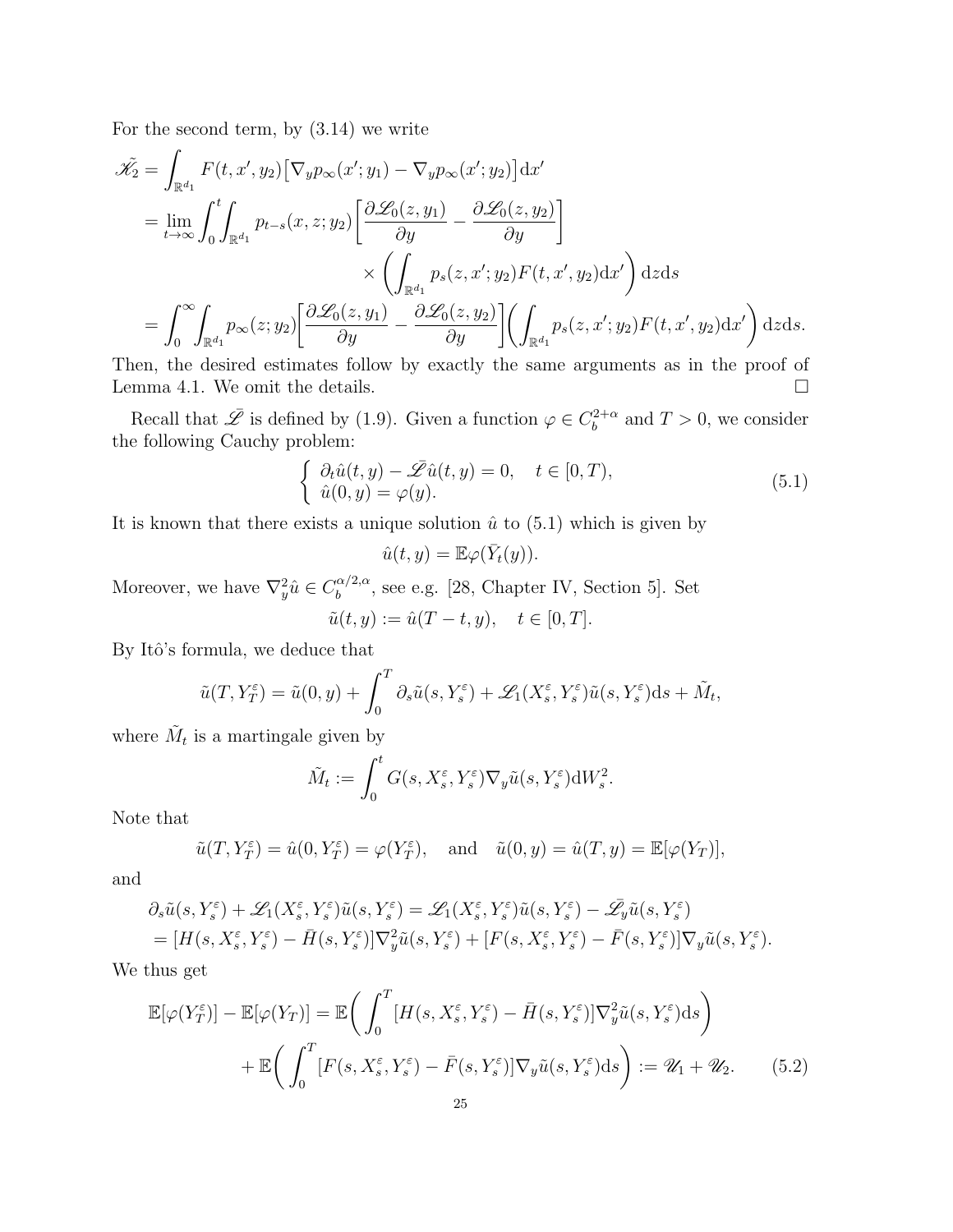For the second term, by (3.14) we write

$$
\begin{aligned}
\tilde{\mathscr{K}}_2 &= \int_{\mathbb{R}^{d_1}} F(t,x',y_2)\big[\nabla_y p_\infty(x';y_1) - \nabla_y p_\infty(x';y_2)\big]\mathrm{d}x' \\
&= \lim_{t\to\infty}\int_0^t\!\!\int_{\mathbb{R}^{d_1}} p_{t-s}(x,z;y_2)\left[\frac{\partial \mathscr{L}_0(z,y_1)}{\partial y} - \frac{\partial \mathscr{L}_0(z,y_2)}{\partial y}\right] \\
&\qquad\qquad\qquad\qquad \times \left(\int_{\mathbb{R}^{d_1}} p_s(z,x';y_2)F(t,x',y_2)\mathrm{d}x'\right)\mathrm{d}z\mathrm{d}s \\
&= \int_0^\infty\!\!\int_{\mathbb{R}^{d_1}} p_\infty(z;y_2)\left[\frac{\partial \mathscr{L}_0(z,y_1)}{\partial y} - \frac{\partial \mathscr{L}_0(z,y_2)}{\partial y}\right]\left(\int_{\mathbb{R}^{d_1}} p_s(z,x';y_2)F(t,x',y_2)\mathrm{d}x'\right)\mathrm{d}z\mathrm{d}s.
\end{aligned}
$$

Then, the desired estimates follow by exactly the same arguments as in the proof of Lemma 4.1. We omit the details. □

Recall that $\bar{\mathscr{L}}$ is defined by (1.9). Given a function $\varphi \in C_b^{2+\alpha}$ and $T > 0$, we consider the following Cauchy problem:

$$
\begin{cases} \partial_t \hat{u}(t,y) - \bar{\mathscr{L}}\hat{u}(t,y) = 0, \quad t\in[0,T), \\ \hat{u}(0,y) = \varphi(y). \end{cases} \tag{5.1}
$$

It is known that there exists a unique solution $\hat{u}$ to (5.1) which is given by

$$
\hat{u}(t,y) = \mathbb{E}\varphi(\bar{Y}_t(y)).
$$

Moreover, we have $\nabla_y^2\hat{u} \in C_b^{\alpha/2,\alpha}$, see e.g. [28, Chapter IV, Section 5]. Set

$$
\tilde{u}(t,y) := \hat{u}(T-t,y), \quad t\in[0,T].
$$

By Itô's formula, we deduce that

$$
\tilde{u}(T,Y_T^\varepsilon) = \tilde{u}(0,y) + \int_0^T \partial_s\tilde{u}(s,Y_s^\varepsilon) + \mathscr{L}_1(X_s^\varepsilon,Y_s^\varepsilon)\tilde{u}(s,Y_s^\varepsilon)\mathrm{d}s + \tilde{M}_t,
$$

where $\tilde{M}_t$ is a martingale given by

$$
\tilde{M}_t := \int_0^t G(s,X_s^\varepsilon,Y_s^\varepsilon)\nabla_y\tilde{u}(s,Y_s^\varepsilon)\mathrm{d}W_s^2.
$$

Note that

$$
\tilde{u}(T,Y_T^\varepsilon) = \hat{u}(0,Y_T^\varepsilon) = \varphi(Y_T^\varepsilon), \quad \text{and} \quad \tilde{u}(0,y) = \hat{u}(T,y) = \mathbb{E}[\varphi(Y_T)],
$$

and

$$
\begin{aligned}
&\partial_s\tilde{u}(s,Y_s^\varepsilon) + \mathscr{L}_1(X_s^\varepsilon,Y_s^\varepsilon)\tilde{u}(s,Y_s^\varepsilon) = \mathscr{L}_1(X_s^\varepsilon,Y_s^\varepsilon)\tilde{u}(s,Y_s^\varepsilon) - \bar{\mathscr{L}}_y\tilde{u}(s,Y_s^\varepsilon) \\
&= [H(s,X_s^\varepsilon,Y_s^\varepsilon) - \bar{H}(s,Y_s^\varepsilon)]\nabla_y^2\tilde{u}(s,Y_s^\varepsilon) + [F(s,X_s^\varepsilon,Y_s^\varepsilon) - \bar{F}(s,Y_s^\varepsilon)]\nabla_y\tilde{u}(s,Y_s^\varepsilon).
\end{aligned}
$$

We thus get

$$
\begin{aligned}
\mathbb{E}[\varphi(Y_T^\varepsilon)] - \mathbb{E}[\varphi(Y_T)] &= \mathbb{E}\bigg(\int_0^T [H(s,X_s^\varepsilon,Y_s^\varepsilon) - \bar{H}(s,Y_s^\varepsilon)]\nabla_y^2\tilde{u}(s,Y_s^\varepsilon)\mathrm{d}s\bigg) \\
&\quad + \mathbb{E}\bigg(\int_0^T [F(s,X_s^\varepsilon,Y_s^\varepsilon) - \bar{F}(s,Y_s^\varepsilon)]\nabla_y\tilde{u}(s,Y_s^\varepsilon)\mathrm{d}s\bigg) := \mathscr{U}_1 + \mathscr{U}_2. 
\end{aligned} \tag{5.2}
$$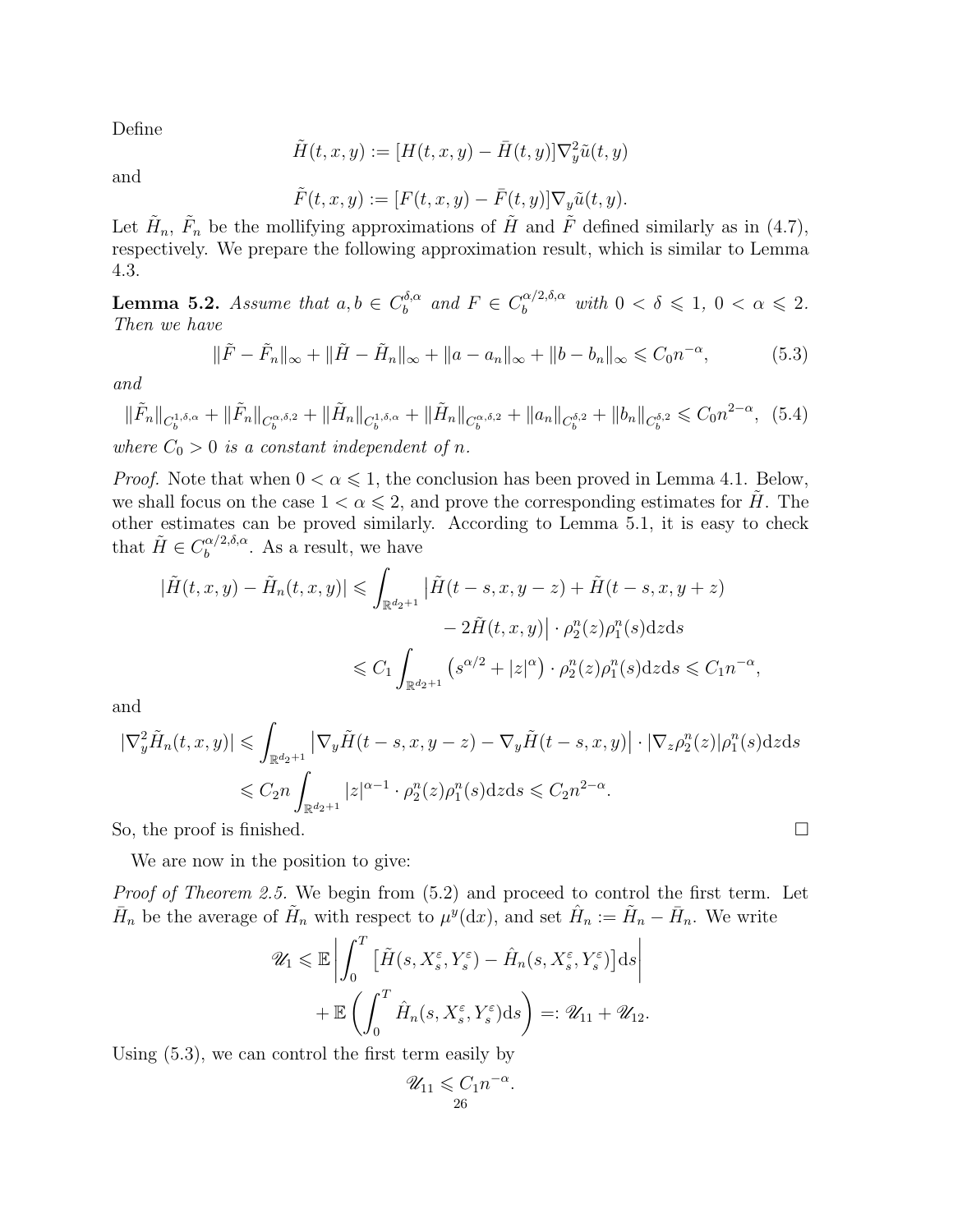Define

$$\tilde{H}(t,x,y) := [H(t,x,y) - \bar{H}(t,y)]\nabla_y^2 \tilde{u}(t,y)$$

and

$$\tilde{F}(t,x,y) := [F(t,x,y) - \bar{F}(t,y)]\nabla_y \tilde{u}(t,y).$$

Let $\tilde{H}_n$, $\tilde{F}_n$ be the mollifying approximations of $\tilde{H}$ and $\tilde{F}$ defined similarly as in (4.7), respectively. We prepare the following approximation result, which is similar to Lemma 4.3.

**Lemma 5.2.** *Assume that $a, b \in C_b^{\delta,\alpha}$ and $F \in C_b^{\alpha/2,\delta,\alpha}$ with $0 < \delta \leqslant 1$, $0 < \alpha \leqslant 2$. Then we have*

$$\|\tilde{F} - \tilde{F}_n\|_\infty + \|\tilde{H} - \tilde{H}_n\|_\infty + \|a - a_n\|_\infty + \|b - b_n\|_\infty \leqslant C_0 n^{-\alpha}, \tag{5.3}$$

*and*

$$\|\tilde{F}_n\|_{C_b^{1,\delta,\alpha}} + \|\tilde{F}_n\|_{C_b^{\alpha,\delta,2}} + \|\tilde{H}_n\|_{C_b^{1,\delta,\alpha}} + \|\tilde{H}_n\|_{C_b^{\alpha,\delta,2}} + \|a_n\|_{C_b^{\delta,2}} + \|b_n\|_{C_b^{\delta,2}} \leqslant C_0 n^{2-\alpha}, \tag{5.4}$$

*where $C_0 > 0$ is a constant independent of $n$.*

*Proof.* Note that when $0 < \alpha \leqslant 1$, the conclusion has been proved in Lemma 4.1. Below, we shall focus on the case $1 < \alpha \leqslant 2$, and prove the corresponding estimates for $\tilde{H}$. The other estimates can be proved similarly. According to Lemma 5.1, it is easy to check that $\tilde{H} \in C_b^{\alpha/2,\delta,\alpha}$. As a result, we have

$$\begin{aligned}
|\tilde{H}(t,x,y) - \tilde{H}_n(t,x,y)| &\leqslant \int_{\mathbb{R}^{d_2+1}} \big|\tilde{H}(t-s,x,y-z) + \tilde{H}(t-s,x,y+z) \\
&\qquad\qquad - 2\tilde{H}(t,x,y)\big| \cdot \rho_2^n(z)\rho_1^n(s)\mathrm{d}z\mathrm{d}s \\
&\leqslant C_1 \int_{\mathbb{R}^{d_2+1}} \left(s^{\alpha/2} + |z|^\alpha\right) \cdot \rho_2^n(z)\rho_1^n(s)\mathrm{d}z\mathrm{d}s \leqslant C_1 n^{-\alpha},
\end{aligned}$$

and

$$\begin{aligned}
|\nabla_y^2 \tilde{H}_n(t,x,y)| &\leqslant \int_{\mathbb{R}^{d_2+1}} \big|\nabla_y \tilde{H}(t-s,x,y-z) - \nabla_y \tilde{H}(t-s,x,y)\big| \cdot |\nabla_z \rho_2^n(z)|\rho_1^n(s)\mathrm{d}z\mathrm{d}s \\
&\leqslant C_2 n \int_{\mathbb{R}^{d_2+1}} |z|^{\alpha-1} \cdot \rho_2^n(z)\rho_1^n(s)\mathrm{d}z\mathrm{d}s \leqslant C_2 n^{2-\alpha}.
\end{aligned}$$

So, the proof is finished. $\square$

We are now in the position to give:

*Proof of Theorem 2.5.* We begin from (5.2) and proceed to control the first term. Let $\bar{H}_n$ be the average of $\tilde{H}_n$ with respect to $\mu^y(\mathrm{d}x)$, and set $\hat{H}_n := \tilde{H}_n - \bar{H}_n$. We write

$$\begin{aligned}
\mathscr{U}_1 &\leqslant \mathbb{E}\left|\int_0^T \left[\tilde{H}(s, X_s^\varepsilon, Y_s^\varepsilon) - \hat{H}_n(s, X_s^\varepsilon, Y_s^\varepsilon)\right]\mathrm{d}s\right| \\
&\quad + \mathbb{E}\left(\int_0^T \hat{H}_n(s, X_s^\varepsilon, Y_s^\varepsilon)\mathrm{d}s\right) =: \mathscr{U}_{11} + \mathscr{U}_{12}.
\end{aligned}$$

Using (5.3), we can control the first term easily by

$$\mathscr{U}_{11} \leqslant C_1 n^{-\alpha}.$$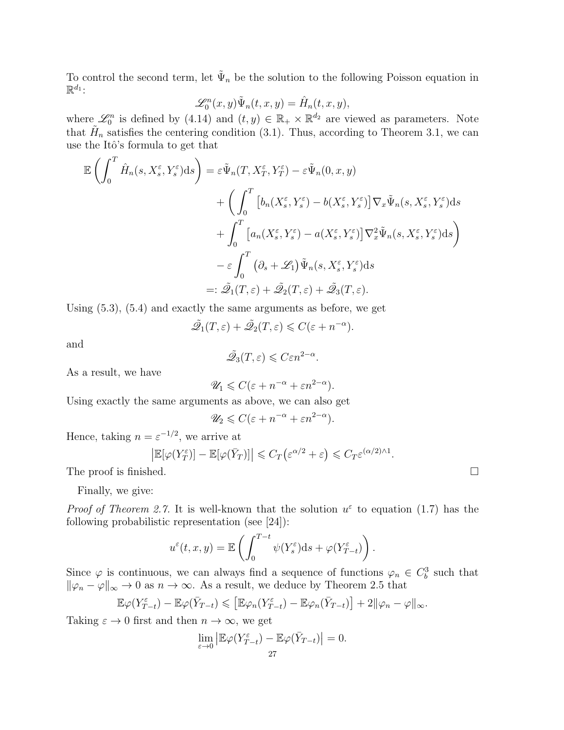To control the second term, let $\tilde{\Psi}_n$ be the solution to the following Poisson equation in $\mathbb{R}^{d_1}$:

$$\mathscr{L}_0^n(x,y)\tilde{\Psi}_n(t,x,y) = \hat{H}_n(t,x,y),$$

where $\mathscr{L}_0^n$ is defined by (4.14) and $(t,y) \in \mathbb{R}_+ \times \mathbb{R}^{d_2}$ are viewed as parameters. Note that $\tilde{H}_n$ satisfies the centering condition (3.1). Thus, according to Theorem 3.1, we can use the Itô's formula to get that

$$\begin{aligned}
\mathbb{E}\left(\int_0^T \hat{H}_n(s,X_s^\varepsilon,Y_s^\varepsilon)\mathrm{d}s\right) &= \varepsilon\tilde{\Psi}_n(T,X_T^\varepsilon,Y_T^\varepsilon) - \varepsilon\tilde{\Psi}_n(0,x,y) \\
&\quad + \bigg(\int_0^T \left[b_n(X_s^\varepsilon,Y_s^\varepsilon) - b(X_s^\varepsilon,Y_s^\varepsilon)\right]\nabla_x\tilde{\Psi}_n(s,X_s^\varepsilon,Y_s^\varepsilon)\mathrm{d}s \\
&\quad + \int_0^T \left[a_n(X_s^\varepsilon,Y_s^\varepsilon) - a(X_s^\varepsilon,Y_s^\varepsilon)\right]\nabla_x^2\tilde{\Psi}_n(s,X_s^\varepsilon,Y_s^\varepsilon)\mathrm{d}s\bigg) \\
&\quad - \varepsilon\int_0^T \left(\partial_s + \mathscr{L}_1\right)\tilde{\Psi}_n(s,X_s^\varepsilon,Y_s^\varepsilon)\mathrm{d}s \\
&=: \tilde{\mathscr{Q}}_1(T,\varepsilon) + \tilde{\mathscr{Q}}_2(T,\varepsilon) + \tilde{\mathscr{Q}}_3(T,\varepsilon).
\end{aligned}$$

Using (5.3), (5.4) and exactly the same arguments as before, we get

$$\tilde{\mathscr{Q}}_1(T,\varepsilon) + \tilde{\mathscr{Q}}_2(T,\varepsilon) \leqslant C(\varepsilon + n^{-\alpha}).$$

and

$$\tilde{\mathscr{Q}}_3(T,\varepsilon) \leqslant C\varepsilon n^{2-\alpha}.$$

As a result, we have

$$\mathscr{U}_1 \leqslant C(\varepsilon + n^{-\alpha} + \varepsilon n^{2-\alpha}).$$

Using exactly the same arguments as above, we can also get

$$\mathscr{U}_2 \leqslant C(\varepsilon + n^{-\alpha} + \varepsilon n^{2-\alpha}).$$

Hence, taking $n = \varepsilon^{-1/2}$, we arrive at

$$\big|\mathbb{E}[\varphi(Y_T^\varepsilon)] - \mathbb{E}[\varphi(\bar{Y}_T)]\big| \leqslant C_T\big(\varepsilon^{\alpha/2} + \varepsilon\big) \leqslant C_T\varepsilon^{(\alpha/2)\wedge 1}.$$

The proof is finished. $\square$

Finally, we give:

*Proof of Theorem 2.7.* It is well-known that the solution $u^\varepsilon$ to equation (1.7) has the following probabilistic representation (see [24]):

$$u^\varepsilon(t,x,y) = \mathbb{E}\left(\int_0^{T-t}\psi(Y_s^\varepsilon)\mathrm{d}s + \varphi(Y_{T-t}^\varepsilon)\right).$$

Since $\varphi$ is continuous, we can always find a sequence of functions $\varphi_n \in C_b^3$ such that $\|\varphi_n - \varphi\|_\infty \to 0$ as $n \to \infty$. As a result, we deduce by Theorem 2.5 that

$$\mathbb{E}\varphi(Y_{T-t}^\varepsilon) - \mathbb{E}\varphi(\bar{Y}_{T-t}) \leqslant \left[\mathbb{E}\varphi_n(Y_{T-t}^\varepsilon) - \mathbb{E}\varphi_n(\bar{Y}_{T-t})\right] + 2\|\varphi_n - \varphi\|_\infty.$$

Taking $\varepsilon \to 0$ first and then $n \to \infty$, we get

$$\lim_{\varepsilon\to 0}\big|\mathbb{E}\varphi(Y_{T-t}^\varepsilon) - \mathbb{E}\varphi(\bar{Y}_{T-t})\big| = 0.$$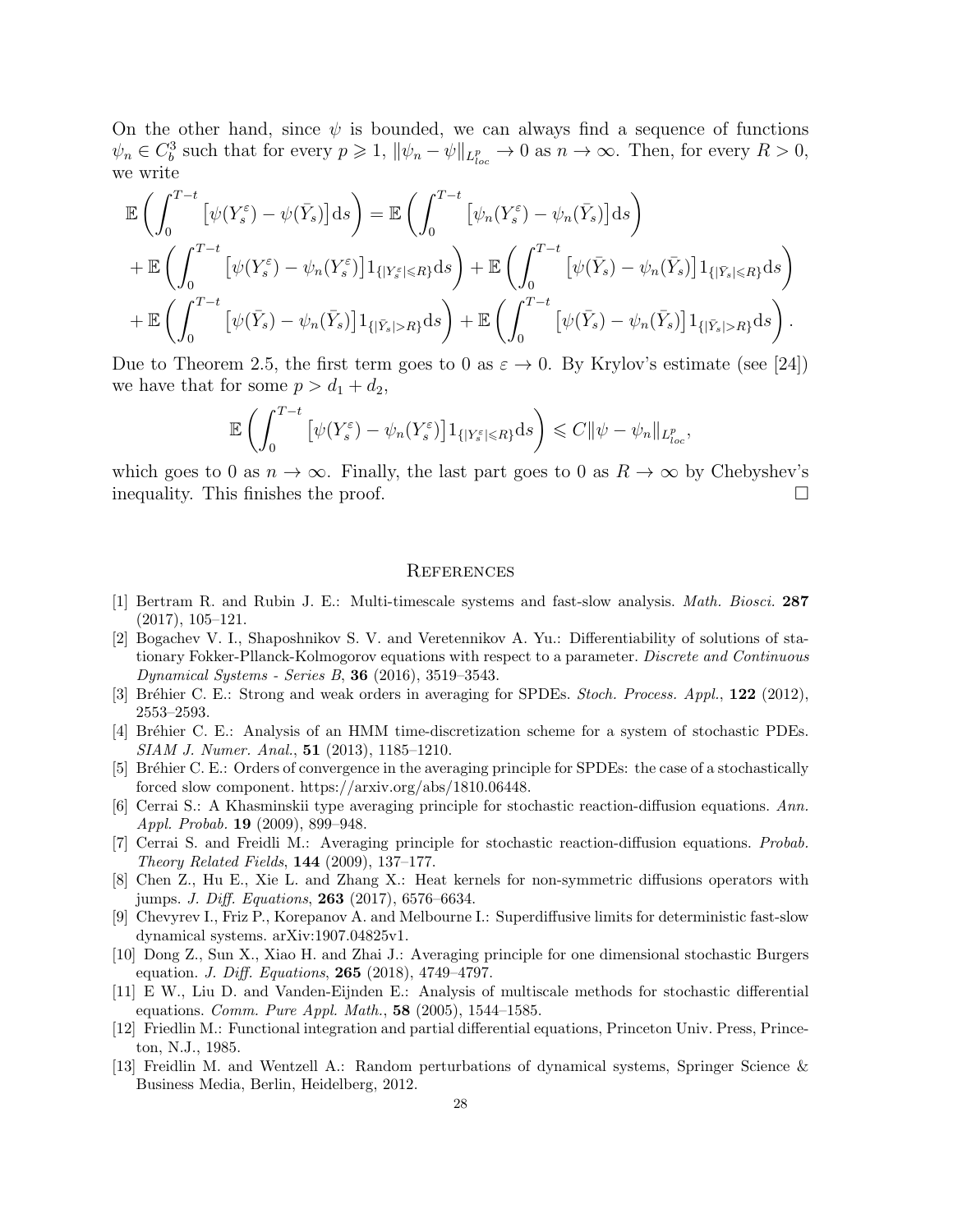On the other hand, since $\psi$ is bounded, we can always find a sequence of functions $\psi_n \in C_b^3$ such that for every $p \geqslant 1$, $\|\psi_n - \psi\|_{L^p_{loc}} \to 0$ as $n \to \infty$. Then, for every $R > 0$, we write

$$
\begin{aligned}
&\mathbb{E}\left(\int_0^{T-t} \left[\psi(Y_s^\varepsilon) - \psi(\bar{Y}_s)\right] \mathrm{d}s\right) = \mathbb{E}\left(\int_0^{T-t} \left[\psi_n(Y_s^\varepsilon) - \psi_n(\bar{Y}_s)\right] \mathrm{d}s\right) \\
&+ \mathbb{E}\left(\int_0^{T-t} \left[\psi(Y_s^\varepsilon) - \psi_n(Y_s^\varepsilon)\right] 1_{\{|Y_s^\varepsilon| \leqslant R\}} \mathrm{d}s\right) + \mathbb{E}\left(\int_0^{T-t} \left[\psi(\bar{Y}_s) - \psi_n(\bar{Y}_s)\right] 1_{\{|\bar{Y}_s| \leqslant R\}} \mathrm{d}s\right) \\
&+ \mathbb{E}\left(\int_0^{T-t} \left[\psi(\bar{Y}_s) - \psi_n(\bar{Y}_s)\right] 1_{\{|\bar{Y}_s| > R\}} \mathrm{d}s\right) + \mathbb{E}\left(\int_0^{T-t} \left[\psi(\bar{Y}_s) - \psi_n(\bar{Y}_s)\right] 1_{\{|\bar{Y}_s| > R\}} \mathrm{d}s\right).
\end{aligned}
$$

Due to Theorem 2.5, the first term goes to 0 as $\varepsilon \to 0$. By Krylov's estimate (see [24]) we have that for some $p > d_1 + d_2$,

$$
\mathbb{E}\left(\int_0^{T-t} \left[\psi(Y_s^\varepsilon) - \psi_n(Y_s^\varepsilon)\right] 1_{\{|Y_s^\varepsilon| \leqslant R\}} \mathrm{d}s\right) \leqslant C \|\psi - \psi_n\|_{L^p_{loc}},
$$

which goes to 0 as $n \to \infty$. Finally, the last part goes to 0 as $R \to \infty$ by Chebyshev's inequality. This finishes the proof. $\square$

## References

[1] Bertram R. and Rubin J. E.: Multi-timescale systems and fast-slow analysis. *Math. Biosci.* **287** (2017), 105–121.

[2] Bogachev V. I., Shaposhnikov S. V. and Veretennikov A. Yu.: Differentiability of solutions of stationary Fokker-Pllanck-Kolmogorov equations with respect to a parameter. *Discrete and Continuous Dynamical Systems - Series B*, **36** (2016), 3519–3543.

[3] Bréhier C. E.: Strong and weak orders in averaging for SPDEs. *Stoch. Process. Appl.*, **122** (2012), 2553–2593.

[4] Bréhier C. E.: Analysis of an HMM time-discretization scheme for a system of stochastic PDEs. *SIAM J. Numer. Anal.*, **51** (2013), 1185–1210.

[5] Bréhier C. E.: Orders of convergence in the averaging principle for SPDEs: the case of a stochastically forced slow component. https://arxiv.org/abs/1810.06448.

[6] Cerrai S.: A Khasminskii type averaging principle for stochastic reaction-diffusion equations. *Ann. Appl. Probab.* **19** (2009), 899–948.

[7] Cerrai S. and Freidli M.: Averaging principle for stochastic reaction-diffusion equations. *Probab. Theory Related Fields*, **144** (2009), 137–177.

[8] Chen Z., Hu E., Xie L. and Zhang X.: Heat kernels for non-symmetric diffusions operators with jumps. *J. Diff. Equations*, **263** (2017), 6576–6634.

[9] Chevyrev I., Friz P., Korepanov A. and Melbourne I.: Superdiffusive limits for deterministic fast-slow dynamical systems. arXiv:1907.04825v1.

[10] Dong Z., Sun X., Xiao H. and Zhai J.: Averaging principle for one dimensional stochastic Burgers equation. *J. Diff. Equations*, **265** (2018), 4749–4797.

[11] E W., Liu D. and Vanden-Eijnden E.: Analysis of multiscale methods for stochastic differential equations. *Comm. Pure Appl. Math.*, **58** (2005), 1544–1585.

[12] Friedlin M.: Functional integration and partial differential equations, Princeton Univ. Press, Princeton, N.J., 1985.

[13] Freidlin M. and Wentzell A.: Random perturbations of dynamical systems, Springer Science & Business Media, Berlin, Heidelberg, 2012.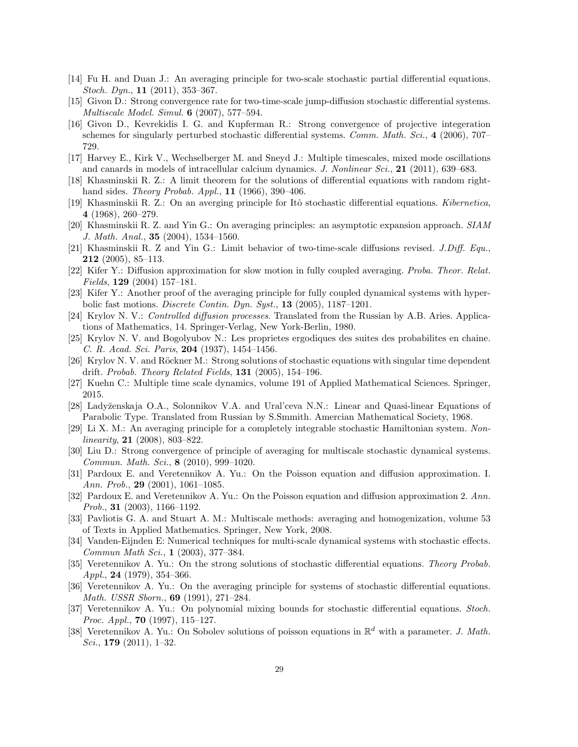[14] Fu H. and Duan J.: An averaging principle for two-scale stochastic partial differential equations. *Stoch. Dyn.*, **11** (2011), 353–367.

[15] Givon D.: Strong convergence rate for two-time-scale jump-diffusion stochastic differential systems. *Multiscale Model. Simul.* **6** (2007), 577–594.

[16] Givon D., Kevrekidis I. G. and Kupferman R.: Strong convergence of projective integeration schemes for singularly perturbed stochastic differential systems. *Comm. Math. Sci.*, **4** (2006), 707–729.

[17] Harvey E., Kirk V., Wechselberger M. and Sneyd J.: Multiple timescales, mixed mode oscillations and canards in models of intracellular calcium dynamics. *J. Nonlinear Sci.*, **21** (2011), 639–683.

[18] Khasminskii R. Z.: A limit theorem for the solutions of differential equations with random right-hand sides. *Theory Probab. Appl.*, **11** (1966), 390–406.

[19] Khasminskii R. Z.: On an averging principle for Itô stochastic differential equations. *Kibernetica*, **4** (1968), 260–279.

[20] Khasminskii R. Z. and Yin G.: On averaging principles: an asymptotic expansion approach. *SIAM J. Math. Anal.*, **35** (2004), 1534–1560.

[21] Khasminskii R. Z and Yin G.: Limit behavior of two-time-scale diffusions revised. *J.Diff. Equ.*, **212** (2005), 85–113.

[22] Kifer Y.: Diffusion approximation for slow motion in fully coupled averaging. *Proba. Theor. Relat. Fields*, **129** (2004) 157–181.

[23] Kifer Y.: Another proof of the averaging principle for fully coupled dynamical systems with hyperbolic fast motions. *Discrete Contin. Dyn. Syst.*, **13** (2005), 1187–1201.

[24] Krylov N. V.: *Controlled diffusion processes*. Translated from the Russian by A.B. Aries. Applications of Mathematics, 14. Springer-Verlag, New York-Berlin, 1980.

[25] Krylov N. V. and Bogolyubov N.: Les proprietes ergodiques des suites des probabilites en chaine. *C. R. Acad. Sci. Paris*, **204** (1937), 1454–1456.

[26] Krylov N. V. and Röckner M.: Strong solutions of stochastic equations with singular time dependent drift. *Probab. Theory Related Fields*, **131** (2005), 154–196.

[27] Kuehn C.: Multiple time scale dynamics, volume 191 of Applied Mathematical Sciences. Springer, 2015.

[28] Ladyženskaja O.A., Solonnikov V.A. and Ural'ceva N.N.: Linear and Quasi-linear Equations of Parabolic Type. Translated from Russian by S.Smmith. Amercian Mathematical Society, 1968.

[29] Li X. M.: An averaging principle for a completely integrable stochastic Hamiltonian system. *Nonlinearity*, **21** (2008), 803–822.

[30] Liu D.: Strong convergence of principle of averaging for multiscale stochastic dynamical systems. *Commun. Math. Sci.*, **8** (2010), 999–1020.

[31] Pardoux E. and Veretennikov A. Yu.: On the Poisson equation and diffusion approximation. I. *Ann. Prob.*, **29** (2001), 1061–1085.

[32] Pardoux E. and Veretennikov A. Yu.: On the Poisson equation and diffusion approximation 2. *Ann. Prob.*, **31** (2003), 1166–1192.

[33] Pavliotis G. A. and Stuart A. M.: Multiscale methods: averaging and homogenization, volume 53 of Texts in Applied Mathematics. Springer, New York, 2008.

[34] Vanden-Eijnden E: Numerical techniques for multi-scale dynamical systems with stochastic effects. *Commun Math Sci.*, **1** (2003), 377–384.

[35] Veretennikov A. Yu.: On the strong solutions of stochastic differential equations. *Theory Probab. Appl.*, **24** (1979), 354–366.

[36] Veretennikov A. Yu.: On the averaging principle for systems of stochastic differential equations. *Math. USSR Sborn.*, **69** (1991), 271–284.

[37] Veretennikov A. Yu.: On polynomial mixing bounds for stochastic differential equations. *Stoch. Proc. Appl.*, **70** (1997), 115–127.

[38] Veretennikov A. Yu.: On Sobolev solutions of poisson equations in $\mathbb{R}^d$ with a parameter. *J. Math. Sci.*, **179** (2011), 1–32.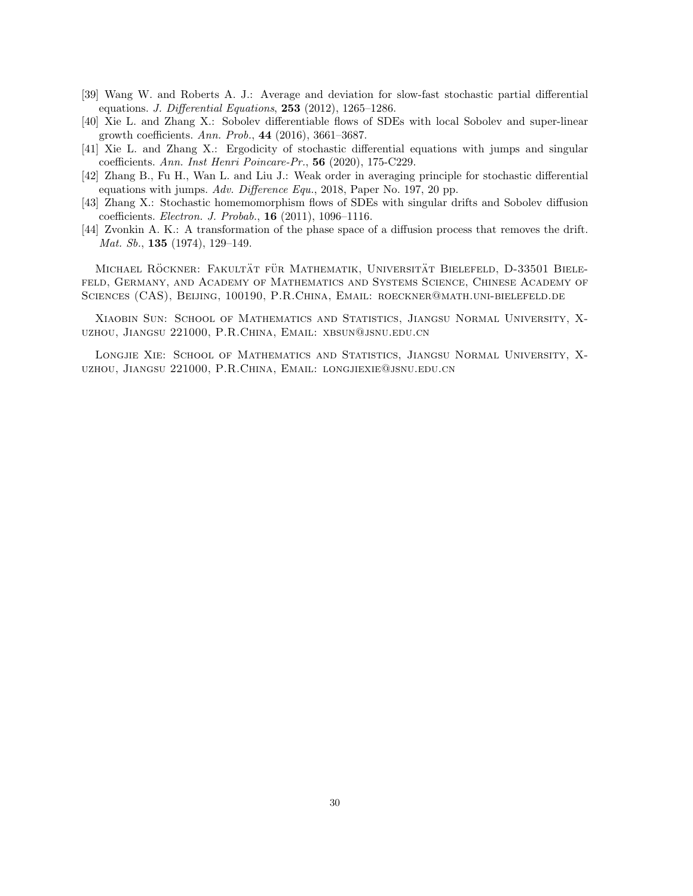[39] Wang W. and Roberts A. J.: Average and deviation for slow-fast stochastic partial differential equations. *J. Differential Equations*, **253** (2012), 1265–1286.

[40] Xie L. and Zhang X.: Sobolev differentiable flows of SDEs with local Sobolev and super-linear growth coefficients. *Ann. Prob.*, **44** (2016), 3661–3687.

[41] Xie L. and Zhang X.: Ergodicity of stochastic differential equations with jumps and singular coefficients. *Ann. Inst Henri Poincare-Pr.*, **56** (2020), 175-C229.

[42] Zhang B., Fu H., Wan L. and Liu J.: Weak order in averaging principle for stochastic differential equations with jumps. *Adv. Difference Equ.*, 2018, Paper No. 197, 20 pp.

[43] Zhang X.: Stochastic homemomorphism flows of SDEs with singular drifts and Sobolev diffusion coefficients. *Electron. J. Probab.*, **16** (2011), 1096–1116.

[44] Zvonkin A. K.: A transformation of the phase space of a diffusion process that removes the drift. *Mat. Sb.*, **135** (1974), 129–149.

Michael Röckner: Fakultät für Mathematik, Universität Bielefeld, D-33501 Bielefeld, Germany, and Academy of Mathematics and Systems Science, Chinese Academy of Sciences (CAS), Beijing, 100190, P.R.China, Email: roeckner@math.uni-bielefeld.de

Xiaobin Sun: School of Mathematics and Statistics, Jiangsu Normal University, Xuzhou, Jiangsu 221000, P.R.China, Email: xbsun@jsnu.edu.cn

Longjie Xie: School of Mathematics and Statistics, Jiangsu Normal University, Xuzhou, Jiangsu 221000, P.R.China, Email: longjiexie@jsnu.edu.cn